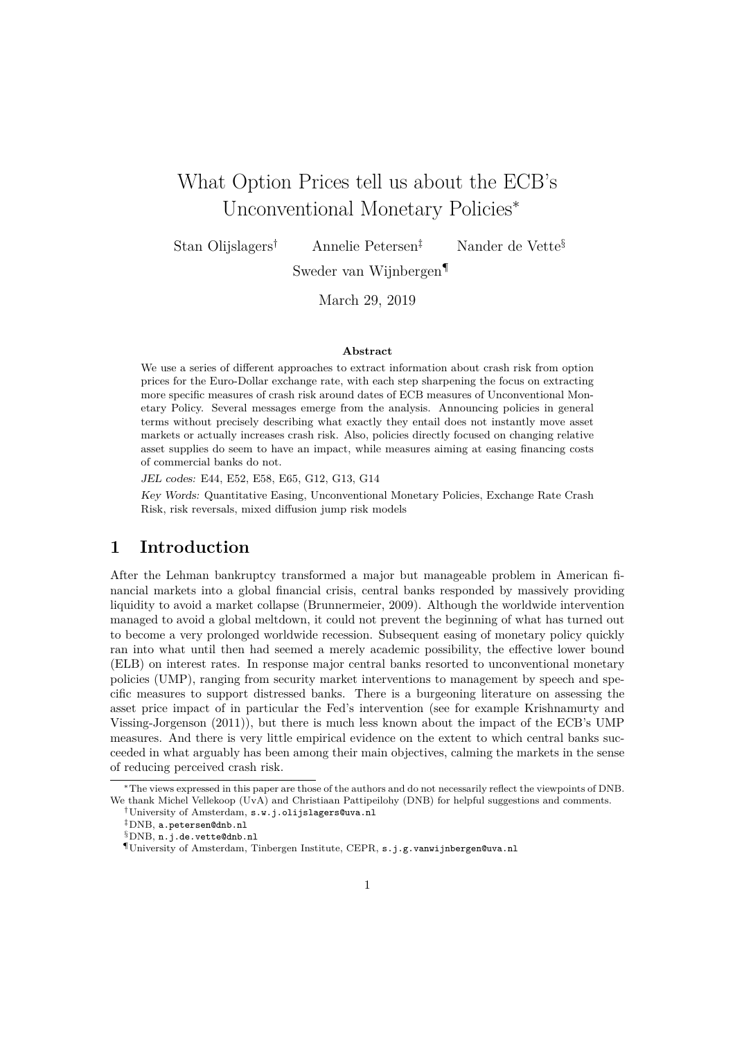# What Option Prices tell us about the ECB's Unconventional Monetary Policies[*]

Stan Olijslagers[†] Annelie Petersen[‡] Nander de Vette[§]

Sweder van Wijnbergen[¶]

March 29, 2019

### Abstract

We use a series of different approaches to extract information about crash risk from option prices for the Euro-Dollar exchange rate, with each step sharpening the focus on extracting more specific measures of crash risk around dates of ECB measures of Unconventional Monetary Policy. Several messages emerge from the analysis. Announcing policies in general terms without precisely describing what exactly they entail does not instantly move asset markets or actually increases crash risk. Also, policies directly focused on changing relative asset supplies do seem to have an impact, while measures aiming at easing financing costs of commercial banks do not.

*JEL codes:* E44, E52, E58, E65, G12, G13, G14

*Key Words:* Quantitative Easing, Unconventional Monetary Policies, Exchange Rate Crash Risk, risk reversals, mixed diffusion jump risk models

## 1 Introduction

After the Lehman bankruptcy transformed a major but manageable problem in American financial markets into a global financial crisis, central banks responded by massively providing liquidity to avoid a market collapse (Brunnermeier, 2009). Although the worldwide intervention managed to avoid a global meltdown, it could not prevent the beginning of what has turned out to become a very prolonged worldwide recession. Subsequent easing of monetary policy quickly ran into what until then had seemed a merely academic possibility, the effective lower bound (ELB) on interest rates. In response major central banks resorted to unconventional monetary policies (UMP), ranging from security market interventions to management by speech and specific measures to support distressed banks. There is a burgeoning literature on assessing the asset price impact of in particular the Fed's intervention (see for example Krishnamurty and Vissing-Jorgenson (2011)), but there is much less known about the impact of the ECB's UMP measures. And there is very little empirical evidence on the extent to which central banks succeeded in what arguably has been among their main objectives, calming the markets in the sense of reducing perceived crash risk.

---

[*] The views expressed in this paper are those of the authors and do not necessarily reflect the viewpoints of DNB. We thank Michel Vellekoop (UvA) and Christiaan Pattipeilohy (DNB) for helpful suggestions and comments.

[†] University of Amsterdam, s.w.j.olijslagers@uva.nl

[‡] DNB, a.petersen@dnb.nl

[§] DNB, n.j.de.vette@dnb.nl

[¶] University of Amsterdam, Tinbergen Institute, CEPR, s.j.g.vanwijnbergen@uva.nl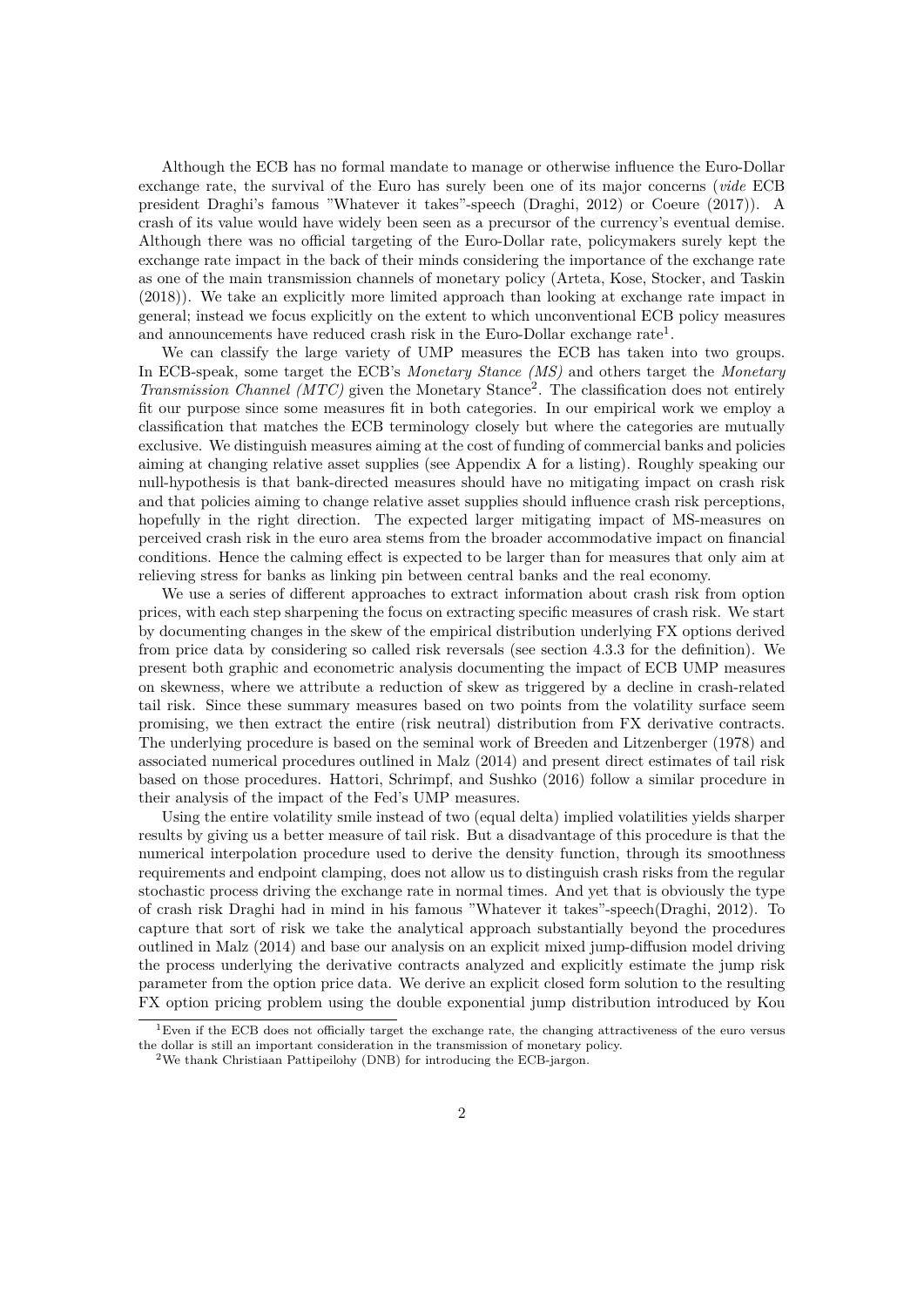Although the ECB has no formal mandate to manage or otherwise influence the Euro-Dollar exchange rate, the survival of the Euro has surely been one of its major concerns (*vide* ECB president Draghi's famous "Whatever it takes"-speech (Draghi, 2012) or Coeure (2017)). A crash of its value would have widely been seen as a precursor of the currency's eventual demise. Although there was no official targeting of the Euro-Dollar rate, policymakers surely kept the exchange rate impact in the back of their minds considering the importance of the exchange rate as one of the main transmission channels of monetary policy (Arteta, Kose, Stocker, and Taskin (2018)). We take an explicitly more limited approach than looking at exchange rate impact in general; instead we focus explicitly on the extent to which unconventional ECB policy measures and announcements have reduced crash risk in the Euro-Dollar exchange rate[1].

We can classify the large variety of UMP measures the ECB has taken into two groups. In ECB-speak, some target the ECB's *Monetary Stance (MS)* and others target the *Monetary Transmission Channel (MTC)* given the Monetary Stance[2]. The classification does not entirely fit our purpose since some measures fit in both categories. In our empirical work we employ a classification that matches the ECB terminology closely but where the categories are mutually exclusive. We distinguish measures aiming at the cost of funding of commercial banks and policies aiming at changing relative asset supplies (see Appendix A for a listing). Roughly speaking our null-hypothesis is that bank-directed measures should have no mitigating impact on crash risk and that policies aiming to change relative asset supplies should influence crash risk perceptions, hopefully in the right direction. The expected larger mitigating impact of MS-measures on perceived crash risk in the euro area stems from the broader accommodative impact on financial conditions. Hence the calming effect is expected to be larger than for measures that only aim at relieving stress for banks as linking pin between central banks and the real economy.

We use a series of different approaches to extract information about crash risk from option prices, with each step sharpening the focus on extracting specific measures of crash risk. We start by documenting changes in the skew of the empirical distribution underlying FX options derived from price data by considering so called risk reversals (see section 4.3.3 for the definition). We present both graphic and econometric analysis documenting the impact of ECB UMP measures on skewness, where we attribute a reduction of skew as triggered by a decline in crash-related tail risk. Since these summary measures based on two points from the volatility surface seem promising, we then extract the entire (risk neutral) distribution from FX derivative contracts. The underlying procedure is based on the seminal work of Breeden and Litzenberger (1978) and associated numerical procedures outlined in Malz (2014) and present direct estimates of tail risk based on those procedures. Hattori, Schrimpf, and Sushko (2016) follow a similar procedure in their analysis of the impact of the Fed's UMP measures.

Using the entire volatility smile instead of two (equal delta) implied volatilities yields sharper results by giving us a better measure of tail risk. But a disadvantage of this procedure is that the numerical interpolation procedure used to derive the density function, through its smoothness requirements and endpoint clamping, does not allow us to distinguish crash risks from the regular stochastic process driving the exchange rate in normal times. And yet that is obviously the type of crash risk Draghi had in mind in his famous "Whatever it takes"-speech(Draghi, 2012). To capture that sort of risk we take the analytical approach substantially beyond the procedures outlined in Malz (2014) and base our analysis on an explicit mixed jump-diffusion model driving the process underlying the derivative contracts analyzed and explicitly estimate the jump risk parameter from the option price data. We derive an explicit closed form solution to the resulting FX option pricing problem using the double exponential jump distribution introduced by Kou

[1] Even if the ECB does not officially target the exchange rate, the changing attractiveness of the euro versus the dollar is still an important consideration in the transmission of monetary policy.

[2] We thank Christiaan Pattipeilohy (DNB) for introducing the ECB-jargon.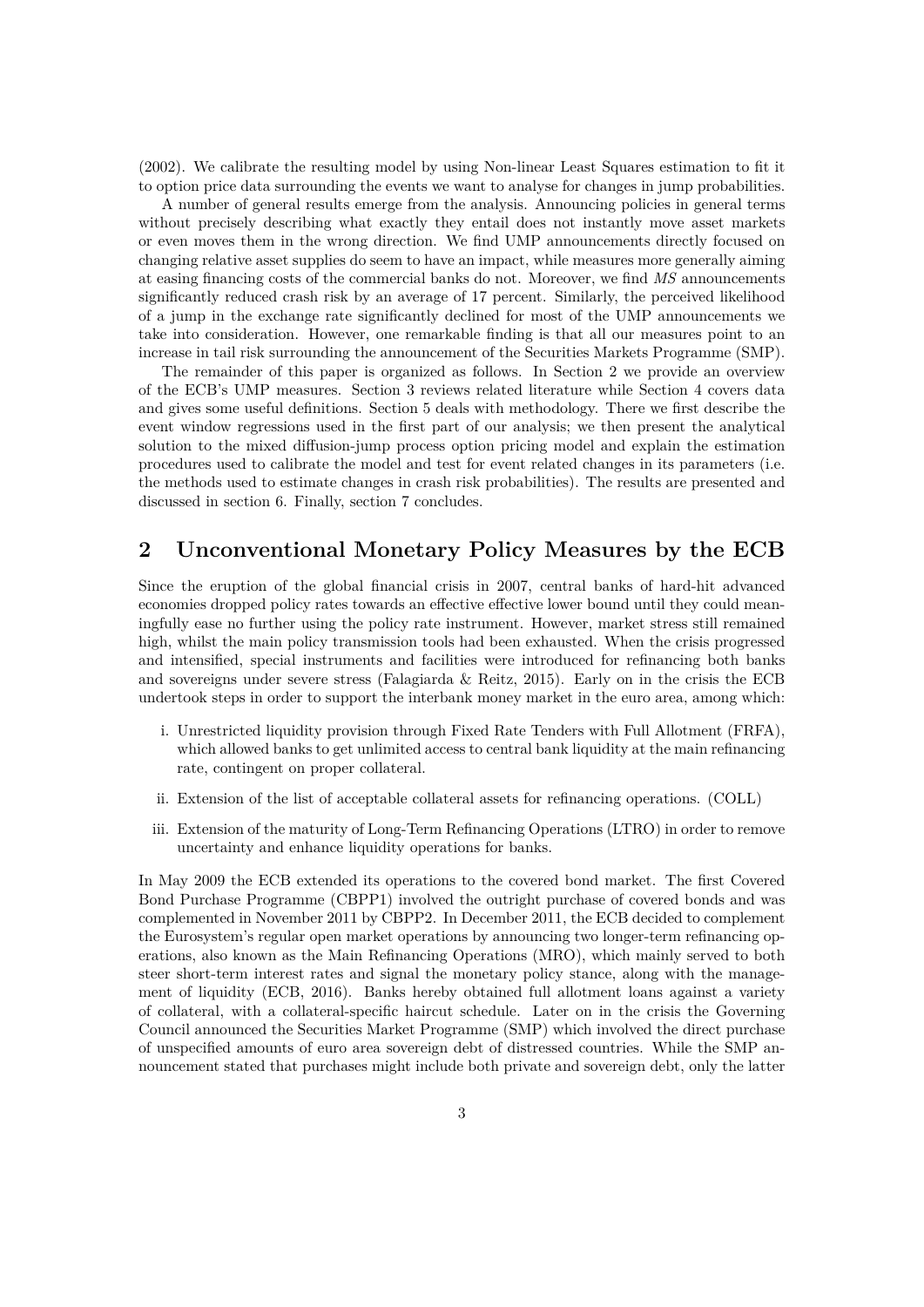(2002). We calibrate the resulting model by using Non-linear Least Squares estimation to fit it to option price data surrounding the events we want to analyse for changes in jump probabilities.

A number of general results emerge from the analysis. Announcing policies in general terms without precisely describing what exactly they entail does not instantly move asset markets or even moves them in the wrong direction. We find UMP announcements directly focused on changing relative asset supplies do seem to have an impact, while measures more generally aiming at easing financing costs of the commercial banks do not. Moreover, we find *MS* announcements significantly reduced crash risk by an average of 17 percent. Similarly, the perceived likelihood of a jump in the exchange rate significantly declined for most of the UMP announcements we take into consideration. However, one remarkable finding is that all our measures point to an increase in tail risk surrounding the announcement of the Securities Markets Programme (SMP).

The remainder of this paper is organized as follows. In Section 2 we provide an overview of the ECB's UMP measures. Section 3 reviews related literature while Section 4 covers data and gives some useful definitions. Section 5 deals with methodology. There we first describe the event window regressions used in the first part of our analysis; we then present the analytical solution to the mixed diffusion-jump process option pricing model and explain the estimation procedures used to calibrate the model and test for event related changes in its parameters (i.e. the methods used to estimate changes in crash risk probabilities). The results are presented and discussed in section 6. Finally, section 7 concludes.

## 2 Unconventional Monetary Policy Measures by the ECB

Since the eruption of the global financial crisis in 2007, central banks of hard-hit advanced economies dropped policy rates towards an effective effective lower bound until they could meaningfully ease no further using the policy rate instrument. However, market stress still remained high, whilst the main policy transmission tools had been exhausted. When the crisis progressed and intensified, special instruments and facilities were introduced for refinancing both banks and sovereigns under severe stress (Falagiarda & Reitz, 2015). Early on in the crisis the ECB undertook steps in order to support the interbank money market in the euro area, among which:

i. Unrestricted liquidity provision through Fixed Rate Tenders with Full Allotment (FRFA), which allowed banks to get unlimited access to central bank liquidity at the main refinancing rate, contingent on proper collateral.

ii. Extension of the list of acceptable collateral assets for refinancing operations. (COLL)

iii. Extension of the maturity of Long-Term Refinancing Operations (LTRO) in order to remove uncertainty and enhance liquidity operations for banks.

In May 2009 the ECB extended its operations to the covered bond market. The first Covered Bond Purchase Programme (CBPP1) involved the outright purchase of covered bonds and was complemented in November 2011 by CBPP2. In December 2011, the ECB decided to complement the Eurosystem's regular open market operations by announcing two longer-term refinancing operations, also known as the Main Refinancing Operations (MRO), which mainly served to both steer short-term interest rates and signal the monetary policy stance, along with the management of liquidity (ECB, 2016). Banks hereby obtained full allotment loans against a variety of collateral, with a collateral-specific haircut schedule. Later on in the crisis the Governing Council announced the Securities Market Programme (SMP) which involved the direct purchase of unspecified amounts of euro area sovereign debt of distressed countries. While the SMP announcement stated that purchases might include both private and sovereign debt, only the latter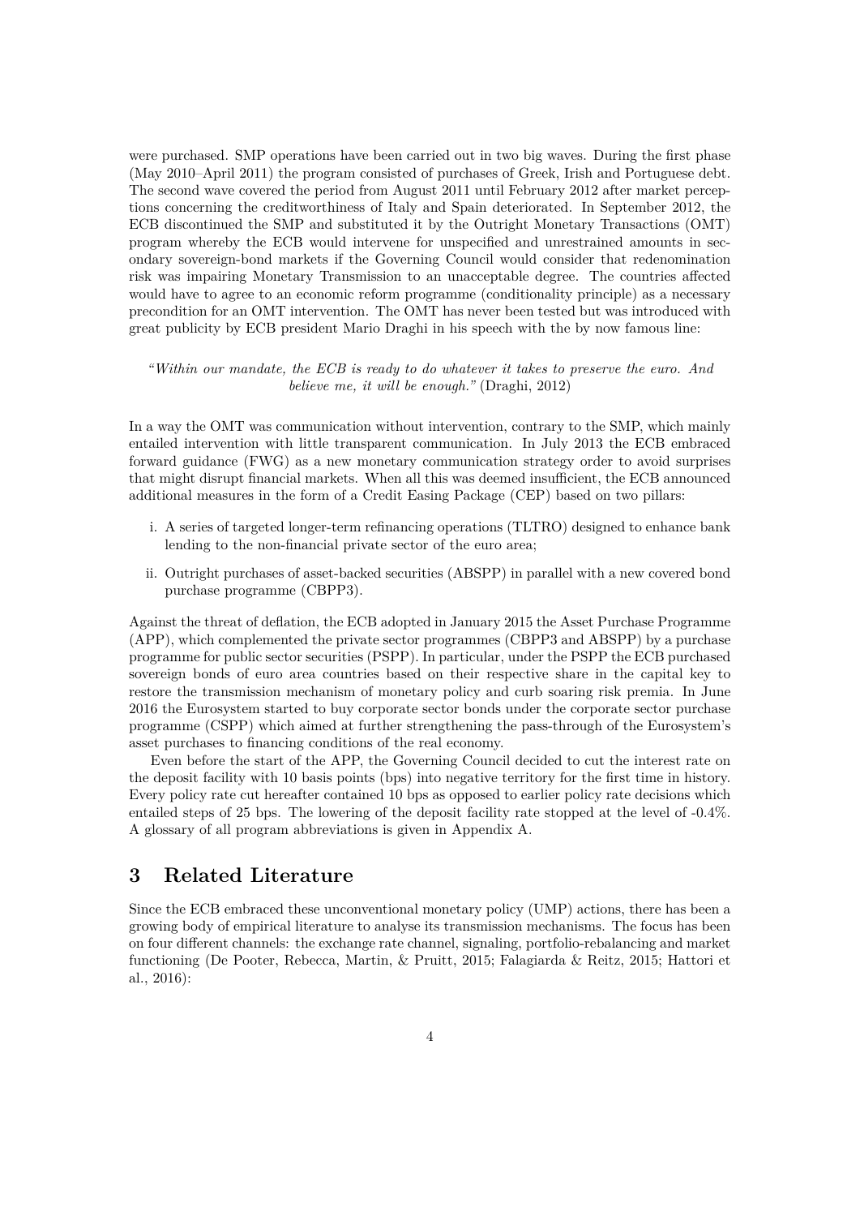were purchased. SMP operations have been carried out in two big waves. During the first phase (May 2010–April 2011) the program consisted of purchases of Greek, Irish and Portuguese debt. The second wave covered the period from August 2011 until February 2012 after market perceptions concerning the creditworthiness of Italy and Spain deteriorated. In September 2012, the ECB discontinued the SMP and substituted it by the Outright Monetary Transactions (OMT) program whereby the ECB would intervene for unspecified and unrestrained amounts in secondary sovereign-bond markets if the Governing Council would consider that redenomination risk was impairing Monetary Transmission to an unacceptable degree. The countries affected would have to agree to an economic reform programme (conditionality principle) as a necessary precondition for an OMT intervention. The OMT has never been tested but was introduced with great publicity by ECB president Mario Draghi in his speech with the by now famous line:

> *"Within our mandate, the ECB is ready to do whatever it takes to preserve the euro. And believe me, it will be enough."* (Draghi, 2012)

In a way the OMT was communication without intervention, contrary to the SMP, which mainly entailed intervention with little transparent communication. In July 2013 the ECB embraced forward guidance (FWG) as a new monetary communication strategy order to avoid surprises that might disrupt financial markets. When all this was deemed insufficient, the ECB announced additional measures in the form of a Credit Easing Package (CEP) based on two pillars:

i. A series of targeted longer-term refinancing operations (TLTRO) designed to enhance bank lending to the non-financial private sector of the euro area;

ii. Outright purchases of asset-backed securities (ABSPP) in parallel with a new covered bond purchase programme (CBPP3).

Against the threat of deflation, the ECB adopted in January 2015 the Asset Purchase Programme (APP), which complemented the private sector programmes (CBPP3 and ABSPP) by a purchase programme for public sector securities (PSPP). In particular, under the PSPP the ECB purchased sovereign bonds of euro area countries based on their respective share in the capital key to restore the transmission mechanism of monetary policy and curb soaring risk premia. In June 2016 the Eurosystem started to buy corporate sector bonds under the corporate sector purchase programme (CSPP) which aimed at further strengthening the pass-through of the Eurosystem's asset purchases to financing conditions of the real economy.

Even before the start of the APP, the Governing Council decided to cut the interest rate on the deposit facility with 10 basis points (bps) into negative territory for the first time in history. Every policy rate cut hereafter contained 10 bps as opposed to earlier policy rate decisions which entailed steps of 25 bps. The lowering of the deposit facility rate stopped at the level of -0.4%. A glossary of all program abbreviations is given in Appendix A.

## 3 Related Literature

Since the ECB embraced these unconventional monetary policy (UMP) actions, there has been a growing body of empirical literature to analyse its transmission mechanisms. The focus has been on four different channels: the exchange rate channel, signaling, portfolio-rebalancing and market functioning (De Pooter, Rebecca, Martin, & Pruitt, 2015; Falagiarda & Reitz, 2015; Hattori et al., 2016):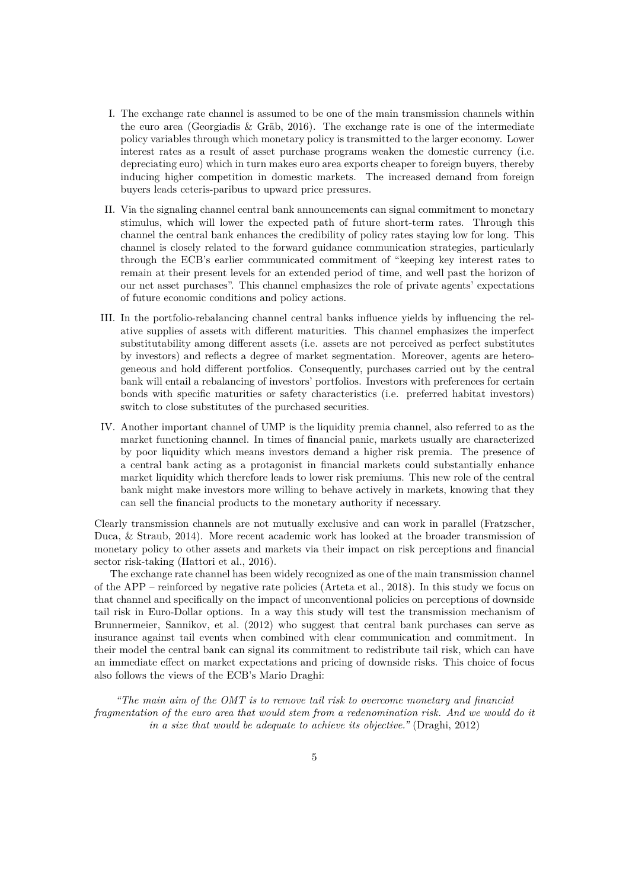I. The exchange rate channel is assumed to be one of the main transmission channels within the euro area (Georgiadis & Gräb, 2016). The exchange rate is one of the intermediate policy variables through which monetary policy is transmitted to the larger economy. Lower interest rates as a result of asset purchase programs weaken the domestic currency (i.e. depreciating euro) which in turn makes euro area exports cheaper to foreign buyers, thereby inducing higher competition in domestic markets. The increased demand from foreign buyers leads ceteris-paribus to upward price pressures.

II. Via the signaling channel central bank announcements can signal commitment to monetary stimulus, which will lower the expected path of future short-term rates. Through this channel the central bank enhances the credibility of policy rates staying low for long. This channel is closely related to the forward guidance communication strategies, particularly through the ECB's earlier communicated commitment of "keeping key interest rates to remain at their present levels for an extended period of time, and well past the horizon of our net asset purchases". This channel emphasizes the role of private agents' expectations of future economic conditions and policy actions.

III. In the portfolio-rebalancing channel central banks influence yields by influencing the relative supplies of assets with different maturities. This channel emphasizes the imperfect substitutability among different assets (i.e. assets are not perceived as perfect substitutes by investors) and reflects a degree of market segmentation. Moreover, agents are heterogeneous and hold different portfolios. Consequently, purchases carried out by the central bank will entail a rebalancing of investors' portfolios. Investors with preferences for certain bonds with specific maturities or safety characteristics (i.e. preferred habitat investors) switch to close substitutes of the purchased securities.

IV. Another important channel of UMP is the liquidity premia channel, also referred to as the market functioning channel. In times of financial panic, markets usually are characterized by poor liquidity which means investors demand a higher risk premia. The presence of a central bank acting as a protagonist in financial markets could substantially enhance market liquidity which therefore leads to lower risk premiums. This new role of the central bank might make investors more willing to behave actively in markets, knowing that they can sell the financial products to the monetary authority if necessary.

Clearly transmission channels are not mutually exclusive and can work in parallel (Fratzscher, Duca, & Straub, 2014). More recent academic work has looked at the broader transmission of monetary policy to other assets and markets via their impact on risk perceptions and financial sector risk-taking (Hattori et al., 2016).

The exchange rate channel has been widely recognized as one of the main transmission channel of the APP – reinforced by negative rate policies (Arteta et al., 2018). In this study we focus on that channel and specifically on the impact of unconventional policies on perceptions of downside tail risk in Euro-Dollar options. In a way this study will test the transmission mechanism of Brunnermeier, Sannikov, et al. (2012) who suggest that central bank purchases can serve as insurance against tail events when combined with clear communication and commitment. In their model the central bank can signal its commitment to redistribute tail risk, which can have an immediate effect on market expectations and pricing of downside risks. This choice of focus also follows the views of the ECB's Mario Draghi:

> *"The main aim of the OMT is to remove tail risk to overcome monetary and financial fragmentation of the euro area that would stem from a redenomination risk. And we would do it in a size that would be adequate to achieve its objective."* (Draghi, 2012)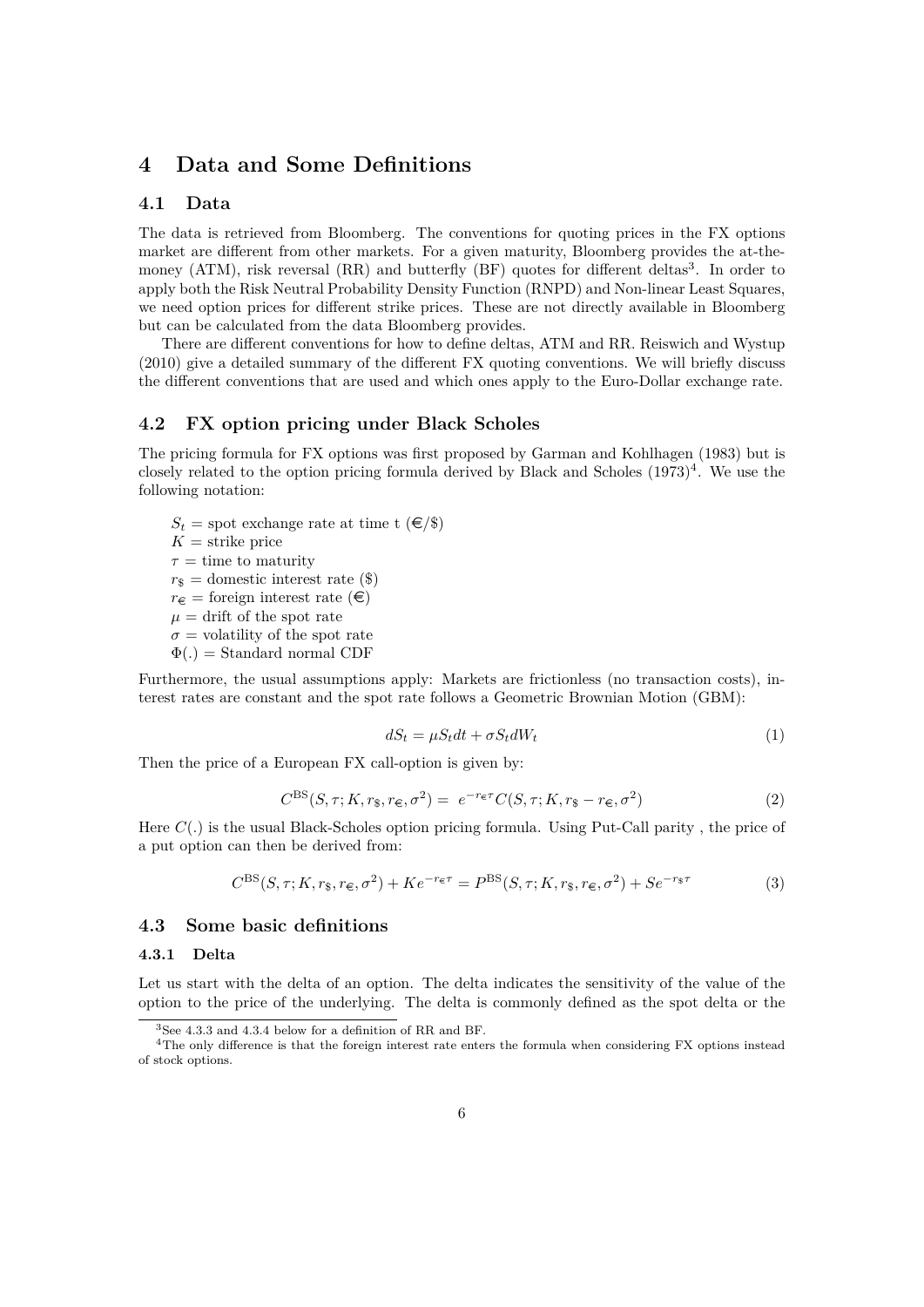# 4 Data and Some Definitions

## 4.1 Data

The data is retrieved from Bloomberg. The conventions for quoting prices in the FX options market are different from other markets. For a given maturity, Bloomberg provides the at-the-money (ATM), risk reversal (RR) and butterfly (BF) quotes for different deltas[3]. In order to apply both the Risk Neutral Probability Density Function (RNPD) and Non-linear Least Squares, we need option prices for different strike prices. These are not directly available in Bloomberg but can be calculated from the data Bloomberg provides.

There are different conventions for how to define deltas, ATM and RR. Reiswich and Wystup (2010) give a detailed summary of the different FX quoting conventions. We will briefly discuss the different conventions that are used and which ones apply to the Euro-Dollar exchange rate.

## 4.2 FX option pricing under Black Scholes

The pricing formula for FX options was first proposed by Garman and Kohlhagen (1983) but is closely related to the option pricing formula derived by Black and Scholes (1973)[4]. We use the following notation:

$S_t$ = spot exchange rate at time t (€/\$)
$K$ = strike price
$\tau$ = time to maturity
$r_{\$}$ = domestic interest rate (\$)
$r_{€}$ = foreign interest rate (€)
$\mu$ = drift of the spot rate
$\sigma$ = volatility of the spot rate
$\Phi(.)$ = Standard normal CDF

Furthermore, the usual assumptions apply: Markets are frictionless (no transaction costs), interest rates are constant and the spot rate follows a Geometric Brownian Motion (GBM):

$$dS_t = \mu S_t dt + \sigma S_t dW_t \tag{1}$$

Then the price of a European FX call-option is given by:

$$C^{\text{BS}}(S, \tau; K, r_{\$}, r_{€}, \sigma^2) = e^{-r_{€}\tau} C(S, \tau; K, r_{\$} - r_{€}, \sigma^2) \tag{2}$$

Here $C(.)$ is the usual Black-Scholes option pricing formula. Using Put-Call parity , the price of a put option can then be derived from:

$$C^{\text{BS}}(S, \tau; K, r_{\$}, r_{€}, \sigma^2) + Ke^{-r_{€}\tau} = P^{\text{BS}}(S, \tau; K, r_{\$}, r_{€}, \sigma^2) + Se^{-r_{\$}\tau} \tag{3}$$

## 4.3 Some basic definitions

### 4.3.1 Delta

Let us start with the delta of an option. The delta indicates the sensitivity of the value of the option to the price of the underlying. The delta is commonly defined as the spot delta or the

[3] See 4.3.3 and 4.3.4 below for a definition of RR and BF.

[4] The only difference is that the foreign interest rate enters the formula when considering FX options instead of stock options.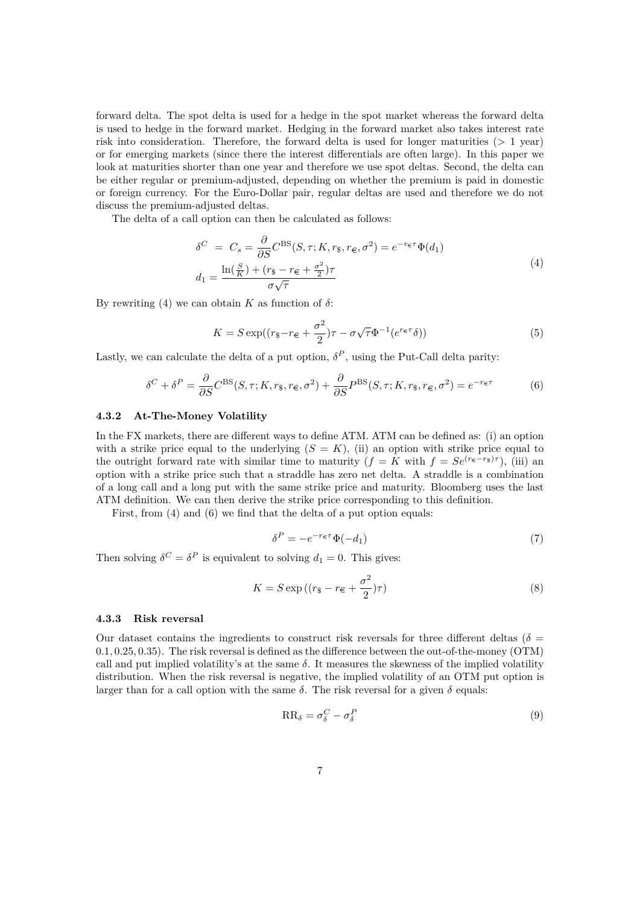forward delta. The spot delta is used for a hedge in the spot market whereas the forward delta is used to hedge in the forward market. Hedging in the forward market also takes interest rate risk into consideration. Therefore, the forward delta is used for longer maturities (> 1 year) or for emerging markets (since there the interest differentials are often large). In this paper we look at maturities shorter than one year and therefore we use spot deltas. Second, the delta can be either regular or premium-adjusted, depending on whether the premium is paid in domestic or foreign currency. For the Euro-Dollar pair, regular deltas are used and therefore we do not discuss the premium-adjusted deltas.

The delta of a call option can then be calculated as follows:

$$
\begin{aligned}
\delta^C \; &= \; C_s = \frac{\partial}{\partial S} C^{\text{BS}}(S, \tau; K, r_{\$}, r_{€}, \sigma^2) = e^{-r_{€}\tau}\Phi(d_1) \\
d_1 &= \frac{\ln(\frac{S}{K}) + (r_{\$} - r_{€} + \frac{\sigma^2}{2})\tau}{\sigma\sqrt{\tau}}
\end{aligned}
\tag{4}
$$

By rewriting (4) we can obtain $K$ as function of $\delta$:

$$
K = S\exp((r_{\$} - r_{€} + \frac{\sigma^2}{2})\tau - \sigma\sqrt{\tau}\Phi^{-1}(e^{r_{€}\tau}\delta))
\tag{5}
$$

Lastly, we can calculate the delta of a put option, $\delta^P$, using the Put-Call delta parity:

$$
\delta^C + \delta^P = \frac{\partial}{\partial S} C^{\text{BS}}(S, \tau; K, r_{\$}, r_{€}, \sigma^2) + \frac{\partial}{\partial S} P^{\text{BS}}(S, \tau; K, r_{\$}, r_{€}, \sigma^2) = e^{-r_{€}\tau}
\tag{6}
$$

### 4.3.2 At-The-Money Volatility

In the FX markets, there are different ways to define ATM. ATM can be defined as: (i) an option with a strike price equal to the underlying ($S = K$), (ii) an option with strike price equal to the outright forward rate with similar time to maturity ($f = K$ with $f = Se^{(r_{€} - r_{\$})\tau}$), (iii) an option with a strike price such that a straddle has zero net delta. A straddle is a combination of a long call and a long put with the same strike price and maturity. Bloomberg uses the last ATM definition. We can then derive the strike price corresponding to this definition.

First, from (4) and (6) we find that the delta of a put option equals:

$$
\delta^P = -e^{-r_{€}\tau}\Phi(-d_1)
\tag{7}
$$

Then solving $\delta^C = \delta^P$ is equivalent to solving $d_1 = 0$. This gives:

$$
K = S\exp\left((r_{\$} - r_{€} + \frac{\sigma^2}{2})\tau\right)
\tag{8}
$$

### 4.3.3 Risk reversal

Our dataset contains the ingredients to construct risk reversals for three different deltas ($\delta = 0.1, 0.25, 0.35$). The risk reversal is defined as the difference between the out-of-the-money (OTM) call and put implied volatility's at the same $\delta$. It measures the skewness of the implied volatility distribution. When the risk reversal is negative, the implied volatility of an OTM put option is larger than for a call option with the same $\delta$. The risk reversal for a given $\delta$ equals:

$$
\text{RR}_{\delta} = \sigma_{\delta}^C - \sigma_{\delta}^P
\tag{9}
$$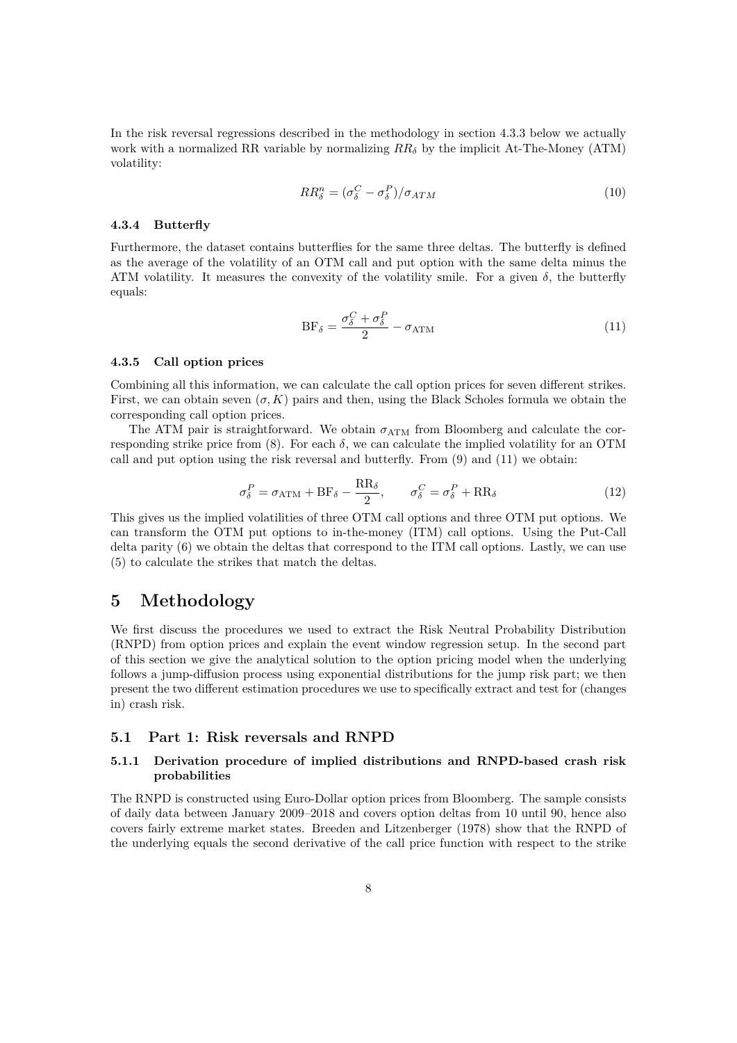In the risk reversal regressions described in the methodology in section 4.3.3 below we actually work with a normalized RR variable by normalizing $RR_\delta$ by the implicit At-The-Money (ATM) volatility:

$$RR^n_\delta = (\sigma^C_\delta - \sigma^P_\delta)/\sigma_{ATM} \tag{10}$$

#### 4.3.4 Butterfly

Furthermore, the dataset contains butterflies for the same three deltas. The butterfly is defined as the average of the volatility of an OTM call and put option with the same delta minus the ATM volatility. It measures the convexity of the volatility smile. For a given $\delta$, the butterfly equals:

$$\text{BF}_\delta = \frac{\sigma^C_\delta + \sigma^P_\delta}{2} - \sigma_{\text{ATM}} \tag{11}$$

#### 4.3.5 Call option prices

Combining all this information, we can calculate the call option prices for seven different strikes. First, we can obtain seven $(\sigma, K)$ pairs and then, using the Black Scholes formula we obtain the corresponding call option prices.

The ATM pair is straightforward. We obtain $\sigma_{\text{ATM}}$ from Bloomberg and calculate the corresponding strike price from (8). For each $\delta$, we can calculate the implied volatility for an OTM call and put option using the risk reversal and butterfly. From (9) and (11) we obtain:

$$\sigma^P_\delta = \sigma_{\text{ATM}} + \text{BF}_\delta - \frac{\text{RR}_\delta}{2}, \qquad \sigma^C_\delta = \sigma^P_\delta + \text{RR}_\delta \tag{12}$$

This gives us the implied volatilities of three OTM call options and three OTM put options. We can transform the OTM put options to in-the-money (ITM) call options. Using the Put-Call delta parity (6) we obtain the deltas that correspond to the ITM call options. Lastly, we can use (5) to calculate the strikes that match the deltas.

# 5 Methodology

We first discuss the procedures we used to extract the Risk Neutral Probability Distribution (RNPD) from option prices and explain the event window regression setup. In the second part of this section we give the analytical solution to the option pricing model when the underlying follows a jump-diffusion process using exponential distributions for the jump risk part; we then present the two different estimation procedures we use to specifically extract and test for (changes in) crash risk.

## 5.1 Part 1: Risk reversals and RNPD

### 5.1.1 Derivation procedure of implied distributions and RNPD-based crash risk probabilities

The RNPD is constructed using Euro-Dollar option prices from Bloomberg. The sample consists of daily data between January 2009–2018 and covers option deltas from 10 until 90, hence also covers fairly extreme market states. Breeden and Litzenberger (1978) show that the RNPD of the underlying equals the second derivative of the call price function with respect to the strike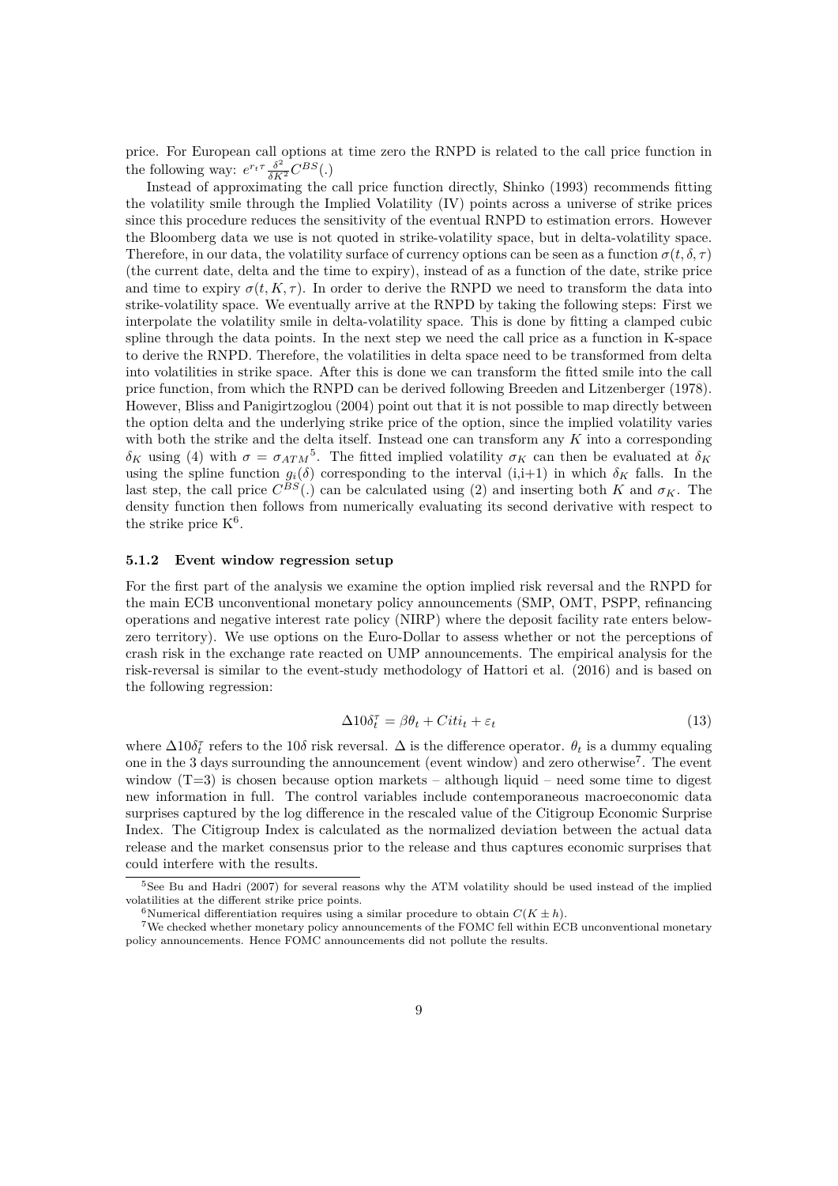price. For European call options at time zero the RNPD is related to the call price function in the following way: $e^{r_t\tau}\frac{\delta^2}{\delta K^2}C^{BS}(.)$

Instead of approximating the call price function directly, Shinko (1993) recommends fitting the volatility smile through the Implied Volatility (IV) points across a universe of strike prices since this procedure reduces the sensitivity of the eventual RNPD to estimation errors. However the Bloomberg data we use is not quoted in strike-volatility space, but in delta-volatility space. Therefore, in our data, the volatility surface of currency options can be seen as a function $\sigma(t, \delta, \tau)$ (the current date, delta and the time to expiry), instead of as a function of the date, strike price and time to expiry $\sigma(t, K, \tau)$. In order to derive the RNPD we need to transform the data into strike-volatility space. We eventually arrive at the RNPD by taking the following steps: First we interpolate the volatility smile in delta-volatility space. This is done by fitting a clamped cubic spline through the data points. In the next step we need the call price as a function in K-space to derive the RNPD. Therefore, the volatilities in delta space need to be transformed from delta into volatilities in strike space. After this is done we can transform the fitted smile into the call price function, from which the RNPD can be derived following Breeden and Litzenberger (1978). However, Bliss and Panigirtzoglou (2004) point out that it is not possible to map directly between the option delta and the underlying strike price of the option, since the implied volatility varies with both the strike and the delta itself. Instead one can transform any $K$ into a corresponding $\delta_K$ using (4) with $\sigma = \sigma_{ATM}$[5]. The fitted implied volatility $\sigma_K$ can then be evaluated at $\delta_K$ using the spline function $g_i(\delta)$ corresponding to the interval (i,i+1) in which $\delta_K$ falls. In the last step, the call price $C^{BS}(.)$ can be calculated using (2) and inserting both $K$ and $\sigma_K$. The density function then follows from numerically evaluating its second derivative with respect to the strike price K[6].

#### 5.1.2 Event window regression setup

For the first part of the analysis we examine the option implied risk reversal and the RNPD for the main ECB unconventional monetary policy announcements (SMP, OMT, PSPP, refinancing operations and negative interest rate policy (NIRP) where the deposit facility rate enters below-zero territory). We use options on the Euro-Dollar to assess whether or not the perceptions of crash risk in the exchange rate reacted on UMP announcements. The empirical analysis for the risk-reversal is similar to the event-study methodology of Hattori et al. (2016) and is based on the following regression:

$$\Delta 10\delta_t^{\tau} = \beta\theta_t + Citi_t + \varepsilon_t \tag{13}$$

where $\Delta 10\delta_t^{\tau}$ refers to the $10\delta$ risk reversal. $\Delta$ is the difference operator. $\theta_t$ is a dummy equaling one in the 3 days surrounding the announcement (event window) and zero otherwise[7]. The event window (T=3) is chosen because option markets – although liquid – need some time to digest new information in full. The control variables include contemporaneous macroeconomic data surprises captured by the log difference in the rescaled value of the Citigroup Economic Surprise Index. The Citigroup Index is calculated as the normalized deviation between the actual data release and the market consensus prior to the release and thus captures economic surprises that could interfere with the results.

[5] See Bu and Hadri (2007) for several reasons why the ATM volatility should be used instead of the implied volatilities at the different strike price points.

[6] Numerical differentiation requires using a similar procedure to obtain $C(K \pm h)$.

[7] We checked whether monetary policy announcements of the FOMC fell within ECB unconventional monetary policy announcements. Hence FOMC announcements did not pollute the results.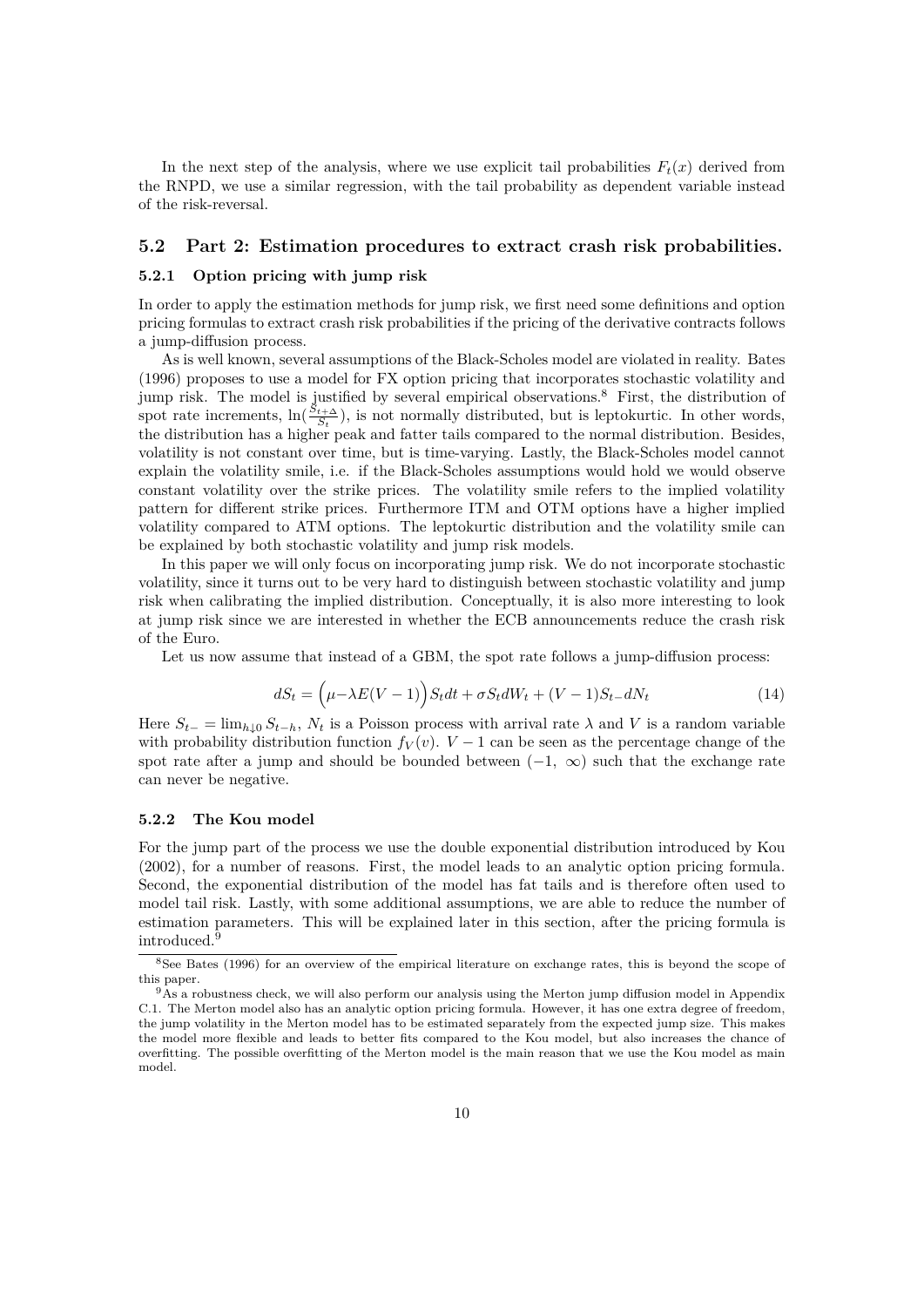In the next step of the analysis, where we use explicit tail probabilities $F_t(x)$ derived from the RNPD, we use a similar regression, with the tail probability as dependent variable instead of the risk-reversal.

## 5.2 Part 2: Estimation procedures to extract crash risk probabilities.

### 5.2.1 Option pricing with jump risk

In order to apply the estimation methods for jump risk, we first need some definitions and option pricing formulas to extract crash risk probabilities if the pricing of the derivative contracts follows a jump-diffusion process.

As is well known, several assumptions of the Black-Scholes model are violated in reality. Bates (1996) proposes to use a model for FX option pricing that incorporates stochastic volatility and jump risk. The model is justified by several empirical observations.[8] First, the distribution of spot rate increments, $\ln(\frac{S_{t+\Delta}}{S_t})$, is not normally distributed, but is leptokurtic. In other words, the distribution has a higher peak and fatter tails compared to the normal distribution. Besides, volatility is not constant over time, but is time-varying. Lastly, the Black-Scholes model cannot explain the volatility smile, i.e. if the Black-Scholes assumptions would hold we would observe constant volatility over the strike prices. The volatility smile refers to the implied volatility pattern for different strike prices. Furthermore ITM and OTM options have a higher implied volatility compared to ATM options. The leptokurtic distribution and the volatility smile can be explained by both stochastic volatility and jump risk models.

In this paper we will only focus on incorporating jump risk. We do not incorporate stochastic volatility, since it turns out to be very hard to distinguish between stochastic volatility and jump risk when calibrating the implied distribution. Conceptually, it is also more interesting to look at jump risk since we are interested in whether the ECB announcements reduce the crash risk of the Euro.

Let us now assume that instead of a GBM, the spot rate follows a jump-diffusion process:

$$dS_t = \Big(\mu - \lambda E(V-1)\Big) S_t dt + \sigma S_t dW_t + (V-1) S_{t-} dN_t \tag{14}$$

Here $S_{t-} = \lim_{h \downarrow 0} S_{t-h}$, $N_t$ is a Poisson process with arrival rate $\lambda$ and $V$ is a random variable with probability distribution function $f_V(v)$. $V-1$ can be seen as the percentage change of the spot rate after a jump and should be bounded between $(-1, \infty)$ such that the exchange rate can never be negative.

### 5.2.2 The Kou model

For the jump part of the process we use the double exponential distribution introduced by Kou (2002), for a number of reasons. First, the model leads to an analytic option pricing formula. Second, the exponential distribution of the model has fat tails and is therefore often used to model tail risk. Lastly, with some additional assumptions, we are able to reduce the number of estimation parameters. This will be explained later in this section, after the pricing formula is introduced.[9]

[8] See Bates (1996) for an overview of the empirical literature on exchange rates, this is beyond the scope of this paper.

[9] As a robustness check, we will also perform our analysis using the Merton jump diffusion model in Appendix C.1. The Merton model also has an analytic option pricing formula. However, it has one extra degree of freedom, the jump volatility in the Merton model has to be estimated separately from the expected jump size. This makes the model more flexible and leads to better fits compared to the Kou model, but also increases the chance of overfitting. The possible overfitting of the Merton model is the main reason that we use the Kou model as main model.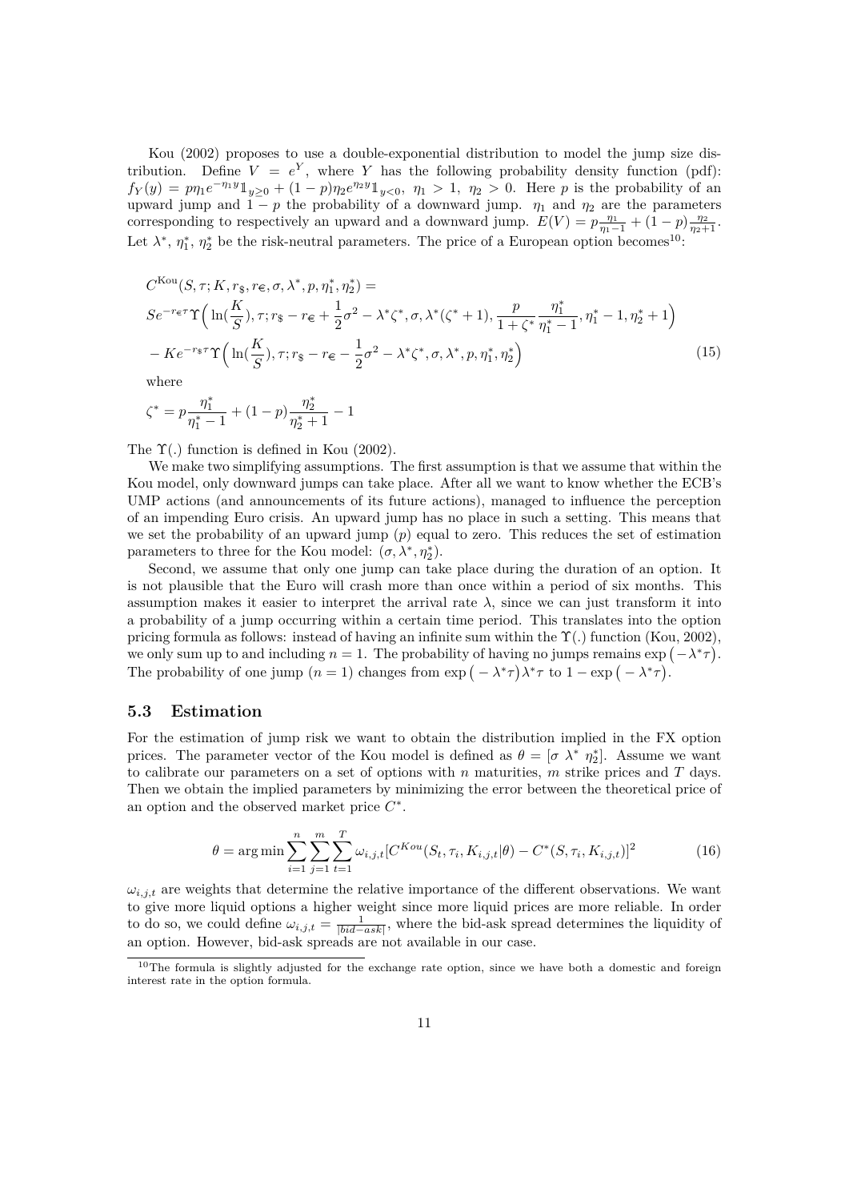Kou (2002) proposes to use a double-exponential distribution to model the jump size distribution. Define $V = e^Y$, where $Y$ has the following probability density function (pdf): $f_Y(y) = p\eta_1 e^{-\eta_1 y}\mathbb{1}_{y\geq 0} + (1-p)\eta_2 e^{\eta_2 y}\mathbb{1}_{y<0},\ \eta_1 > 1,\ \eta_2 > 0$. Here $p$ is the probability of an upward jump and $1-p$ the probability of a downward jump. $\eta_1$ and $\eta_2$ are the parameters corresponding to respectively an upward and a downward jump. $E(V) = p\frac{\eta_1}{\eta_1 - 1} + (1-p)\frac{\eta_2}{\eta_2+1}$. Let $\lambda^*$, $\eta_1^*$, $\eta_2^*$ be the risk-neutral parameters. The price of a European option becomes[10]:

$$
\begin{aligned}
&C^{\text{Kou}}(S,\tau;K,r_{\$},r_{€},\sigma,\lambda^*,p,\eta_1^*,\eta_2^*) = \\
&Se^{-r_{€}\tau}\Upsilon\Big(\ln(\frac{K}{S}),\tau;r_{\$}-r_{€}+\frac{1}{2}\sigma^2-\lambda^*\zeta^*,\sigma,\lambda^*(\zeta^*+1),\frac{p}{1+\zeta^*}\frac{\eta_1^*}{\eta_1^*-1},\eta_1^*-1,\eta_2^*+1\Big) \\
&-Ke^{-r_{\$}\tau}\Upsilon\Big(\ln(\frac{K}{S}),\tau;r_{\$}-r_{€}-\frac{1}{2}\sigma^2-\lambda^*\zeta^*,\sigma,\lambda^*,p,\eta_1^*,\eta_2^*\Big) \qquad (15)
\end{aligned}
$$

where

$$
\zeta^* = p\frac{\eta_1^*}{\eta_1^*-1} + (1-p)\frac{\eta_2^*}{\eta_2^*+1} - 1
$$

The $\Upsilon(.)$ function is defined in Kou (2002).

We make two simplifying assumptions. The first assumption is that we assume that within the Kou model, only downward jumps can take place. After all we want to know whether the ECB's UMP actions (and announcements of its future actions), managed to influence the perception of an impending Euro crisis. An upward jump has no place in such a setting. This means that we set the probability of an upward jump ($p$) equal to zero. This reduces the set of estimation parameters to three for the Kou model: $(\sigma, \lambda^*, \eta_2^*)$.

Second, we assume that only one jump can take place during the duration of an option. It is not plausible that the Euro will crash more than once within a period of six months. This assumption makes it easier to interpret the arrival rate $\lambda$, since we can just transform it into a probability of a jump occurring within a certain time period. This translates into the option pricing formula as follows: instead of having an infinite sum within the $\Upsilon(.)$ function (Kou, 2002), we only sum up to and including $n = 1$. The probability of having no jumps remains $\exp\big(-\lambda^*\tau\big)$. The probability of one jump ($n = 1$) changes from $\exp\big(-\lambda^*\tau\big)\lambda^*\tau$ to $1 - \exp\big(-\lambda^*\tau\big)$.

### 5.3 Estimation

For the estimation of jump risk we want to obtain the distribution implied in the FX option prices. The parameter vector of the Kou model is defined as $\theta = [\sigma\ \lambda^*\ \eta_2^*]$. Assume we want to calibrate our parameters on a set of options with $n$ maturities, $m$ strike prices and $T$ days. Then we obtain the implied parameters by minimizing the error between the theoretical price of an option and the observed market price $C^*$.

$$
\theta = \arg\min \sum_{i=1}^{n}\sum_{j=1}^{m}\sum_{t=1}^{T}\omega_{i,j,t}[C^{Kou}(S_t,\tau_i,K_{i,j,t}|\theta) - C^*(S,\tau_i,K_{i,j,t})]^2 \qquad (16)
$$

$\omega_{i,j,t}$ are weights that determine the relative importance of the different observations. We want to give more liquid options a higher weight since more liquid prices are more reliable. In order to do so, we could define $\omega_{i,j,t} = \frac{1}{|bid-ask|}$, where the bid-ask spread determines the liquidity of an option. However, bid-ask spreads are not available in our case.

[10] The formula is slightly adjusted for the exchange rate option, since we have both a domestic and foreign interest rate in the option formula.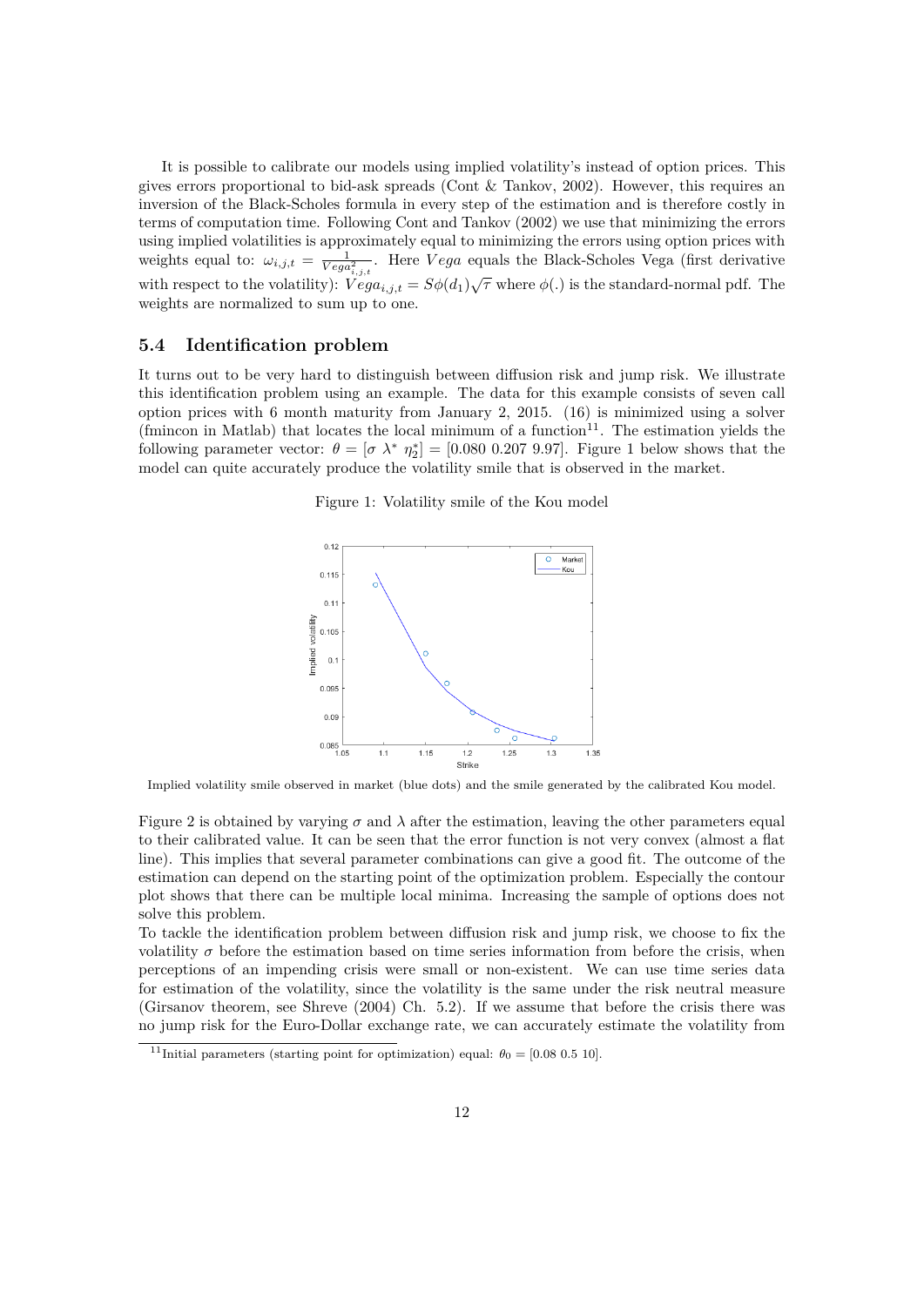It is possible to calibrate our models using implied volatility's instead of option prices. This gives errors proportional to bid-ask spreads (Cont & Tankov, 2002). However, this requires an inversion of the Black-Scholes formula in every step of the estimation and is therefore costly in terms of computation time. Following Cont and Tankov (2002) we use that minimizing the errors using implied volatilities is approximately equal to minimizing the errors using option prices with weights equal to: $\omega_{i,j,t} = \frac{1}{Vega^2_{i,j,t}}$. Here $Vega$ equals the Black-Scholes Vega (first derivative with respect to the volatility): $Vega_{i,j,t} = S\phi(d_1)\sqrt{\tau}$ where $\phi(.)$ is the standard-normal pdf. The weights are normalized to sum up to one.

### 5.4 Identification problem

It turns out to be very hard to distinguish between diffusion risk and jump risk. We illustrate this identification problem using an example. The data for this example consists of seven call option prices with 6 month maturity from January 2, 2015. (16) is minimized using a solver (fmincon in Matlab) that locates the local minimum of a function[11]. The estimation yields the following parameter vector: $\theta = [\sigma \ \lambda^* \ \eta_2^*] = [0.080 \ 0.207 \ 9.97]$. Figure 1 below shows that the model can quite accurately produce the volatility smile that is observed in the market.

Figure 1: Volatility smile of the Kou model

Implied volatility smile observed in market (blue dots) and the smile generated by the calibrated Kou model.

Figure 2 is obtained by varying $\sigma$ and $\lambda$ after the estimation, leaving the other parameters equal to their calibrated value. It can be seen that the error function is not very convex (almost a flat line). This implies that several parameter combinations can give a good fit. The outcome of the estimation can depend on the starting point of the optimization problem. Especially the contour plot shows that there can be multiple local minima. Increasing the sample of options does not solve this problem.

To tackle the identification problem between diffusion risk and jump risk, we choose to fix the volatility $\sigma$ before the estimation based on time series information from before the crisis, when perceptions of an impending crisis were small or non-existent. We can use time series data for estimation of the volatility, since the volatility is the same under the risk neutral measure (Girsanov theorem, see Shreve (2004) Ch. 5.2). If we assume that before the crisis there was no jump risk for the Euro-Dollar exchange rate, we can accurately estimate the volatility from

[11] Initial parameters (starting point for optimization) equal: $\theta_0 = [0.08 \ 0.5 \ 10]$.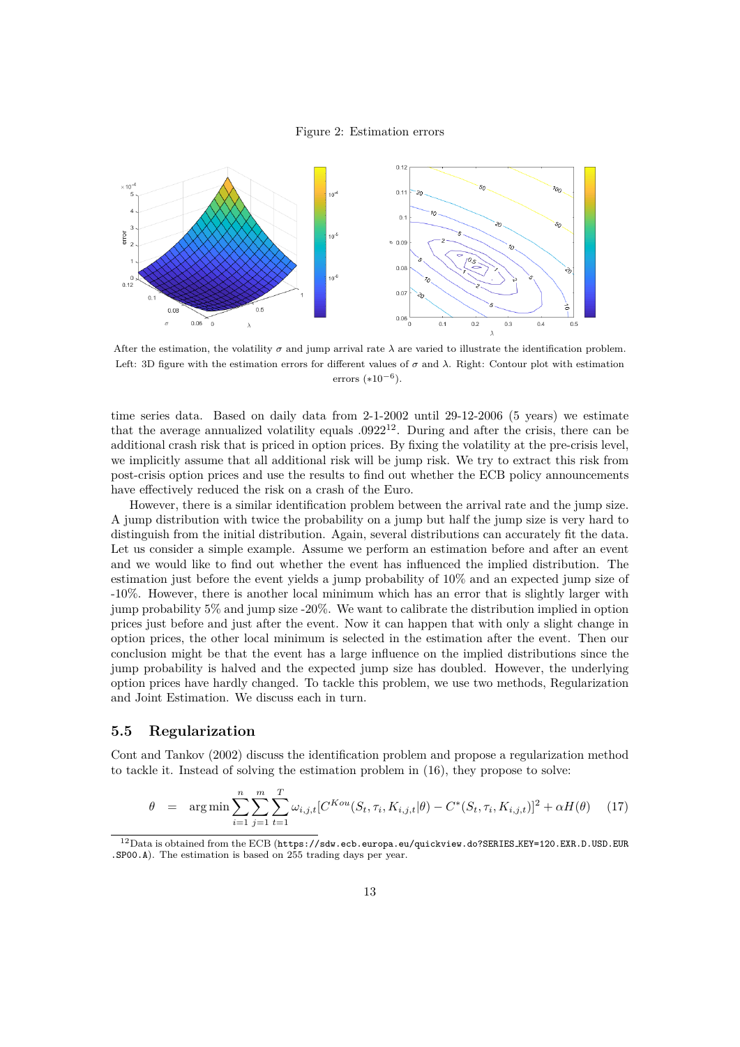Figure 2: Estimation errors

After the estimation, the volatility $\sigma$ and jump arrival rate $\lambda$ are varied to illustrate the identification problem. Left: 3D figure with the estimation errors for different values of $\sigma$ and $\lambda$. Right: Contour plot with estimation errors ($*10^{-6}$).

time series data. Based on daily data from 2-1-2002 until 29-12-2006 (5 years) we estimate that the average annualized volatility equals .0922[12]. During and after the crisis, there can be additional crash risk that is priced in option prices. By fixing the volatility at the pre-crisis level, we implicitly assume that all additional risk will be jump risk. We try to extract this risk from post-crisis option prices and use the results to find out whether the ECB policy announcements have effectively reduced the risk on a crash of the Euro.

However, there is a similar identification problem between the arrival rate and the jump size. A jump distribution with twice the probability on a jump but half the jump size is very hard to distinguish from the initial distribution. Again, several distributions can accurately fit the data. Let us consider a simple example. Assume we perform an estimation before and after an event and we would like to find out whether the event has influenced the implied distribution. The estimation just before the event yields a jump probability of 10% and an expected jump size of -10%. However, there is another local minimum which has an error that is slightly larger with jump probability 5% and jump size -20%. We want to calibrate the distribution implied in option prices just before and just after the event. Now it can happen that with only a slight change in option prices, the other local minimum is selected in the estimation after the event. Then our conclusion might be that the event has a large influence on the implied distributions since the jump probability is halved and the expected jump size has doubled. However, the underlying option prices have hardly changed. To tackle this problem, we use two methods, Regularization and Joint Estimation. We discuss each in turn.

## 5.5 Regularization

Cont and Tankov (2002) discuss the identification problem and propose a regularization method to tackle it. Instead of solving the estimation problem in (16), they propose to solve:

$$\theta \quad = \quad \arg\min \sum_{i=1}^{n}\sum_{j=1}^{m}\sum_{t=1}^{T} \omega_{i,j,t}[C^{Kou}(S_t, \tau_i, K_{i,j,t}|\theta) - C^{*}(S_t, \tau_i, K_{i,j,t})]^2 + \alpha H(\theta) \qquad (17)$$

[12] Data is obtained from the ECB (https://sdw.ecb.europa.eu/quickview.do?SERIES_KEY=120.EXR.D.USD.EUR.SP00.A). The estimation is based on 255 trading days per year.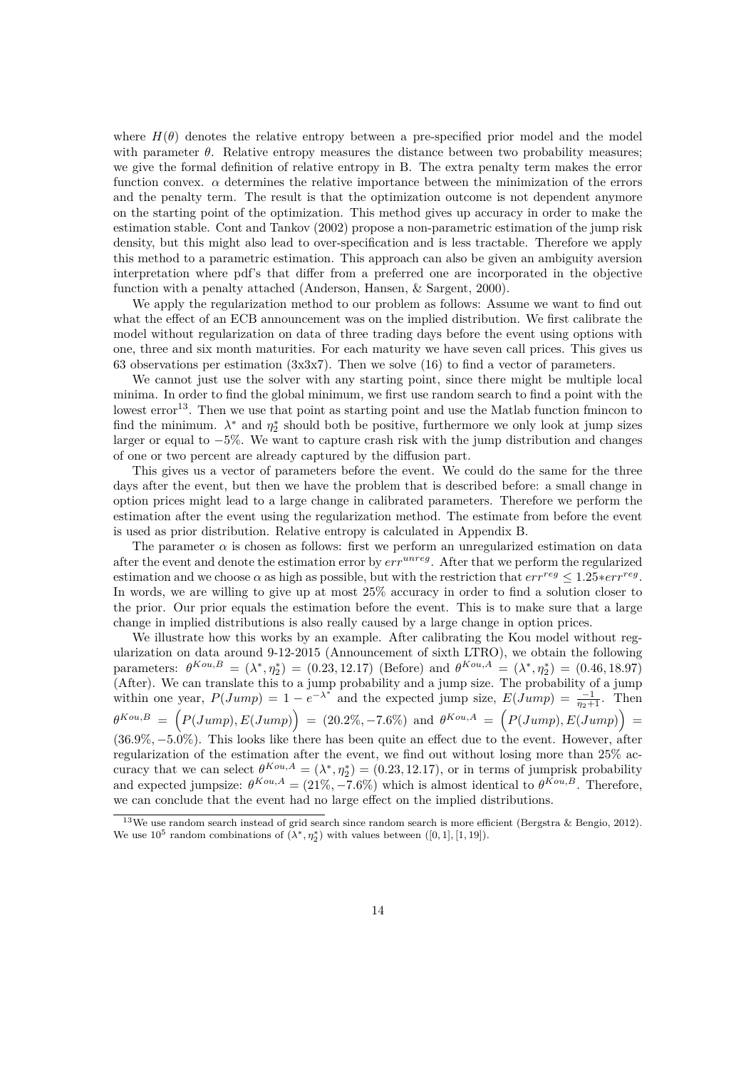where $H(\theta)$ denotes the relative entropy between a pre-specified prior model and the model with parameter $\theta$. Relative entropy measures the distance between two probability measures; we give the formal definition of relative entropy in B. The extra penalty term makes the error function convex. $\alpha$ determines the relative importance between the minimization of the errors and the penalty term. The result is that the optimization outcome is not dependent anymore on the starting point of the optimization. This method gives up accuracy in order to make the estimation stable. Cont and Tankov (2002) propose a non-parametric estimation of the jump risk density, but this might also lead to over-specification and is less tractable. Therefore we apply this method to a parametric estimation. This approach can also be given an ambiguity aversion interpretation where pdf's that differ from a preferred one are incorporated in the objective function with a penalty attached (Anderson, Hansen, & Sargent, 2000).

We apply the regularization method to our problem as follows: Assume we want to find out what the effect of an ECB announcement was on the implied distribution. We first calibrate the model without regularization on data of three trading days before the event using options with one, three and six month maturities. For each maturity we have seven call prices. This gives us 63 observations per estimation (3x3x7). Then we solve (16) to find a vector of parameters.

We cannot just use the solver with any starting point, since there might be multiple local minima. In order to find the global minimum, we first use random search to find a point with the lowest error[13]. Then we use that point as starting point and use the Matlab function fmincon to find the minimum. $\lambda^*$ and $\eta_2^*$ should both be positive, furthermore we only look at jump sizes larger or equal to $-5\%$. We want to capture crash risk with the jump distribution and changes of one or two percent are already captured by the diffusion part.

This gives us a vector of parameters before the event. We could do the same for the three days after the event, but then we have the problem that is described before: a small change in option prices might lead to a large change in calibrated parameters. Therefore we perform the estimation after the event using the regularization method. The estimate from before the event is used as prior distribution. Relative entropy is calculated in Appendix B.

The parameter $\alpha$ is chosen as follows: first we perform an unregularized estimation on data after the event and denote the estimation error by $err^{unreg}$. After that we perform the regularized estimation and we choose $\alpha$ as high as possible, but with the restriction that $err^{reg} \leq 1.25 * err^{reg}$. In words, we are willing to give up at most 25% accuracy in order to find a solution closer to the prior. Our prior equals the estimation before the event. This is to make sure that a large change in implied distributions is also really caused by a large change in option prices.

We illustrate how this works by an example. After calibrating the Kou model without regularization on data around 9-12-2015 (Announcement of sixth LTRO), we obtain the following parameters: $\theta^{Kou,B} = (\lambda^*, \eta_2^*) = (0.23, 12.17)$ (Before) and $\theta^{Kou,A} = (\lambda^*, \eta_2^*) = (0.46, 18.97)$ (After). We can translate this to a jump probability and a jump size. The probability of a jump within one year, $P(Jump) = 1 - e^{-\lambda^*}$ and the expected jump size, $E(Jump) = \frac{-1}{\eta_2+1}$. Then $\theta^{Kou,B} = \Big(P(Jump), E(Jump)\Big) = (20.2\%, -7.6\%)$ and $\theta^{Kou,A} = \Big(P(Jump), E(Jump)\Big) = (36.9\%, -5.0\%)$. This looks like there has been quite an effect due to the event. However, after regularization of the estimation after the event, we find out without losing more than 25% accuracy that we can select $\theta^{Kou,A} = (\lambda^*, \eta_2^*) = (0.23, 12.17)$, or in terms of jumprisk probability and expected jumpsize: $\theta^{Kou,A} = (21\%, -7.6\%)$ which is almost identical to $\theta^{Kou,B}$. Therefore, we can conclude that the event had no large effect on the implied distributions.

[13] We use random search instead of grid search since random search is more efficient (Bergstra & Bengio, 2012). We use $10^5$ random combinations of $(\lambda^*, \eta_2^*)$ with values between $([0, 1], [1, 19])$.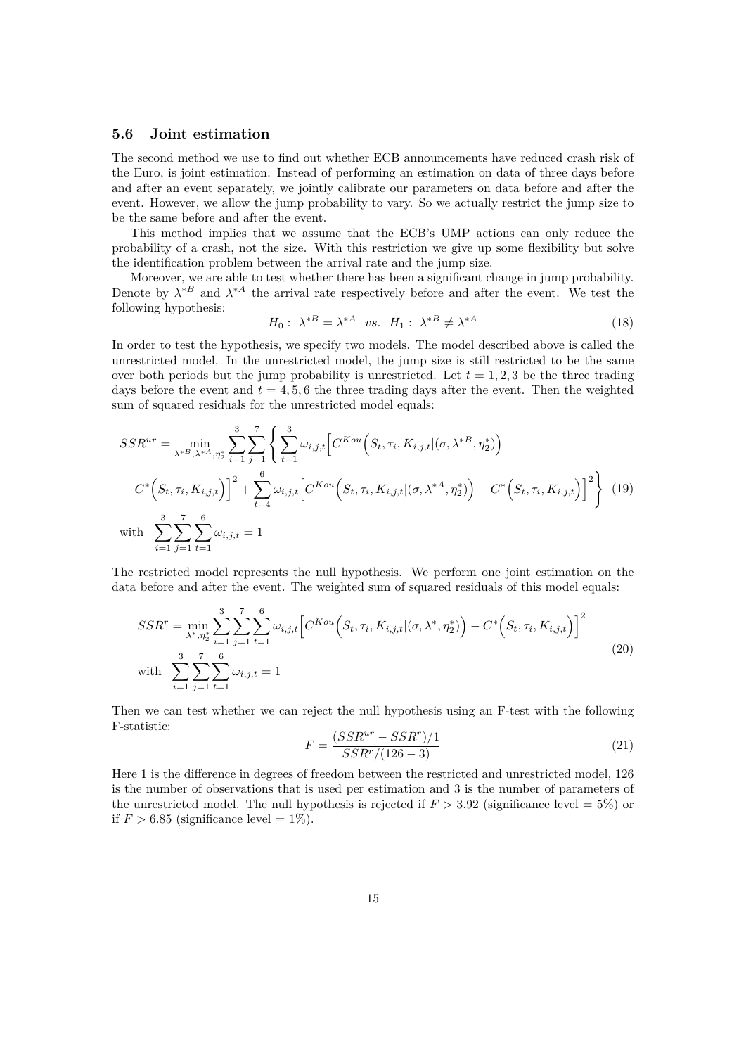### 5.6 Joint estimation

The second method we use to find out whether ECB announcements have reduced crash risk of the Euro, is joint estimation. Instead of performing an estimation on data of three days before and after an event separately, we jointly calibrate our parameters on data before and after the event. However, we allow the jump probability to vary. So we actually restrict the jump size to be the same before and after the event.

This method implies that we assume that the ECB's UMP actions can only reduce the probability of a crash, not the size. With this restriction we give up some flexibility but solve the identification problem between the arrival rate and the jump size.

Moreover, we are able to test whether there has been a significant change in jump probability. Denote by $\lambda^{*B}$ and $\lambda^{*A}$ the arrival rate respectively before and after the event. We test the following hypothesis:

$$H_0: \ \lambda^{*B} = \lambda^{*A} \quad vs. \quad H_1: \ \lambda^{*B} \neq \lambda^{*A} \tag{18}$$

In order to test the hypothesis, we specify two models. The model described above is called the unrestricted model. In the unrestricted model, the jump size is still restricted to be the same over both periods but the jump probability is unrestricted. Let $t = 1, 2, 3$ be the three trading days before the event and $t = 4, 5, 6$ the three trading days after the event. Then the weighted sum of squared residuals for the unrestricted model equals:

$$\begin{aligned} SSR^{ur} = \min_{\lambda^{*B}, \lambda^{*A}, \eta_2^*} \sum_{i=1}^{3} \sum_{j=1}^{7} \Bigg\{ \sum_{t=1}^{3} \omega_{i,j,t} \Big[ C^{Kou}\Big(S_t, \tau_i, K_{i,j,t} | (\sigma, \lambda^{*B}, \eta_2^*)\Big) \\ - C^*\Big(S_t, \tau_i, K_{i,j,t}\Big)\Big]^2 + \sum_{t=4}^{6} \omega_{i,j,t} \Big[ C^{Kou}\Big(S_t, \tau_i, K_{i,j,t} | (\sigma, \lambda^{*A}, \eta_2^*)\Big) - C^*\Big(S_t, \tau_i, K_{i,j,t}\Big)\Big]^2 \Bigg\} \\ \text{with} \quad \sum_{i=1}^{3} \sum_{j=1}^{7} \sum_{t=1}^{6} \omega_{i,j,t} = 1 \end{aligned} \tag{19}$$

The restricted model represents the null hypothesis. We perform one joint estimation on the data before and after the event. The weighted sum of squared residuals of this model equals:

$$\begin{aligned} SSR^{r} = \min_{\lambda^{*}, \eta_2^*} \sum_{i=1}^{3} \sum_{j=1}^{7} \sum_{t=1}^{6} \omega_{i,j,t} \Big[ C^{Kou}\Big(S_t, \tau_i, K_{i,j,t} | (\sigma, \lambda^{*}, \eta_2^*)\Big) - C^*\Big(S_t, \tau_i, K_{i,j,t}\Big)\Big]^2 \\ \text{with} \quad \sum_{i=1}^{3} \sum_{j=1}^{7} \sum_{t=1}^{6} \omega_{i,j,t} = 1 \end{aligned} \tag{20}$$

Then we can test whether we can reject the null hypothesis using an F-test with the following F-statistic:

$$F = \frac{(SSR^{ur} - SSR^{r})/1}{SSR^{r}/(126 - 3)} \tag{21}$$

Here 1 is the difference in degrees of freedom between the restricted and unrestricted model, 126 is the number of observations that is used per estimation and 3 is the number of parameters of the unrestricted model. The null hypothesis is rejected if $F > 3.92$ (significance level = 5%) or if $F > 6.85$ (significance level = 1%).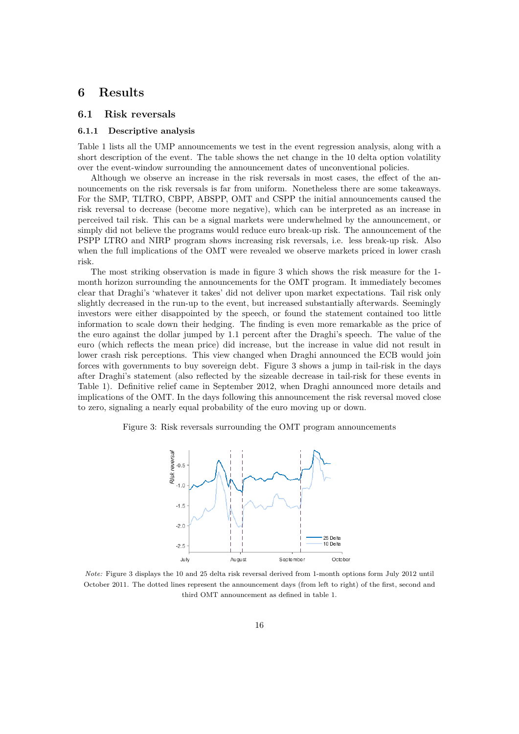# 6 Results

## 6.1 Risk reversals

### 6.1.1 Descriptive analysis

Table 1 lists all the UMP announcements we test in the event regression analysis, along with a short description of the event. The table shows the net change in the 10 delta option volatility over the event-window surrounding the announcement dates of unconventional policies.

Although we observe an increase in the risk reversals in most cases, the effect of the announcements on the risk reversals is far from uniform. Nonetheless there are some takeaways. For the SMP, TLTRO, CBPP, ABSPP, OMT and CSPP the initial announcements caused the risk reversal to decrease (become more negative), which can be interpreted as an increase in perceived tail risk. This can be a signal markets were underwhelmed by the announcement, or simply did not believe the programs would reduce euro break-up risk. The announcement of the PSPP LTRO and NIRP program shows increasing risk reversals, i.e. less break-up risk. Also when the full implications of the OMT were revealed we observe markets priced in lower crash risk.

The most striking observation is made in figure 3 which shows the risk measure for the 1-month horizon surrounding the announcements for the OMT program. It immediately becomes clear that Draghi's 'whatever it takes' did not deliver upon market expectations. Tail risk only slightly decreased in the run-up to the event, but increased substantially afterwards. Seemingly investors were either disappointed by the speech, or found the statement contained too little information to scale down their hedging. The finding is even more remarkable as the price of the euro against the dollar jumped by 1.1 percent after the Draghi's speech. The value of the euro (which reflects the mean price) did increase, but the increase in value did not result in lower crash risk perceptions. This view changed when Draghi announced the ECB would join forces with governments to buy sovereign debt. Figure 3 shows a jump in tail-risk in the days after Draghi's statement (also reflected by the sizeable decrease in tail-risk for these events in Table 1). Definitive relief came in September 2012, when Draghi announced more details and implications of the OMT. In the days following this announcement the risk reversal moved close to zero, signaling a nearly equal probability of the euro moving up or down.

Figure 3: Risk reversals surrounding the OMT program announcements

Risk reversal
-0.5
-1.0
-1.5
-2.0
-2.5
July
August
September
October
25 Delta
10 Delta

*Note:* Figure 3 displays the 10 and 25 delta risk reversal derived from 1-month options form July 2012 until October 2011. The dotted lines represent the announcement days (from left to right) of the first, second and third OMT announcement as defined in table 1.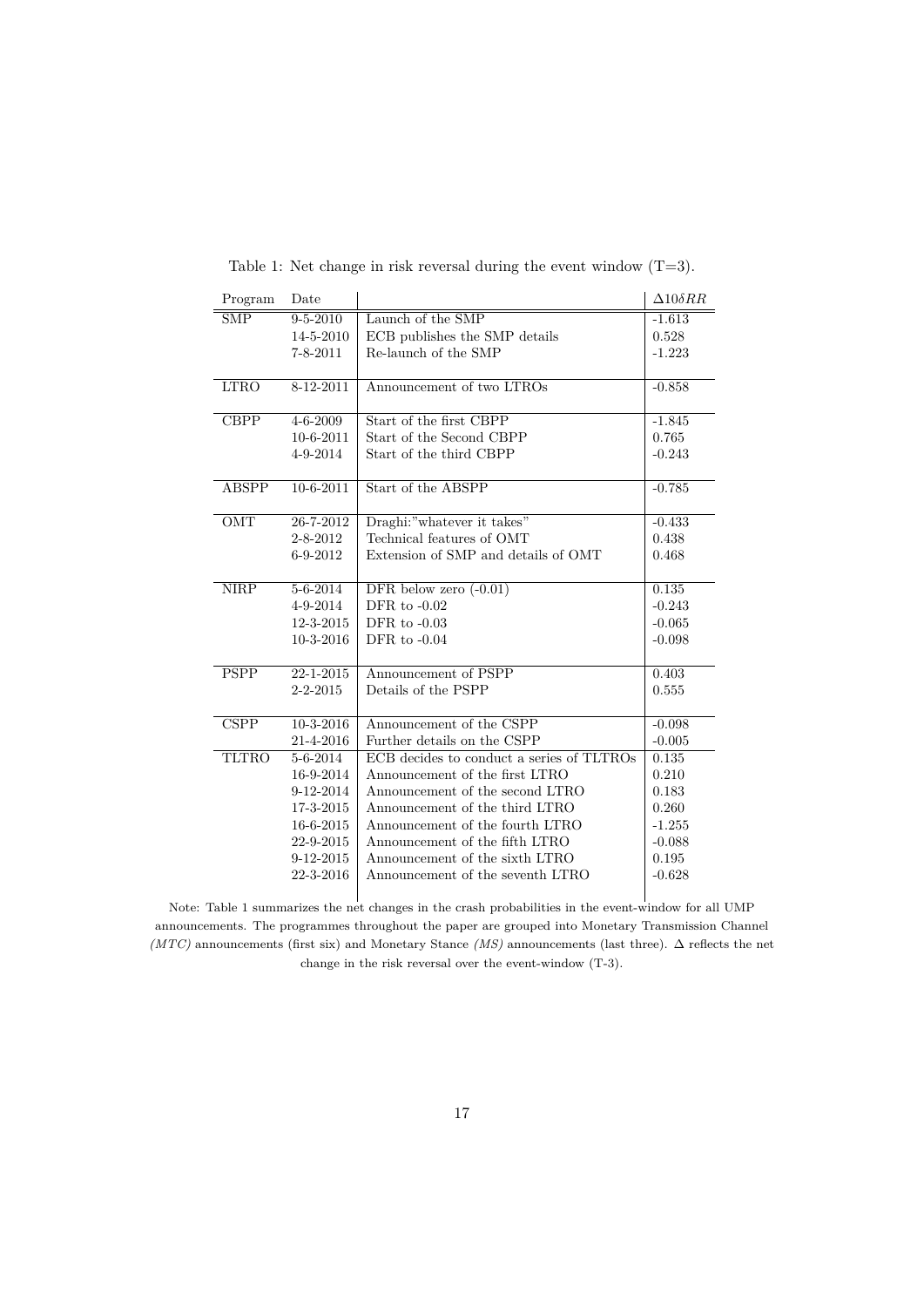Table 1: Net change in risk reversal during the event window (T=3).

| Program | Date | | $\Delta 10\delta RR$ |
|---|---|---|---|
| SMP | 9-5-2010 | Launch of the SMP | -1.613 |
| | 14-5-2010 | ECB publishes the SMP details | 0.528 |
| | 7-8-2011 | Re-launch of the SMP | -1.223 |
| LTRO | 8-12-2011 | Announcement of two LTROs | -0.858 |
| CBPP | 4-6-2009 | Start of the first CBPP | -1.845 |
| | 10-6-2011 | Start of the Second CBPP | 0.765 |
| | 4-9-2014 | Start of the third CBPP | -0.243 |
| ABSPP | 10-6-2011 | Start of the ABSPP | -0.785 |
| OMT | 26-7-2012 | Draghi:"whatever it takes" | -0.433 |
| | 2-8-2012 | Technical features of OMT | 0.438 |
| | 6-9-2012 | Extension of SMP and details of OMT | 0.468 |
| NIRP | 5-6-2014 | DFR below zero (-0.01) | 0.135 |
| | 4-9-2014 | DFR to -0.02 | -0.243 |
| | 12-3-2015 | DFR to -0.03 | -0.065 |
| | 10-3-2016 | DFR to -0.04 | -0.098 |
| PSPP | 22-1-2015 | Announcement of PSPP | 0.403 |
| | 2-2-2015 | Details of the PSPP | 0.555 |
| CSPP | 10-3-2016 | Announcement of the CSPP | -0.098 |
| | 21-4-2016 | Further details on the CSPP | -0.005 |
| TLTRO | 5-6-2014 | ECB decides to conduct a series of TLTROs | 0.135 |
| | 16-9-2014 | Announcement of the first LTRO | 0.210 |
| | 9-12-2014 | Announcement of the second LTRO | 0.183 |
| | 17-3-2015 | Announcement of the third LTRO | 0.260 |
| | 16-6-2015 | Announcement of the fourth LTRO | -1.255 |
| | 22-9-2015 | Announcement of the fifth LTRO | -0.088 |
| | 9-12-2015 | Announcement of the sixth LTRO | 0.195 |
| | 22-3-2016 | Announcement of the seventh LTRO | -0.628 |

Note: Table 1 summarizes the net changes in the crash probabilities in the event-window for all UMP announcements. The programmes throughout the paper are grouped into Monetary Transmission Channel *(MTC)* announcements (first six) and Monetary Stance *(MS)* announcements (last three). $\Delta$ reflects the net change in the risk reversal over the event-window (T-3).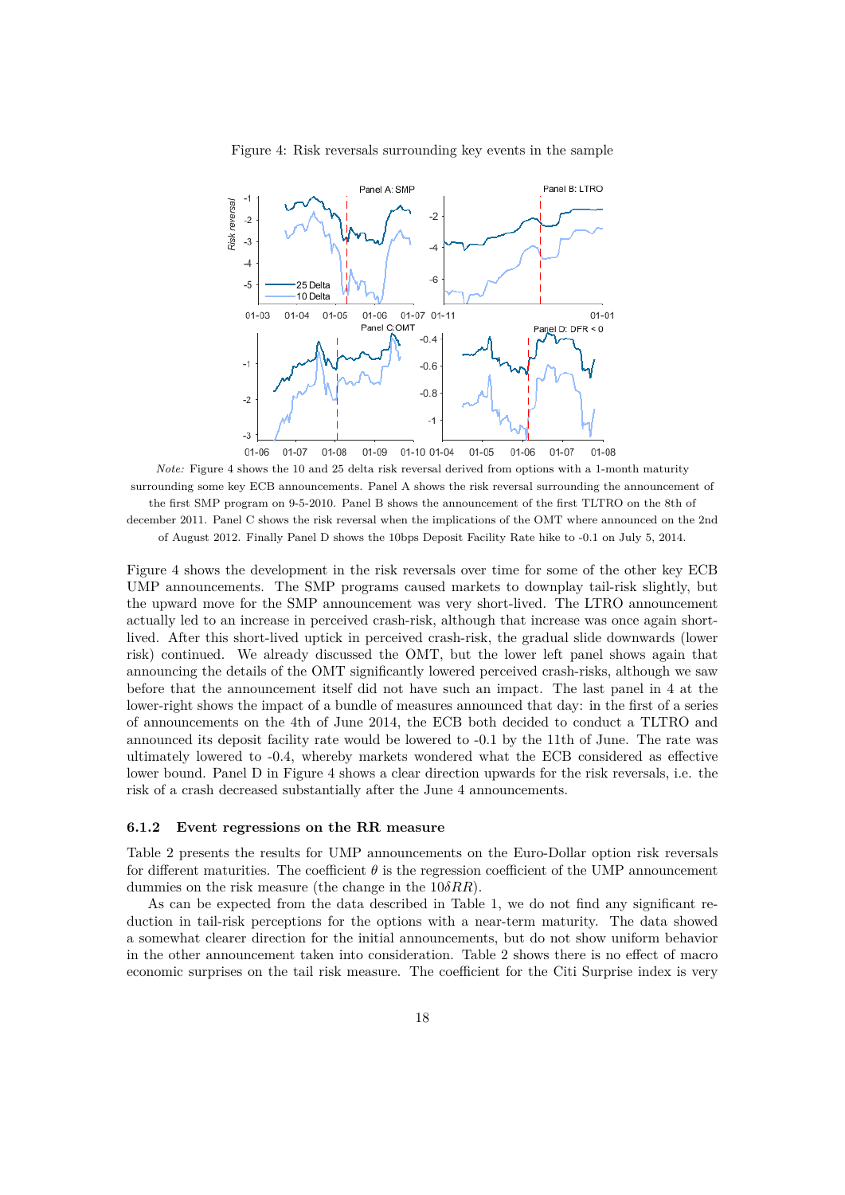Figure 4: Risk reversals surrounding key events in the sample

*Note:* Figure 4 shows the 10 and 25 delta risk reversal derived from options with a 1-month maturity surrounding some key ECB announcements. Panel A shows the risk reversal surrounding the announcement of the first SMP program on 9-5-2010. Panel B shows the announcement of the first TLTRO on the 8th of december 2011. Panel C shows the risk reversal when the implications of the OMT where announced on the 2nd of August 2012. Finally Panel D shows the 10bps Deposit Facility Rate hike to -0.1 on July 5, 2014.

Figure 4 shows the development in the risk reversals over time for some of the other key ECB UMP announcements. The SMP programs caused markets to downplay tail-risk slightly, but the upward move for the SMP announcement was very short-lived. The LTRO announcement actually led to an increase in perceived crash-risk, although that increase was once again short-lived. After this short-lived uptick in perceived crash-risk, the gradual slide downwards (lower risk) continued. We already discussed the OMT, but the lower left panel shows again that announcing the details of the OMT significantly lowered perceived crash-risks, although we saw before that the announcement itself did not have such an impact. The last panel in 4 at the lower-right shows the impact of a bundle of measures announced that day: in the first of a series of announcements on the 4th of June 2014, the ECB both decided to conduct a TLTRO and announced its deposit facility rate would be lowered to -0.1 by the 11th of June. The rate was ultimately lowered to -0.4, whereby markets wondered what the ECB considered as effective lower bound. Panel D in Figure 4 shows a clear direction upwards for the risk reversals, i.e. the risk of a crash decreased substantially after the June 4 announcements.

### 6.1.2 Event regressions on the RR measure

Table 2 presents the results for UMP announcements on the Euro-Dollar option risk reversals for different maturities. The coefficient $\theta$ is the regression coefficient of the UMP announcement dummies on the risk measure (the change in the $10\delta RR$).

As can be expected from the data described in Table 1, we do not find any significant reduction in tail-risk perceptions for the options with a near-term maturity. The data showed a somewhat clearer direction for the initial announcements, but do not show uniform behavior in the other announcement taken into consideration. Table 2 shows there is no effect of macro economic surprises on the tail risk measure. The coefficient for the Citi Surprise index is very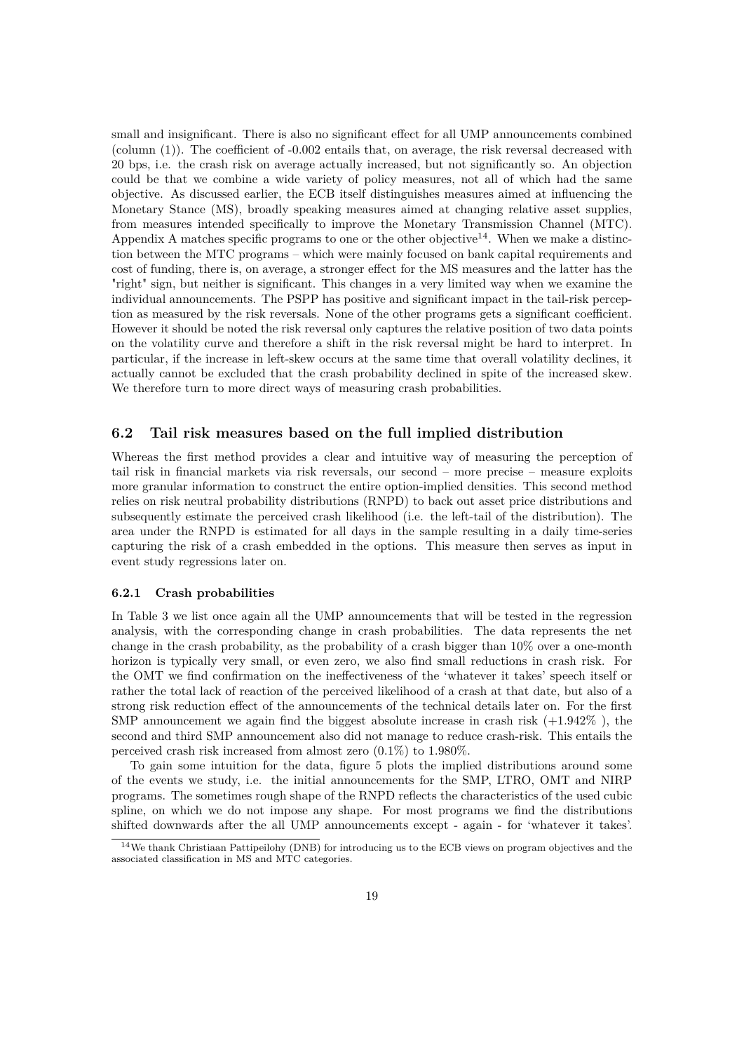small and insignificant. There is also no significant effect for all UMP announcements combined (column (1)). The coefficient of -0.002 entails that, on average, the risk reversal decreased with 20 bps, i.e. the crash risk on average actually increased, but not significantly so. An objection could be that we combine a wide variety of policy measures, not all of which had the same objective. As discussed earlier, the ECB itself distinguishes measures aimed at influencing the Monetary Stance (MS), broadly speaking measures aimed at changing relative asset supplies, from measures intended specifically to improve the Monetary Transmission Channel (MTC). Appendix A matches specific programs to one or the other objective[14]. When we make a distinction between the MTC programs – which were mainly focused on bank capital requirements and cost of funding, there is, on average, a stronger effect for the MS measures and the latter has the "right" sign, but neither is significant. This changes in a very limited way when we examine the individual announcements. The PSPP has positive and significant impact in the tail-risk perception as measured by the risk reversals. None of the other programs gets a significant coefficient. However it should be noted the risk reversal only captures the relative position of two data points on the volatility curve and therefore a shift in the risk reversal might be hard to interpret. In particular, if the increase in left-skew occurs at the same time that overall volatility declines, it actually cannot be excluded that the crash probability declined in spite of the increased skew. We therefore turn to more direct ways of measuring crash probabilities.

## 6.2 Tail risk measures based on the full implied distribution

Whereas the first method provides a clear and intuitive way of measuring the perception of tail risk in financial markets via risk reversals, our second – more precise – measure exploits more granular information to construct the entire option-implied densities. This second method relies on risk neutral probability distributions (RNPD) to back out asset price distributions and subsequently estimate the perceived crash likelihood (i.e. the left-tail of the distribution). The area under the RNPD is estimated for all days in the sample resulting in a daily time-series capturing the risk of a crash embedded in the options. This measure then serves as input in event study regressions later on.

### 6.2.1 Crash probabilities

In Table 3 we list once again all the UMP announcements that will be tested in the regression analysis, with the corresponding change in crash probabilities. The data represents the net change in the crash probability, as the probability of a crash bigger than 10% over a one-month horizon is typically very small, or even zero, we also find small reductions in crash risk. For the OMT we find confirmation on the ineffectiveness of the 'whatever it takes' speech itself or rather the total lack of reaction of the perceived likelihood of a crash at that date, but also of a strong risk reduction effect of the announcements of the technical details later on. For the first SMP announcement we again find the biggest absolute increase in crash risk (+1.942% ), the second and third SMP announcement also did not manage to reduce crash-risk. This entails the perceived crash risk increased from almost zero (0.1%) to 1.980%.

To gain some intuition for the data, figure 5 plots the implied distributions around some of the events we study, i.e. the initial announcements for the SMP, LTRO, OMT and NIRP programs. The sometimes rough shape of the RNPD reflects the characteristics of the used cubic spline, on which we do not impose any shape. For most programs we find the distributions shifted downwards after the all UMP announcements except - again - for 'whatever it takes'.

[14] We thank Christiaan Pattipeilohy (DNB) for introducing us to the ECB views on program objectives and the associated classification in MS and MTC categories.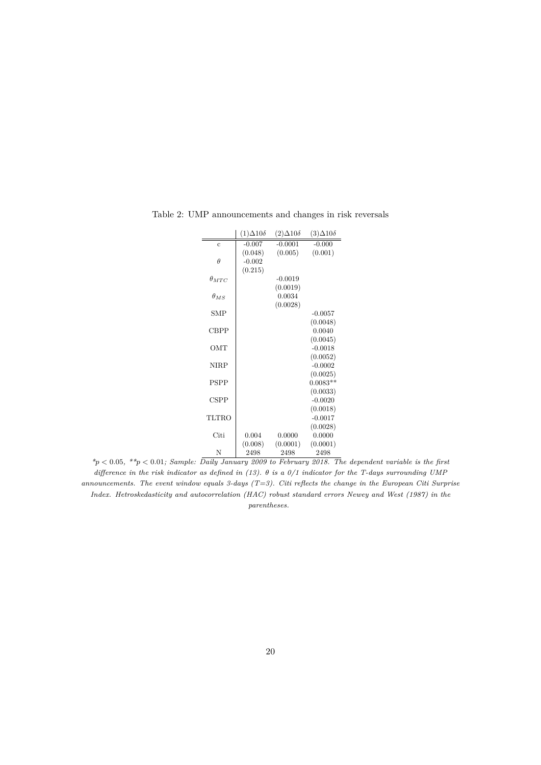Table 2: UMP announcements and changes in risk reversals

| | (1)$\Delta 10\delta$ | (2)$\Delta 10\delta$ | (3)$\Delta 10\delta$ |
|---|---|---|---|
| c | -0.007 | -0.0001 | -0.000 |
| | (0.048) | (0.005) | (0.001) |
| $\theta$ | -0.002 | | |
| | (0.215) | | |
| $\theta_{MTC}$ | | -0.0019 | |
| | | (0.0019) | |
| $\theta_{MS}$ | | 0.0034 | |
| | | (0.0028) | |
| SMP | | | -0.0057 |
| | | | (0.0048) |
| CBPP | | | 0.0040 |
| | | | (0.0045) |
| OMT | | | -0.0018 |
| | | | (0.0052) |
| NIRP | | | -0.0002 |
| | | | (0.0025) |
| PSPP | | | 0.0083** |
| | | | (0.0033) |
| CSPP | | | -0.0020 |
| | | | (0.0018) |
| TLTRO | | | -0.0017 |
| | | | (0.0028) |
| Citi | 0.004 | 0.0000 | 0.0000 |
| | (0.008) | (0.0001) | (0.0001) |
| N | 2498 | 2498 | 2498 |

*$p < 0.05$, **$p < 0.01$; *Sample: Daily January 2009 to February 2018. The dependent variable is the first difference in the risk indicator as defined in (13). $\theta$ is a 0/1 indicator for the T-days surrounding UMP announcements. The event window equals 3-days (T=3). Citi reflects the change in the European Citi Surprise Index. Hetroskedasticity and autocorrelation (HAC) robust standard errors Newey and West (1987) in the parentheses.*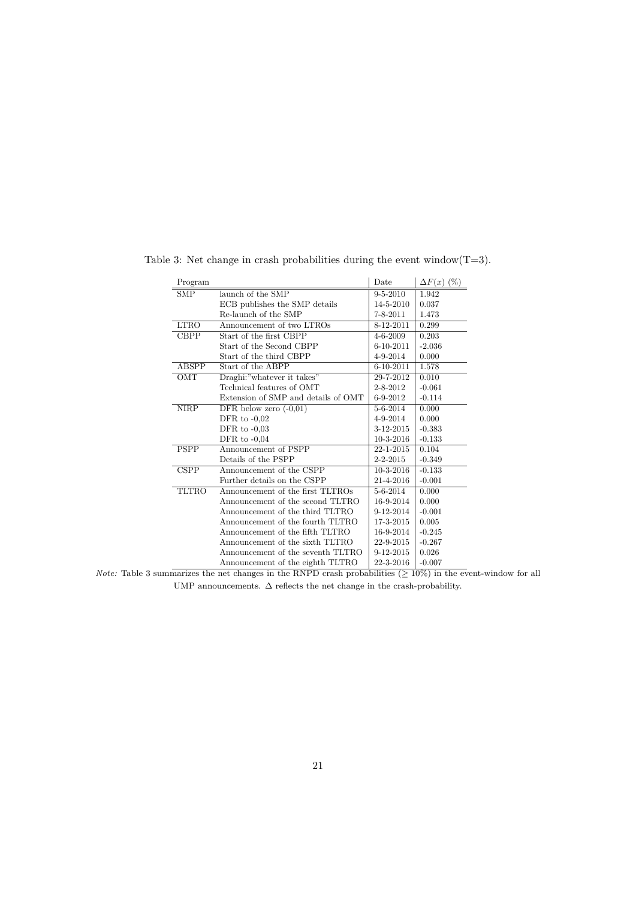Table 3: Net change in crash probabilities during the event window(T=3).

| Program | | Date | $\Delta F(x)$ (%) |
|---|---|---|---|
| SMP | launch of the SMP | 9-5-2010 | 1.942 |
| | ECB publishes the SMP details | 14-5-2010 | 0.037 |
| | Re-launch of the SMP | 7-8-2011 | 1.473 |
| LTRO | Announcement of two LTROs | 8-12-2011 | 0.299 |
| CBPP | Start of the first CBPP | 4-6-2009 | 0.203 |
| | Start of the Second CBPP | 6-10-2011 | -2.036 |
| | Start of the third CBPP | 4-9-2014 | 0.000 |
| ABSPP | Start of the ABPP | 6-10-2011 | 1.578 |
| OMT | Draghi:"whatever it takes" | 29-7-2012 | 0.010 |
| | Technical features of OMT | 2-8-2012 | -0.061 |
| | Extension of SMP and details of OMT | 6-9-2012 | -0.114 |
| NIRP | DFR below zero (-0,01) | 5-6-2014 | 0.000 |
| | DFR to -0,02 | 4-9-2014 | 0.000 |
| | DFR to -0,03 | 3-12-2015 | -0.383 |
| | DFR to -0,04 | 10-3-2016 | -0.133 |
| PSPP | Announcement of PSPP | 22-1-2015 | 0.104 |
| | Details of the PSPP | 2-2-2015 | -0.349 |
| CSPP | Announcement of the CSPP | 10-3-2016 | -0.133 |
| | Further details on the CSPP | 21-4-2016 | -0.001 |
| TLTRO | Announcement of the first TLTROs | 5-6-2014 | 0.000 |
| | Announcement of the second TLTRO | 16-9-2014 | 0.000 |
| | Announcement of the third TLTRO | 9-12-2014 | -0.001 |
| | Announcement of the fourth TLTRO | 17-3-2015 | 0.005 |
| | Announcement of the fifth TLTRO | 16-9-2014 | -0.245 |
| | Announcement of the sixth TLTRO | 22-9-2015 | -0.267 |
| | Announcement of the seventh TLTRO | 9-12-2015 | 0.026 |
| | Announcement of the eighth TLTRO | 22-3-2016 | -0.007 |

*Note:* Table 3 summarizes the net changes in the RNPD crash probabilities ($\geq 10\%$) in the event-window for all UMP announcements. $\Delta$ reflects the net change in the crash-probability.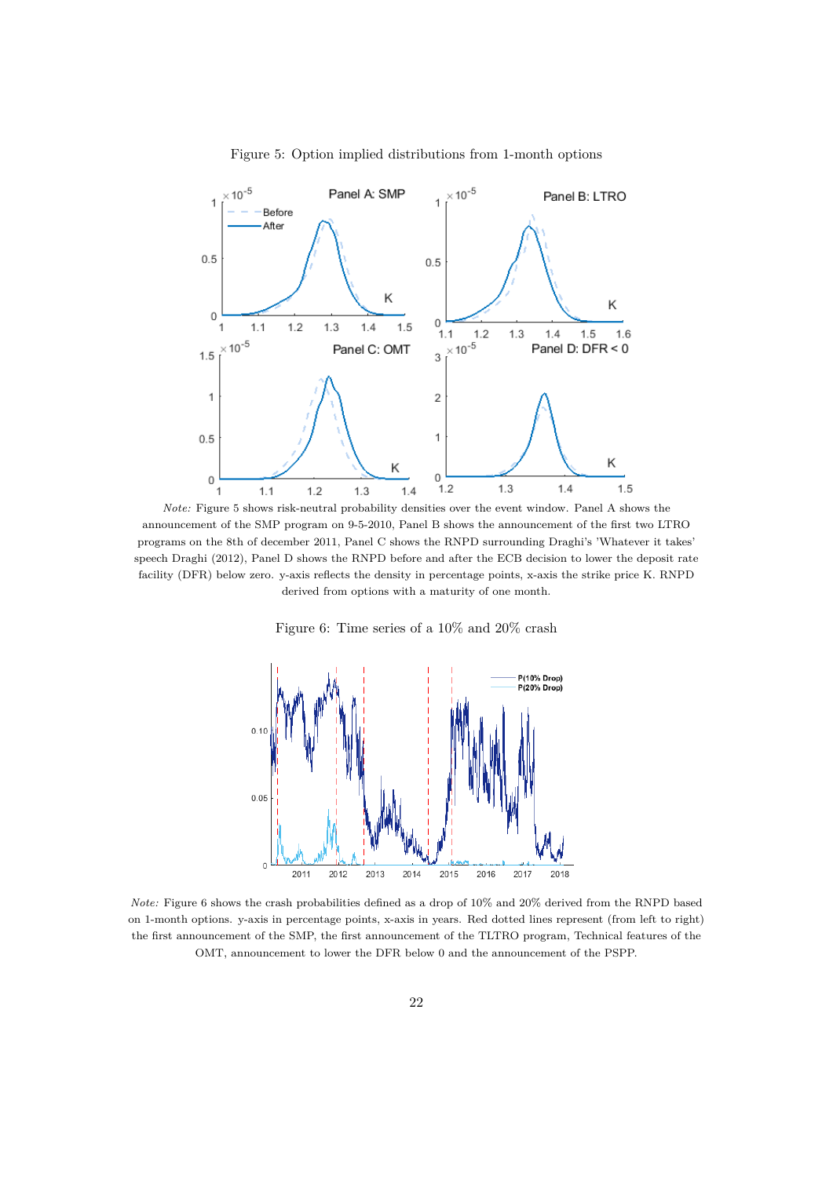Figure 5: Option implied distributions from 1-month options

*Note:* Figure 5 shows risk-neutral probability densities over the event window. Panel A shows the announcement of the SMP program on 9-5-2010, Panel B shows the announcement of the first two LTRO programs on the 8th of december 2011, Panel C shows the RNPD surrounding Draghi's 'Whatever it takes' speech Draghi (2012), Panel D shows the RNPD before and after the ECB decision to lower the deposit rate facility (DFR) below zero. y-axis reflects the density in percentage points, x-axis the strike price K. RNPD derived from options with a maturity of one month.

Figure 6: Time series of a 10% and 20% crash

*Note:* Figure 6 shows the crash probabilities defined as a drop of 10% and 20% derived from the RNPD based on 1-month options. y-axis in percentage points, x-axis in years. Red dotted lines represent (from left to right) the first announcement of the SMP, the first announcement of the TLTRO program, Technical features of the OMT, announcement to lower the DFR below 0 and the announcement of the PSPP.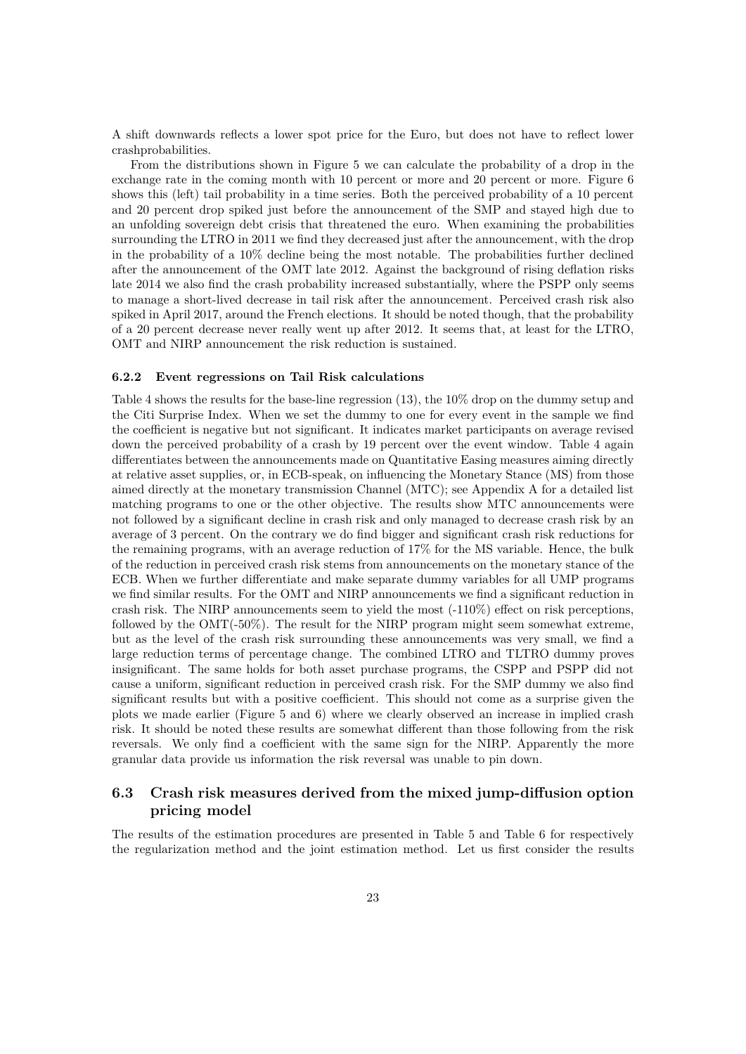A shift downwards reflects a lower spot price for the Euro, but does not have to reflect lower crashprobabilities.

From the distributions shown in Figure 5 we can calculate the probability of a drop in the exchange rate in the coming month with 10 percent or more and 20 percent or more. Figure 6 shows this (left) tail probability in a time series. Both the perceived probability of a 10 percent and 20 percent drop spiked just before the announcement of the SMP and stayed high due to an unfolding sovereign debt crisis that threatened the euro. When examining the probabilities surrounding the LTRO in 2011 we find they decreased just after the announcement, with the drop in the probability of a 10% decline being the most notable. The probabilities further declined after the announcement of the OMT late 2012. Against the background of rising deflation risks late 2014 we also find the crash probability increased substantially, where the PSPP only seems to manage a short-lived decrease in tail risk after the announcement. Perceived crash risk also spiked in April 2017, around the French elections. It should be noted though, that the probability of a 20 percent decrease never really went up after 2012. It seems that, at least for the LTRO, OMT and NIRP announcement the risk reduction is sustained.

#### 6.2.2 Event regressions on Tail Risk calculations

Table 4 shows the results for the base-line regression (13), the 10% drop on the dummy setup and the Citi Surprise Index. When we set the dummy to one for every event in the sample we find the coefficient is negative but not significant. It indicates market participants on average revised down the perceived probability of a crash by 19 percent over the event window. Table 4 again differentiates between the announcements made on Quantitative Easing measures aiming directly at relative asset supplies, or, in ECB-speak, on influencing the Monetary Stance (MS) from those aimed directly at the monetary transmission Channel (MTC); see Appendix A for a detailed list matching programs to one or the other objective. The results show MTC announcements were not followed by a significant decline in crash risk and only managed to decrease crash risk by an average of 3 percent. On the contrary we do find bigger and significant crash risk reductions for the remaining programs, with an average reduction of 17% for the MS variable. Hence, the bulk of the reduction in perceived crash risk stems from announcements on the monetary stance of the ECB. When we further differentiate and make separate dummy variables for all UMP programs we find similar results. For the OMT and NIRP announcements we find a significant reduction in crash risk. The NIRP announcements seem to yield the most (-110%) effect on risk perceptions, followed by the OMT(-50%). The result for the NIRP program might seem somewhat extreme, but as the level of the crash risk surrounding these announcements was very small, we find a large reduction terms of percentage change. The combined LTRO and TLTRO dummy proves insignificant. The same holds for both asset purchase programs, the CSPP and PSPP did not cause a uniform, significant reduction in perceived crash risk. For the SMP dummy we also find significant results but with a positive coefficient. This should not come as a surprise given the plots we made earlier (Figure 5 and 6) where we clearly observed an increase in implied crash risk. It should be noted these results are somewhat different than those following from the risk reversals. We only find a coefficient with the same sign for the NIRP. Apparently the more granular data provide us information the risk reversal was unable to pin down.

### 6.3 Crash risk measures derived from the mixed jump-diffusion option pricing model

The results of the estimation procedures are presented in Table 5 and Table 6 for respectively the regularization method and the joint estimation method. Let us first consider the results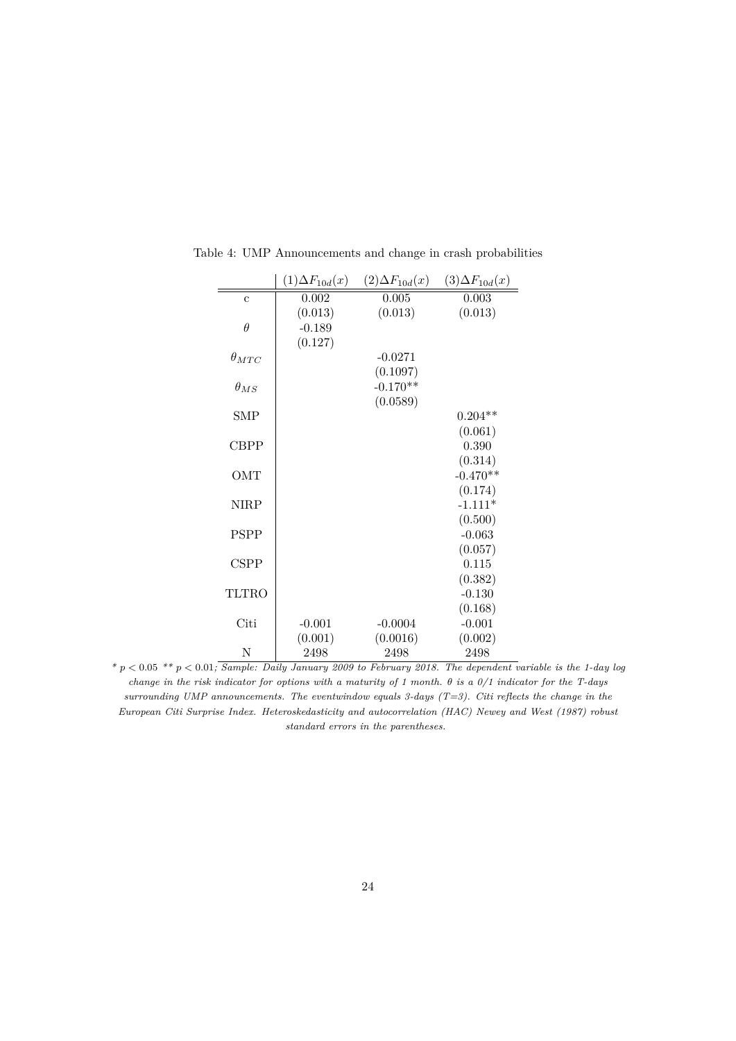Table 4: UMP Announcements and change in crash probabilities

| | (1)$\Delta F_{10d}(x)$ | (2)$\Delta F_{10d}(x)$ | (3)$\Delta F_{10d}(x)$ |
|---|---|---|---|
| c | 0.002 | 0.005 | 0.003 |
| | (0.013) | (0.013) | (0.013) |
| $\theta$ | -0.189 | | |
| | (0.127) | | |
| $\theta_{MTC}$ | | -0.0271 | |
| | | (0.1097) | |
| $\theta_{MS}$ | | -0.170** | |
| | | (0.0589) | |
| SMP | | | 0.204** |
| | | | (0.061) |
| CBPP | | | 0.390 |
| | | | (0.314) |
| OMT | | | -0.470** |
| | | | (0.174) |
| NIRP | | | -1.111* |
| | | | (0.500) |
| PSPP | | | -0.063 |
| | | | (0.057) |
| CSPP | | | 0.115 |
| | | | (0.382) |
| TLTRO | | | -0.130 |
| | | | (0.168) |
| Citi | -0.001 | -0.0004 | -0.001 |
| | (0.001) | (0.0016) | (0.002) |
| N | 2498 | 2498 | 2498 |

* $p < 0.05$ ** $p < 0.01$; *Sample: Daily January 2009 to February 2018. The dependent variable is the 1-day log change in the risk indicator for options with a maturity of 1 month. $\theta$ is a 0/1 indicator for the T-days surrounding UMP announcements. The eventwindow equals 3-days (T=3). Citi reflects the change in the European Citi Surprise Index. Heteroskedasticity and autocorrelation (HAC) Newey and West (1987) robust standard errors in the parentheses.*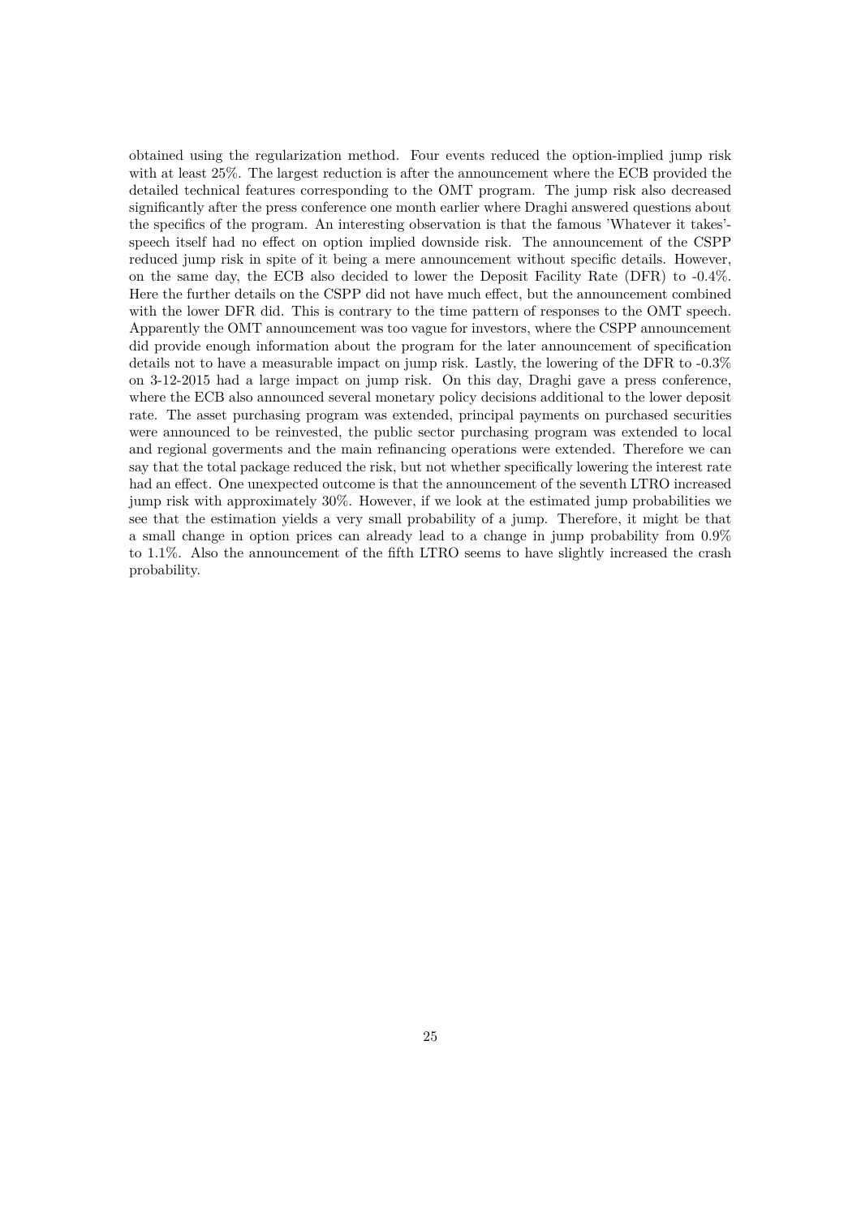obtained using the regularization method. Four events reduced the option-implied jump risk with at least 25%. The largest reduction is after the announcement where the ECB provided the detailed technical features corresponding to the OMT program. The jump risk also decreased significantly after the press conference one month earlier where Draghi answered questions about the specifics of the program. An interesting observation is that the famous 'Whatever it takes'-speech itself had no effect on option implied downside risk. The announcement of the CSPP reduced jump risk in spite of it being a mere announcement without specific details. However, on the same day, the ECB also decided to lower the Deposit Facility Rate (DFR) to -0.4%. Here the further details on the CSPP did not have much effect, but the announcement combined with the lower DFR did. This is contrary to the time pattern of responses to the OMT speech. Apparently the OMT announcement was too vague for investors, where the CSPP announcement did provide enough information about the program for the later announcement of specification details not to have a measurable impact on jump risk. Lastly, the lowering of the DFR to -0.3% on 3-12-2015 had a large impact on jump risk. On this day, Draghi gave a press conference, where the ECB also announced several monetary policy decisions additional to the lower deposit rate. The asset purchasing program was extended, principal payments on purchased securities were announced to be reinvested, the public sector purchasing program was extended to local and regional goverments and the main refinancing operations were extended. Therefore we can say that the total package reduced the risk, but not whether specifically lowering the interest rate had an effect. One unexpected outcome is that the announcement of the seventh LTRO increased jump risk with approximately 30%. However, if we look at the estimated jump probabilities we see that the estimation yields a very small probability of a jump. Therefore, it might be that a small change in option prices can already lead to a change in jump probability from 0.9% to 1.1%. Also the announcement of the fifth LTRO seems to have slightly increased the crash probability.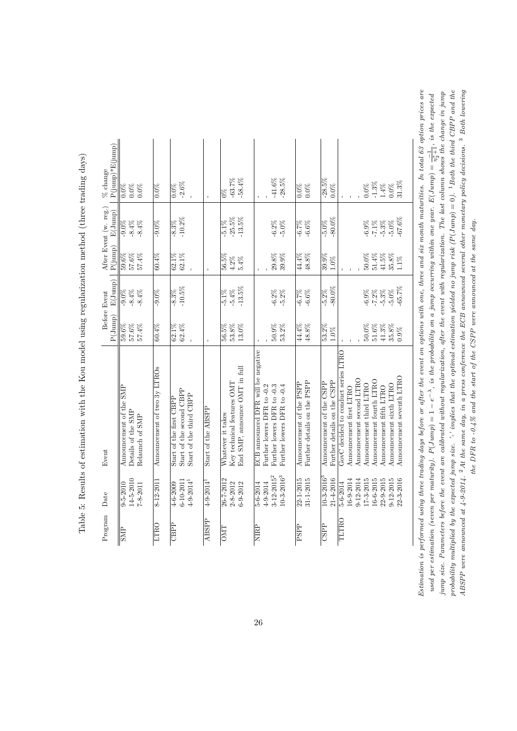Table 5: Results of estimation with the Kou model using regularization method (three trading days)

| Program | Date | Event | Before Event | | After Event (w. reg.) | | % change |
|---|---|---|---|---|---|---|---|
| | | | P(Jump) | E(Jump) | P(jump) | E(Jump) | P(jump)*E(jump) |
| SMP | 9-5-2010 | Announcement of the SMP | 59.6% | -9.0% | 59.6% | -9.0% | 0.0% |
| | 14-5-2010 | Details of the SMP | 57.6% | -8.4% | 57.6% | -8.4% | 0.0% |
| | 7-8-2011 | Relaunch of SMP | 57.4% | -8.4% | 57.4% | -8.4% | 0.0% |
| LTRO | 8-12-2011 | Announcement of two 3y LTROs | 60.4% | -9.0% | 60.4% | -9.0% | 0.0% |
| CBPP | 4-6-2009 | Start of the first CBPP | 62.1% | -8.3% | 62.1% | -8.3% | 0.0% |
| | 6-10-2011 | Start of the second CBPP | 62.4% | -10.5% | 62.1% | -10.2% | -2.6% |
| | 4-9-2014[1] | Start of the third CBPP | - | | - | | - |
| ABSPP | 4-9-2014[1] | Start of the ABSPP | - | | - | | - |
| OMT | 26-7-2012 | Whatever it takes | 56.5% | -5.1% | 56.5% | -5.1% | 0% |
| | 2-8-2012 | Key technical features OMT | 53.8% | -5.4% | 4.2% | -25.5% | -63.7% |
| | 6-9-2012 | End SMP, announce OMT in full | 13.0% | -13.5% | 5.4% | -13.5% | -58.4% |
| NIRP | 5-6-2014 | ECB announced DFR will be negative | - | | - | | - |
| | 4-9-2014 | Further lowers DFR to -0.2 | - | | - | | - |
| | 3-12-2015[2] | Further lowers DFR to -0.3 | 50.9% | -6.2% | 29.8% | -6.2% | -41.6% |
| | 10-3-2016[3] | Further lowers DFR to -0.4 | 53.2% | -5.2% | 39.9% | -5.0% | -28.5% |
| PSPP | 22-1-2015 | Announcement of the PSPP | 44.4% | -6.7% | 44.4% | -6.7% | 0.0% |
| | 31-1-2015 | Further details on the PSPP | 48.8% | -6.6% | 48.8% | -6.6% | 0.0% |
| CSPP | 10-3-2016[3] | Announcement of the CSPP | 53.2% | -5.2% | 39.9% | -5.0% | -28.5% |
| | 21-4-2016 | Further details on the CSPP | 1.0% | -80.0% | 1.0% | -80.0% | 0.0% |
| TLTRO | 5-6-2014 | GovC decided to conduct series LTRO | - | | - | | - |
| | 16-9-2014 | Announcement first LTRO | - | | - | | - |
| | 9-12-2014 | Announcement second LTRO | - | | - | | - |
| | 17-3-2015 | Announcement third LTRO | 50.0% | -6.9% | 50.0% | -6.9% | 0.0% |
| | 16-6-2015 | Announcement fourth LTRO | 51.6% | -7.2% | 51.4% | -7.1% | -1.3% |
| | 22-9-2015 | Announcement fifth LTRO | 41.3% | -5.3% | 41.5% | -5.3% | 1.4% |
| | 9-12-2015 | Announcement sixth LTRO | 35.8% | -5.0% | 35.8% | -5.0% | 0.0% |
| | 22-3-2016 | Announcement seventh LTRO | 0.9% | -65.7% | 1.1% | -67.6% | 31.3% |

*Estimation is performed using three trading days before or after the event on options with one, three and six month maturities. In total 63 option prices are used per estimation (seven per maturity). $P(Jump) = 1 - e^{-\lambda}$, is the probability on a jump occurring within one year. $E(Jump) = \frac{-1}{\eta_2+1}$, is the expected jump size. Parameters before the event are calibrated without regularization, after the event with regularization. The last column shows the change in jump probability multiplied by the expected jump size. '-' implies that the optimal estimation yielded no jump risk ($P(Jump) = 0$).* [1] *Both the third CBPP and the ABSPP were announced at 4-9-2014.* [2] *At the same day, in a press conference the ECB announced several other monetary policy decisions.* [3] *Both lowering the DFR to -0.4% and the start of the CSPP were announced at the same day.*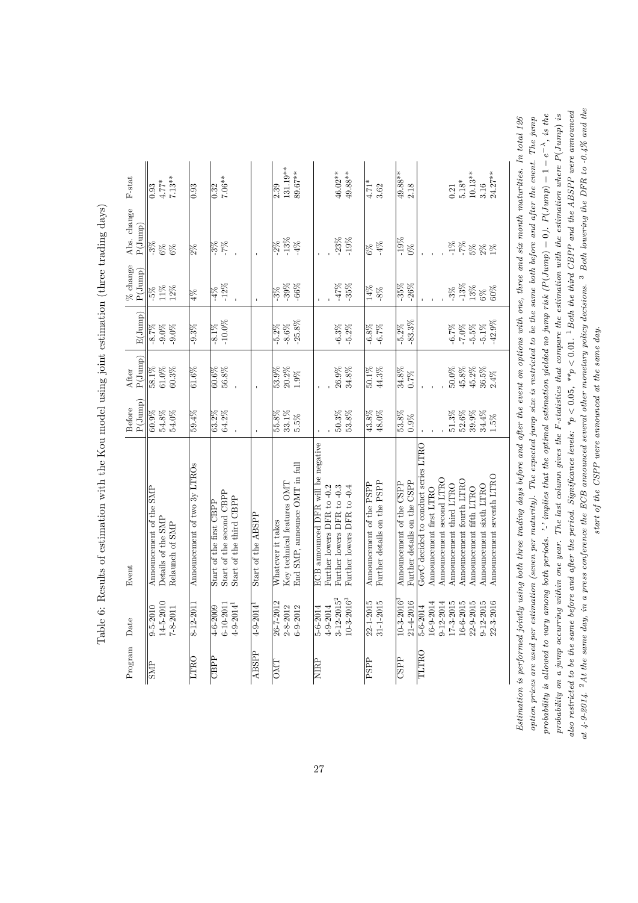Table 6: Results of estimation with the Kou model using joint estimation (three trading days)

| Program | Date | Event | Before P(Jump) | After P(Jump) | E(Jump) | % change P(Jump) | Abs. change P(Jump) | F-stat |
|---|---|---|---|---|---|---|---|---|
| SMP | 9-5-2010 | Announcement of the SMP | 60.9% | 58.1% | -8.7% | -5% | -3% | 0.93 |
| | 14-5-2010 | Details of the SMP | 54.8% | 61.0% | -9.0% | 11% | 6% | 4.77* |
| | 7-8-2011 | Relaunch of SMP | 54.0% | 60.3% | -9.0% | 12% | 6% | 7.13** |
| LTRO | 8-12-2011 | Announcement of two 3y LTROs | 59.4% | 61.6% | -9.3% | 4% | 2% | 0.93 |
| CBPP | 4-6-2009 | Start of the first CBPP | 63.2% | 60.6% | -8.1% | -4% | -3% | 0.32 |
| | 6-10-2011 | Start of the second CBPP | 64.2% | 56.8% | -10.0% | -12% | -7% | 7.06** |
| | 4-9-2014[1] | Start of the third CBPP | - | - | | - | - | |
| ABSPP | 4-9-2014[1] | Start of the ABSPP | - | - | | - | - | |
| OMT | 26-7-2012 | Whatever it takes | 55.8% | 53.9% | -5.2% | -3% | -2% | 2.39 |
| | 2-8-2012 | Key technical features OMT | 33.1% | 20.2% | -8.6% | -39% | -13% | 131.19** |
| | 6-9-2012 | End SMP, announce OMT in full | 5.5% | 1.9% | -25.8% | -66% | -4% | 89.67** |
| NIRP | 5-6-2014 | ECB announced DFR will be negative | - | - | | - | - | |
| | 4-9-2014 | Further lowers DFR to -0.2 | - | - | | - | - | |
| | 3-12-2015[2] | Further lowers DFR to -0.3 | 50.3% | 26.9% | -6.3% | -47% | -23% | 46.02** |
| | 10-3-2016[3] | Further lowers DFR to -0.4 | 53.8% | 34.8% | -5.2% | -35% | -19% | 49.88** |
| PSPP | 22-1-2015 | Announcement of the PSPP | 43.8% | 50.1% | -6.8% | 14% | 6% | 4.71* |
| | 31-1-2015 | Further details on the PSPP | 48.0% | 44.3% | -6.7% | -8% | -4% | 3.62 |
| CSPP | 10-3-2016[3] | Announcement of the CSPP | 53.8% | 34.8% | -5.2% | -35% | -19% | 49.88** |
| | 21-4-2016 | Further details on the CSPP | 0.9% | 0.7% | -83.3% | -26% | 0% | 2.18 |
| TLTRO | 5-6-2014 | GovC decided to conduct series LTRO | - | - | | - | - | |
| | 16-9-2014 | Announcement first LTRO | - | - | | - | - | |
| | 9-12-2014 | Announcement second LTRO | - | - | | - | - | |
| | 17-3-2015 | Announcement third LTRO | 51.3% | 50.0% | -6.7% | -3% | -1% | 0.21 |
| | 16-6-2015 | Announcement fourth LTRO | 52.6% | 45.8% | -7.0% | -13% | -7% | 5.18* |
| | 22-9-2015 | Announcement fifth LTRO | 39.9% | 45.2% | -5.5% | 13% | 5% | 10.13** |
| | 9-12-2015 | Announcement sixth LTRO | 34.4% | 36.5% | -5.1% | 6% | 2% | 3.16 |
| | 22-3-2016 | Announcement seventh LTRO | 1.5% | 2.4% | -42.9% | 60% | 1% | 24.27** |

*Estimation is performed jointly using both three trading days before and after the event on options with one, three and six month maturities. In total 126 option prices are used per estimation (seven per maturity). The expected jump size is restricted to be the same both before and after the event. The jump probability is allowed to vary among both periods. '-' implies that the optimal estimation yielded no jump risk ($P(Jump) = 0$). $P(Jump) = 1 - e^{-\lambda}$, is the probability on a jump occurring within one year. The last column gives the F-statistics that compare the estimation with the estimation where $P(Jump)$ is also restricted to be the same before and after the period. Significance levels: $*p < 0.05$, $**p < 0.01$. [1] Both the third CBPP and the ABSPP were announced at 4-9-2014. [2] At the same day, in a press conference the ECB announced several other monetary policy decisions. [3] Both lowering the DFR to -0.4% and the start of the CSPP were announced at the same day.*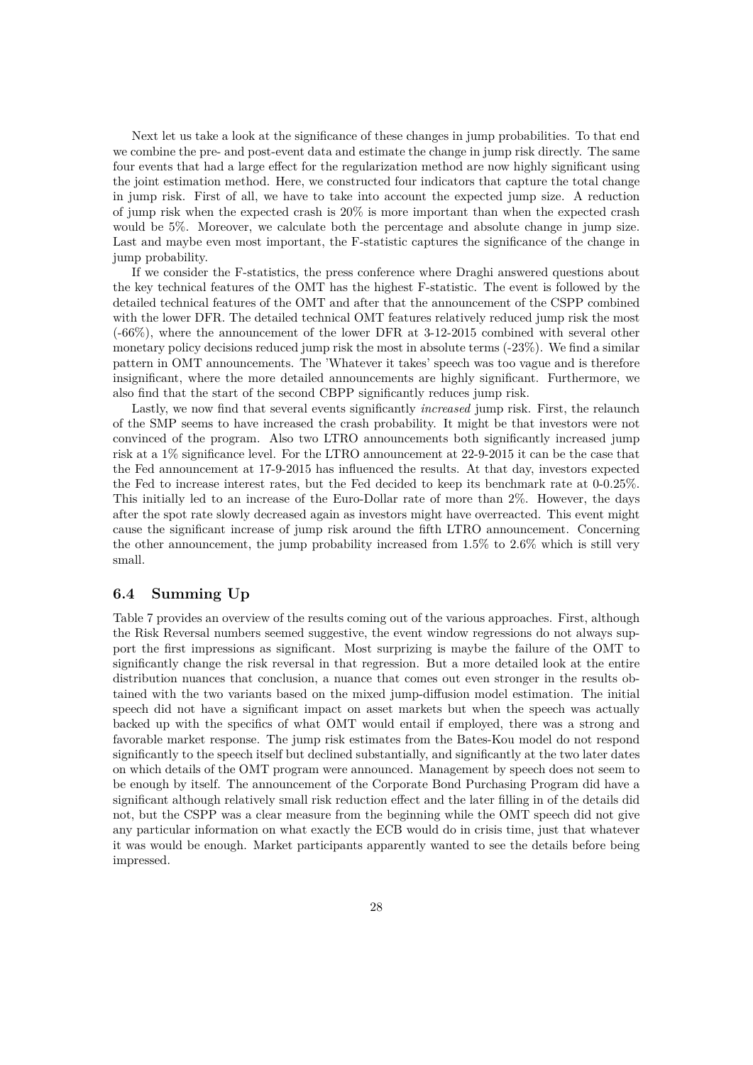Next let us take a look at the significance of these changes in jump probabilities. To that end we combine the pre- and post-event data and estimate the change in jump risk directly. The same four events that had a large effect for the regularization method are now highly significant using the joint estimation method. Here, we constructed four indicators that capture the total change in jump risk. First of all, we have to take into account the expected jump size. A reduction of jump risk when the expected crash is 20% is more important than when the expected crash would be 5%. Moreover, we calculate both the percentage and absolute change in jump size. Last and maybe even most important, the F-statistic captures the significance of the change in jump probability.

If we consider the F-statistics, the press conference where Draghi answered questions about the key technical features of the OMT has the highest F-statistic. The event is followed by the detailed technical features of the OMT and after that the announcement of the CSPP combined with the lower DFR. The detailed technical OMT features relatively reduced jump risk the most (-66%), where the announcement of the lower DFR at 3-12-2015 combined with several other monetary policy decisions reduced jump risk the most in absolute terms (-23%). We find a similar pattern in OMT announcements. The 'Whatever it takes' speech was too vague and is therefore insignificant, where the more detailed announcements are highly significant. Furthermore, we also find that the start of the second CBPP significantly reduces jump risk.

Lastly, we now find that several events significantly *increased* jump risk. First, the relaunch of the SMP seems to have increased the crash probability. It might be that investors were not convinced of the program. Also two LTRO announcements both significantly increased jump risk at a 1% significance level. For the LTRO announcement at 22-9-2015 it can be the case that the Fed announcement at 17-9-2015 has influenced the results. At that day, investors expected the Fed to increase interest rates, but the Fed decided to keep its benchmark rate at 0-0.25%. This initially led to an increase of the Euro-Dollar rate of more than 2%. However, the days after the spot rate slowly decreased again as investors might have overreacted. This event might cause the significant increase of jump risk around the fifth LTRO announcement. Concerning the other announcement, the jump probability increased from 1.5% to 2.6% which is still very small.

### 6.4 Summing Up

Table 7 provides an overview of the results coming out of the various approaches. First, although the Risk Reversal numbers seemed suggestive, the event window regressions do not always support the first impressions as significant. Most surprizing is maybe the failure of the OMT to significantly change the risk reversal in that regression. But a more detailed look at the entire distribution nuances that conclusion, a nuance that comes out even stronger in the results obtained with the two variants based on the mixed jump-diffusion model estimation. The initial speech did not have a significant impact on asset markets but when the speech was actually backed up with the specifics of what OMT would entail if employed, there was a strong and favorable market response. The jump risk estimates from the Bates-Kou model do not respond significantly to the speech itself but declined substantially, and significantly at the two later dates on which details of the OMT program were announced. Management by speech does not seem to be enough by itself. The announcement of the Corporate Bond Purchasing Program did have a significant although relatively small risk reduction effect and the later filling in of the details did not, but the CSPP was a clear measure from the beginning while the OMT speech did not give any particular information on what exactly the ECB would do in crisis time, just that whatever it was would be enough. Market participants apparently wanted to see the details before being impressed.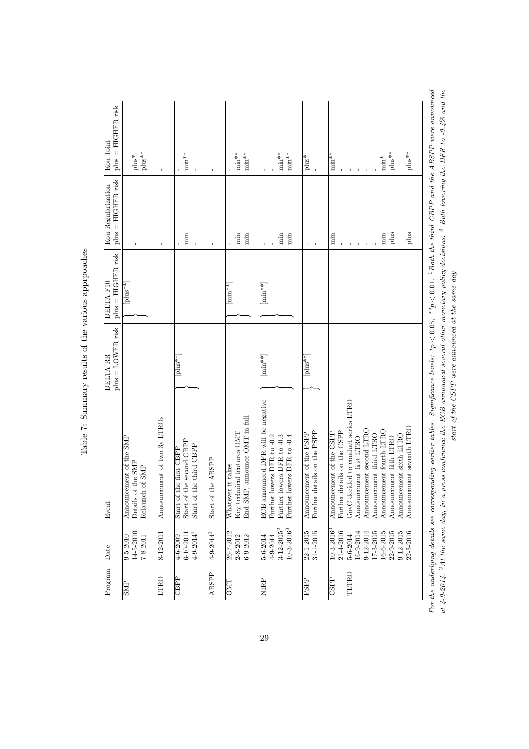Table 7: Summary results of the various apprpoaches

| Program | Date | Event | DELTA_RR plus = LOWER risk | DELTA_F10 plus = HIGHER risk | Kou_Regularization plus = HIGHER risk | Kou_Joint plus = HIGHER risk |
|---|---|---|---|---|---|---|
| SMP | 9-5-2010 | Announcement of the SMP | | [plus**] | - | - |
| | 14-5-2010 | Details of the SMP | | | - | plus* |
| | 7-8-2011 | Relaunch of SMP | | | - | plus** |
| LTRO | 8-12-2011 | Announcement of two 3y LTROs | | | - | - |
| CBPP | 4-6-2009 | Start of the first CBPP | [plus**] | | - | - |
| | 6-10-2011 | Start of the second CBPP | | | min | min** |
| | 4-9-2014[1] | Start of the third CBPP | | | - | - |
| ABSPP | 4-9-2014[1] | Start of the ABSPP | | | - | - |
| OMT | 26-7-2012 | Whatever it takes | | [min**] | - | - |
| | 2-8-2012 | Key technical features OMT | | | min | min** |
| | 6-9-2012 | End SMP, announce OMT in full | | | min | min** |
| NIRP | 5-6-2014 | ECB announced DFR will be negative | [min**] | [min**] | - | - |
| | 4-9-2014 | Further lowers DFR to -0.2 | | | - | - |
| | 3-12-2015[2] | Further lowers DFR to -0.3 | | | min | min** |
| | 10-3-2016[3] | Further lowers DFR to -0.4 | | | min | min** |
| PSPP | 22-1-2015 | Announcement of the PSPP | [plus**] | | - | plus* |
| | 31-1-2015 | Further details on the PSPP | | | - | - |
| CSPP | 10-3-2016[3] | Announcement of the CSPP | | | min | min** |
| | 21-4-2016 | Further details on the CSPP | | | - | - |
| TLTRO | 5-6-2014 | GovC decided to conduct series LTRO | | | - | - |
| | 16-9-2014 | Announcement first LTRO | | | - | - |
| | 9-12-2014 | Announcement second LTRO | | | - | - |
| | 17-3-2015 | Announcement third LTRO | | | - | - |
| | 16-6-2015 | Announcement fourth LTRO | | | min | min* |
| | 22-9-2015 | Announcement fifth LTRO | | | plus | plus** |
| | 9-12-2015 | Announcement sixth LTRO | | | - | - |
| | 22-3-2016 | Announcement seventh LTRO | | | plus | plus** |

*For the underlying details see corresponding earlier tables. Significance levels: $^*p < 0.05$, $^{**}p < 0.01$. [1] Both the third CBPP and the ABSPP were announced at 4-9-2014. [2] At the same day, in a press conference the ECB announced several other monetary policy decisions. [3] Both lowering the DFR to -0.4% and the start of the CSPP were announced at the same day.*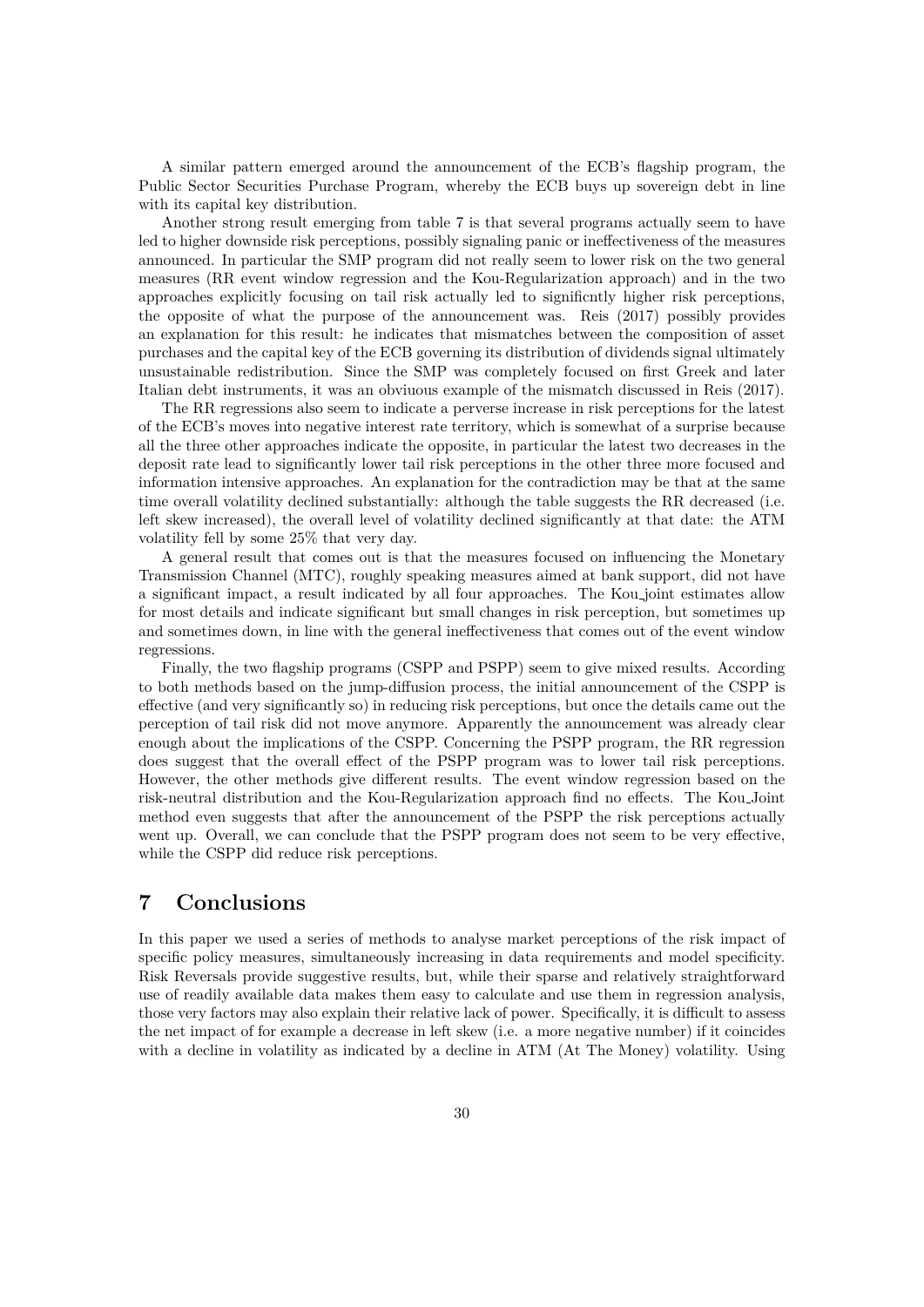A similar pattern emerged around the announcement of the ECB's flagship program, the Public Sector Securities Purchase Program, whereby the ECB buys up sovereign debt in line with its capital key distribution.

Another strong result emerging from table 7 is that several programs actually seem to have led to higher downside risk perceptions, possibly signaling panic or ineffectiveness of the measures announced. In particular the SMP program did not really seem to lower risk on the two general measures (RR event window regression and the Kou-Regularization approach) and in the two approaches explicitly focusing on tail risk actually led to significntly higher risk perceptions, the opposite of what the purpose of the announcement was. Reis (2017) possibly provides an explanation for this result: he indicates that mismatches between the composition of asset purchases and the capital key of the ECB governing its distribution of dividends signal ultimately unsustainable redistribution. Since the SMP was completely focused on first Greek and later Italian debt instruments, it was an obviuous example of the mismatch discussed in Reis (2017).

The RR regressions also seem to indicate a perverse increase in risk perceptions for the latest of the ECB's moves into negative interest rate territory, which is somewhat of a surprise because all the three other approaches indicate the opposite, in particular the latest two decreases in the deposit rate lead to significantly lower tail risk perceptions in the other three more focused and information intensive approaches. An explanation for the contradiction may be that at the same time overall volatility declined substantially: although the table suggests the RR decreased (i.e. left skew increased), the overall level of volatility declined significantly at that date: the ATM volatility fell by some 25% that very day.

A general result that comes out is that the measures focused on influencing the Monetary Transmission Channel (MTC), roughly speaking measures aimed at bank support, did not have a significant impact, a result indicated by all four approaches. The Kou_joint estimates allow for most details and indicate significant but small changes in risk perception, but sometimes up and sometimes down, in line with the general ineffectiveness that comes out of the event window regressions.

Finally, the two flagship programs (CSPP and PSPP) seem to give mixed results. According to both methods based on the jump-diffusion process, the initial announcement of the CSPP is effective (and very significantly so) in reducing risk perceptions, but once the details came out the perception of tail risk did not move anymore. Apparently the announcement was already clear enough about the implications of the CSPP. Concerning the PSPP program, the RR regression does suggest that the overall effect of the PSPP program was to lower tail risk perceptions. However, the other methods give different results. The event window regression based on the risk-neutral distribution and the Kou-Regularization approach find no effects. The Kou_Joint method even suggests that after the announcement of the PSPP the risk perceptions actually went up. Overall, we can conclude that the PSPP program does not seem to be very effective, while the CSPP did reduce risk perceptions.

# 7 Conclusions

In this paper we used a series of methods to analyse market perceptions of the risk impact of specific policy measures, simultaneously increasing in data requirements and model specificity. Risk Reversals provide suggestive results, but, while their sparse and relatively straightforward use of readily available data makes them easy to calculate and use them in regression analysis, those very factors may also explain their relative lack of power. Specifically, it is difficult to assess the net impact of for example a decrease in left skew (i.e. a more negative number) if it coincides with a decline in volatility as indicated by a decline in ATM (At The Money) volatility. Using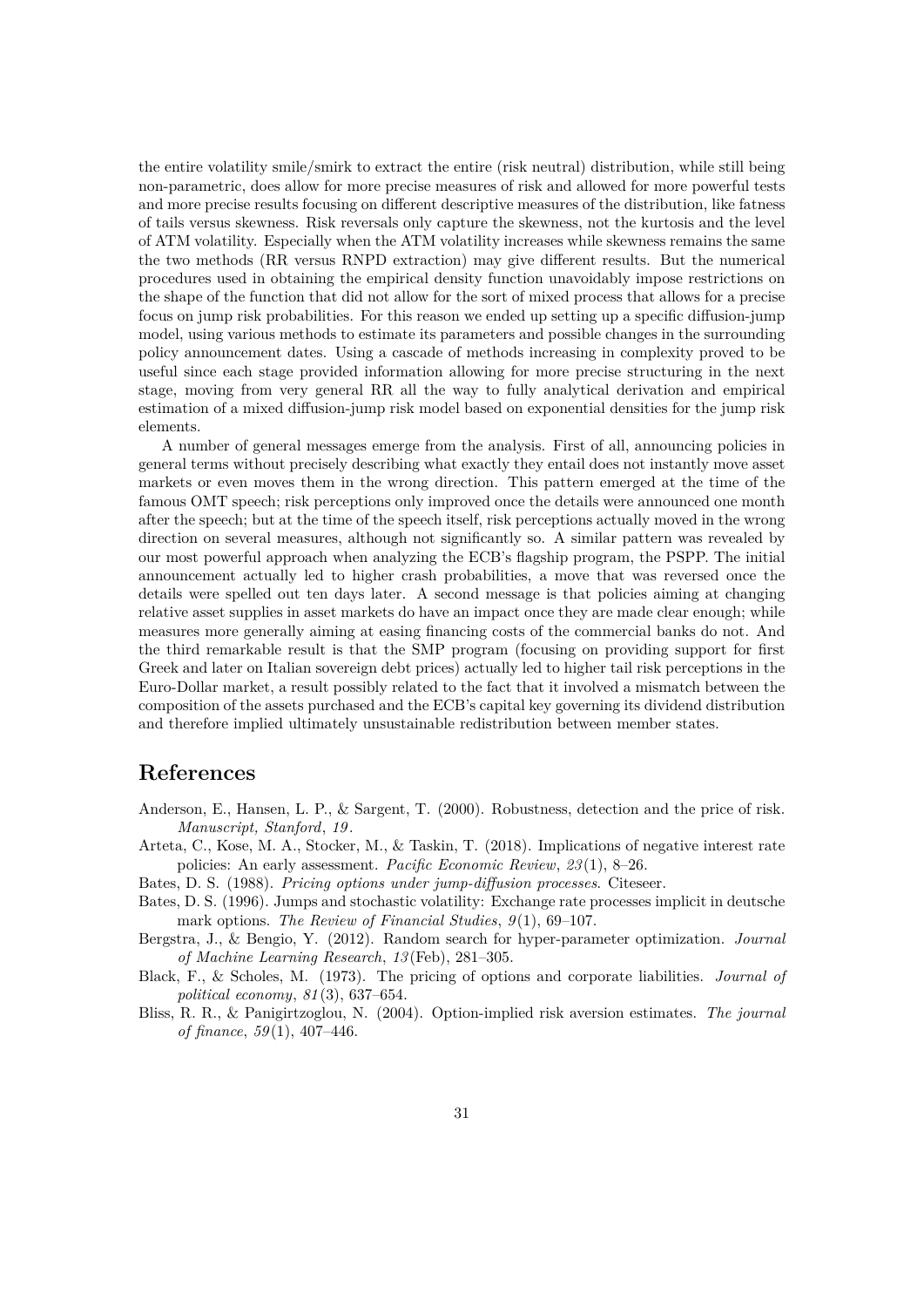the entire volatility smile/smirk to extract the entire (risk neutral) distribution, while still being non-parametric, does allow for more precise measures of risk and allowed for more powerful tests and more precise results focusing on different descriptive measures of the distribution, like fatness of tails versus skewness. Risk reversals only capture the skewness, not the kurtosis and the level of ATM volatility. Especially when the ATM volatility increases while skewness remains the same the two methods (RR versus RNPD extraction) may give different results. But the numerical procedures used in obtaining the empirical density function unavoidably impose restrictions on the shape of the function that did not allow for the sort of mixed process that allows for a precise focus on jump risk probabilities. For this reason we ended up setting up a specific diffusion-jump model, using various methods to estimate its parameters and possible changes in the surrounding policy announcement dates. Using a cascade of methods increasing in complexity proved to be useful since each stage provided information allowing for more precise structuring in the next stage, moving from very general RR all the way to fully analytical derivation and empirical estimation of a mixed diffusion-jump risk model based on exponential densities for the jump risk elements.

A number of general messages emerge from the analysis. First of all, announcing policies in general terms without precisely describing what exactly they entail does not instantly move asset markets or even moves them in the wrong direction. This pattern emerged at the time of the famous OMT speech; risk perceptions only improved once the details were announced one month after the speech; but at the time of the speech itself, risk perceptions actually moved in the wrong direction on several measures, although not significantly so. A similar pattern was revealed by our most powerful approach when analyzing the ECB's flagship program, the PSPP. The initial announcement actually led to higher crash probabilities, a move that was reversed once the details were spelled out ten days later. A second message is that policies aiming at changing relative asset supplies in asset markets do have an impact once they are made clear enough; while measures more generally aiming at easing financing costs of the commercial banks do not. And the third remarkable result is that the SMP program (focusing on providing support for first Greek and later on Italian sovereign debt prices) actually led to higher tail risk perceptions in the Euro-Dollar market, a result possibly related to the fact that it involved a mismatch between the composition of the assets purchased and the ECB's capital key governing its dividend distribution and therefore implied ultimately unsustainable redistribution between member states.

# References

Anderson, E., Hansen, L. P., & Sargent, T. (2000). Robustness, detection and the price of risk. *Manuscript, Stanford*, *19*.

Arteta, C., Kose, M. A., Stocker, M., & Taskin, T. (2018). Implications of negative interest rate policies: An early assessment. *Pacific Economic Review*, *23*(1), 8–26.

Bates, D. S. (1988). *Pricing options under jump-diffusion processes*. Citeseer.

Bates, D. S. (1996). Jumps and stochastic volatility: Exchange rate processes implicit in deutsche mark options. *The Review of Financial Studies*, *9*(1), 69–107.

Bergstra, J., & Bengio, Y. (2012). Random search for hyper-parameter optimization. *Journal of Machine Learning Research*, *13*(Feb), 281–305.

Black, F., & Scholes, M. (1973). The pricing of options and corporate liabilities. *Journal of political economy*, *81*(3), 637–654.

Bliss, R. R., & Panigirtzoglou, N. (2004). Option-implied risk aversion estimates. *The journal of finance*, *59*(1), 407–446.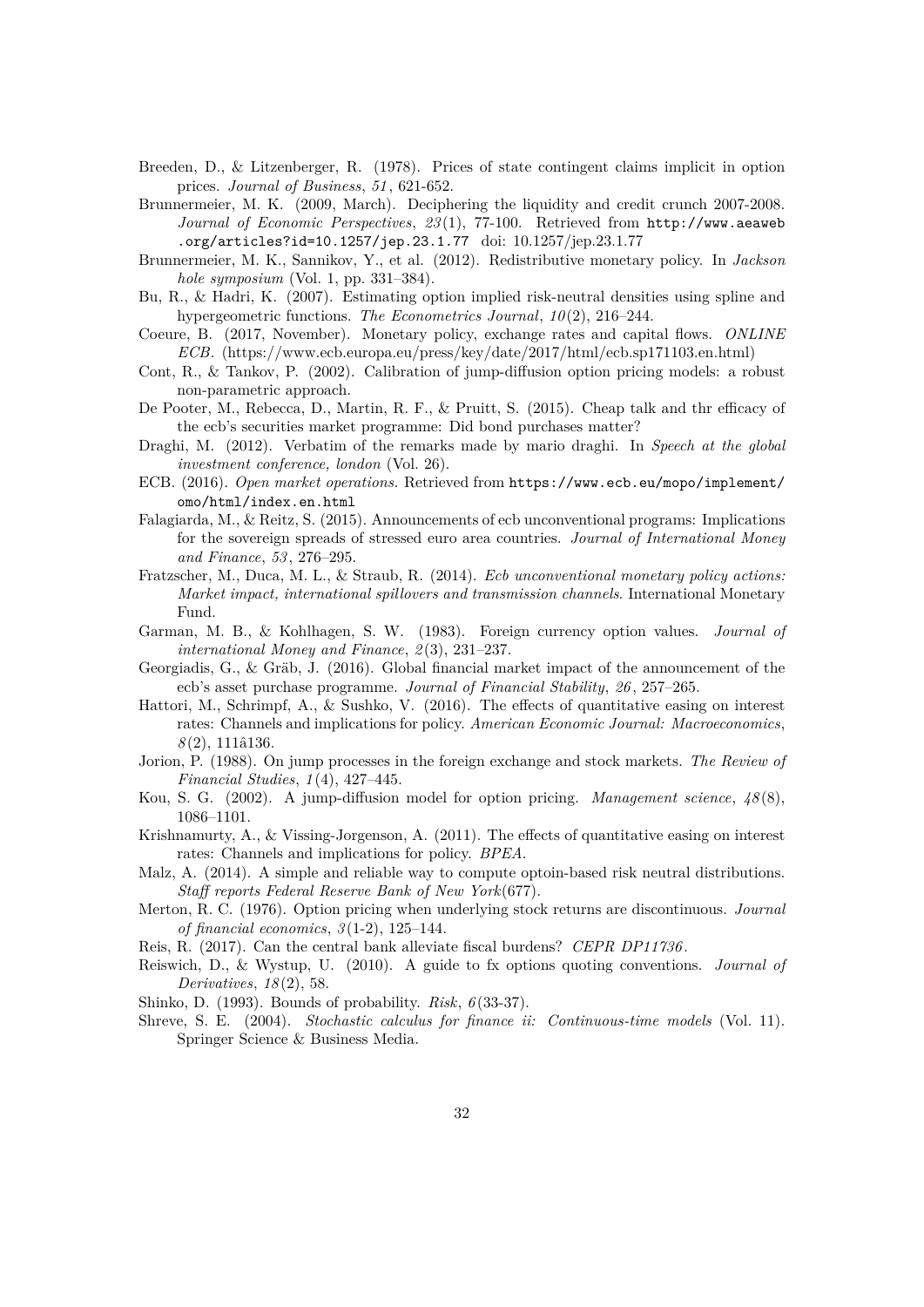Breeden, D., & Litzenberger, R. (1978). Prices of state contingent claims implicit in option prices. *Journal of Business*, *51*, 621-652.

Brunnermeier, M. K. (2009, March). Deciphering the liquidity and credit crunch 2007-2008. *Journal of Economic Perspectives*, *23*(1), 77-100. Retrieved from `http://www.aeaweb.org/articles?id=10.1257/jep.23.1.77` doi: 10.1257/jep.23.1.77

Brunnermeier, M. K., Sannikov, Y., et al. (2012). Redistributive monetary policy. In *Jackson hole symposium* (Vol. 1, pp. 331–384).

Bu, R., & Hadri, K. (2007). Estimating option implied risk-neutral densities using spline and hypergeometric functions. *The Econometrics Journal*, *10*(2), 216–244.

Coeure, B. (2017, November). Monetary policy, exchange rates and capital flows. *ONLINE ECB*. (https://www.ecb.europa.eu/press/key/date/2017/html/ecb.sp171103.en.html)

Cont, R., & Tankov, P. (2002). Calibration of jump-diffusion option pricing models: a robust non-parametric approach.

De Pooter, M., Rebecca, D., Martin, R. F., & Pruitt, S. (2015). Cheap talk and thr efficacy of the ecb's securities market programme: Did bond purchases matter?

Draghi, M. (2012). Verbatim of the remarks made by mario draghi. In *Speech at the global investment conference, london* (Vol. 26).

ECB. (2016). *Open market operations.* Retrieved from `https://www.ecb.eu/mopo/implement/omo/html/index.en.html`

Falagiarda, M., & Reitz, S. (2015). Announcements of ecb unconventional programs: Implications for the sovereign spreads of stressed euro area countries. *Journal of International Money and Finance*, *53*, 276–295.

Fratzscher, M., Duca, M. L., & Straub, R. (2014). *Ecb unconventional monetary policy actions: Market impact, international spillovers and transmission channels*. International Monetary Fund.

Garman, M. B., & Kohlhagen, S. W. (1983). Foreign currency option values. *Journal of international Money and Finance*, *2*(3), 231–237.

Georgiadis, G., & Gräb, J. (2016). Global financial market impact of the announcement of the ecb's asset purchase programme. *Journal of Financial Stability*, *26*, 257–265.

Hattori, M., Schrimpf, A., & Sushko, V. (2016). The effects of quantitative easing on interest rates: Channels and implications for policy. *American Economic Journal: Macroeconomics*, *8*(2), 111â136.

Jorion, P. (1988). On jump processes in the foreign exchange and stock markets. *The Review of Financial Studies*, *1*(4), 427–445.

Kou, S. G. (2002). A jump-diffusion model for option pricing. *Management science*, *48*(8), 1086–1101.

Krishnamurty, A., & Vissing-Jorgenson, A. (2011). The effects of quantitative easing on interest rates: Channels and implications for policy. *BPEA*.

Malz, A. (2014). A simple and reliable way to compute optoin-based risk neutral distributions. *Staff reports Federal Reserve Bank of New York*(677).

Merton, R. C. (1976). Option pricing when underlying stock returns are discontinuous. *Journal of financial economics*, *3*(1-2), 125–144.

Reis, R. (2017). Can the central bank alleviate fiscal burdens? *CEPR DP11736*.

Reiswich, D., & Wystup, U. (2010). A guide to fx options quoting conventions. *Journal of Derivatives*, *18*(2), 58.

Shinko, D. (1993). Bounds of probability. *Risk*, *6*(33-37).

Shreve, S. E. (2004). *Stochastic calculus for finance ii: Continuous-time models* (Vol. 11). Springer Science & Business Media.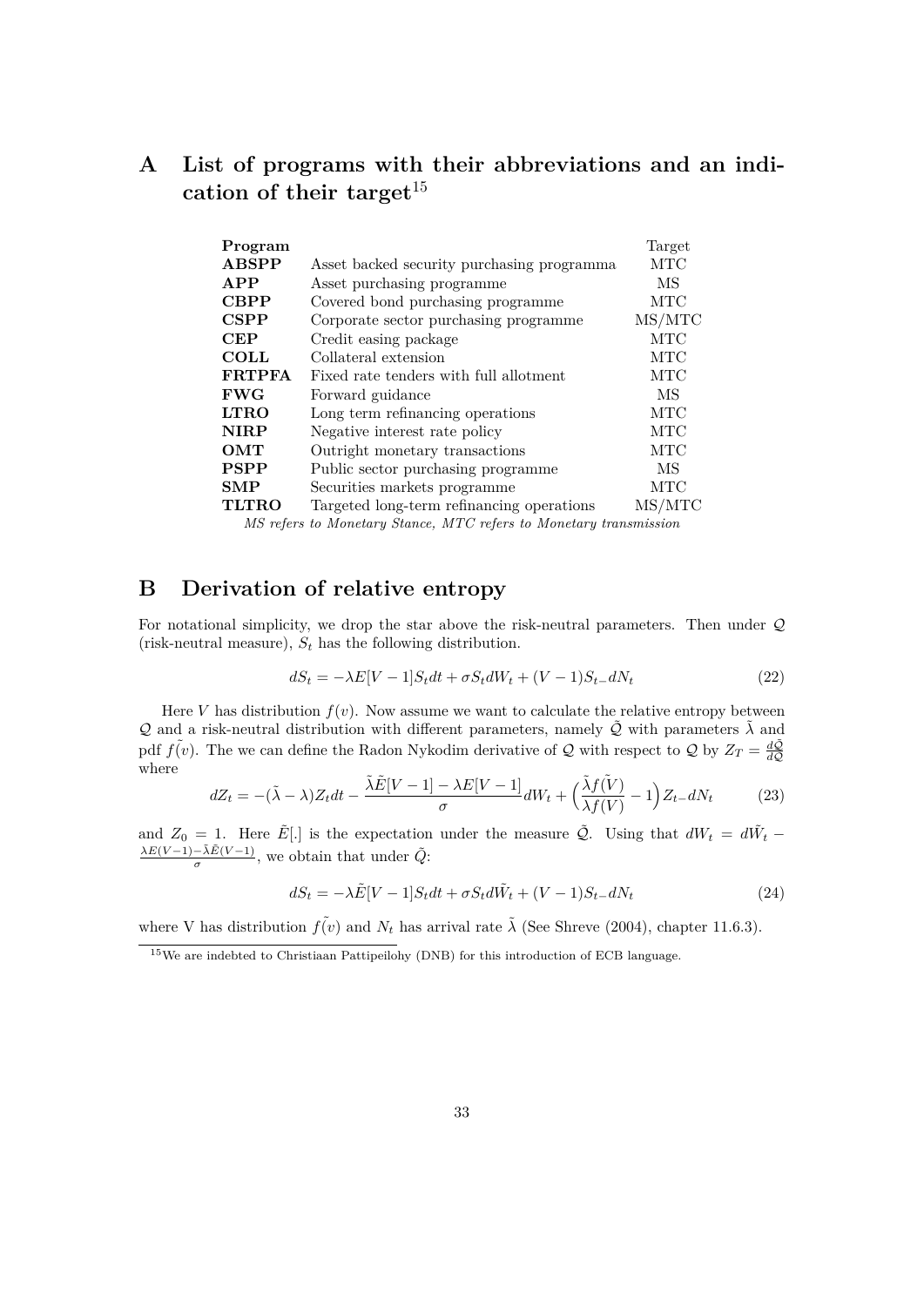# A List of programs with their abbreviations and an indication of their target[15]

| Program | | Target |
|---|---|---|
| **ABSPP** | Asset backed security purchasing programma | MTC |
| **APP** | Asset purchasing programme | MS |
| **CBPP** | Covered bond purchasing programme | MTC |
| **CSPP** | Corporate sector purchasing programme | MS/MTC |
| **CEP** | Credit easing package | MTC |
| **COLL** | Collateral extension | MTC |
| **FRTPFA** | Fixed rate tenders with full allotment | MTC |
| **FWG** | Forward guidance | MS |
| **LTRO** | Long term refinancing operations | MTC |
| **NIRP** | Negative interest rate policy | MTC |
| **OMT** | Outright monetary transactions | MTC |
| **PSPP** | Public sector purchasing programme | MS |
| **SMP** | Securities markets programme | MTC |
| **TLTRO** | Targeted long-term refinancing operations | MS/MTC |

*MS refers to Monetary Stance, MTC refers to Monetary transmission*

# B Derivation of relative entropy

For notational simplicity, we drop the star above the risk-neutral parameters. Then under $\mathcal{Q}$ (risk-neutral measure), $S_t$ has the following distribution.

$$dS_t = -\lambda E[V-1]S_t dt + \sigma S_t dW_t + (V-1)S_{t-}dN_t \tag{22}$$

Here $V$ has distribution $f(v)$. Now assume we want to calculate the relative entropy between $\mathcal{Q}$ and a risk-neutral distribution with different parameters, namely $\tilde{\mathcal{Q}}$ with parameters $\tilde{\lambda}$ and pdf $\tilde{f(v)}$. The we can define the Radon Nykodim derivative of $\mathcal{Q}$ with respect to $\mathcal{Q}$ by $Z_T = \frac{d\tilde{\mathcal{Q}}}{d\mathcal{Q}}$ where

$$dZ_t = -(\tilde{\lambda} - \lambda)Z_t dt - \frac{\tilde{\lambda}\tilde{E}[V-1] - \lambda E[V-1]}{\sigma}dW_t + \Big(\frac{\tilde{\lambda}\tilde{f(V)}}{\lambda f(V)} - 1\Big)Z_{t-}dN_t \tag{23}$$

and $Z_0 = 1$. Here $\tilde{E}[.]$ is the expectation under the measure $\tilde{\mathcal{Q}}$. Using that $dW_t = d\tilde{W}_t - \frac{\lambda E(V-1) - \tilde{\lambda}\tilde{E}(V-1)}{\sigma}$, we obtain that under $\tilde{Q}$:

$$dS_t = -\lambda\tilde{E}[V-1]S_t dt + \sigma S_t d\tilde{W}_t + (V-1)S_{t-}dN_t \tag{24}$$

where V has distribution $\tilde{f(v)}$ and $N_t$ has arrival rate $\tilde{\lambda}$ (See Shreve (2004), chapter 11.6.3).

[15] We are indebted to Christiaan Pattipeilohy (DNB) for this introduction of ECB language.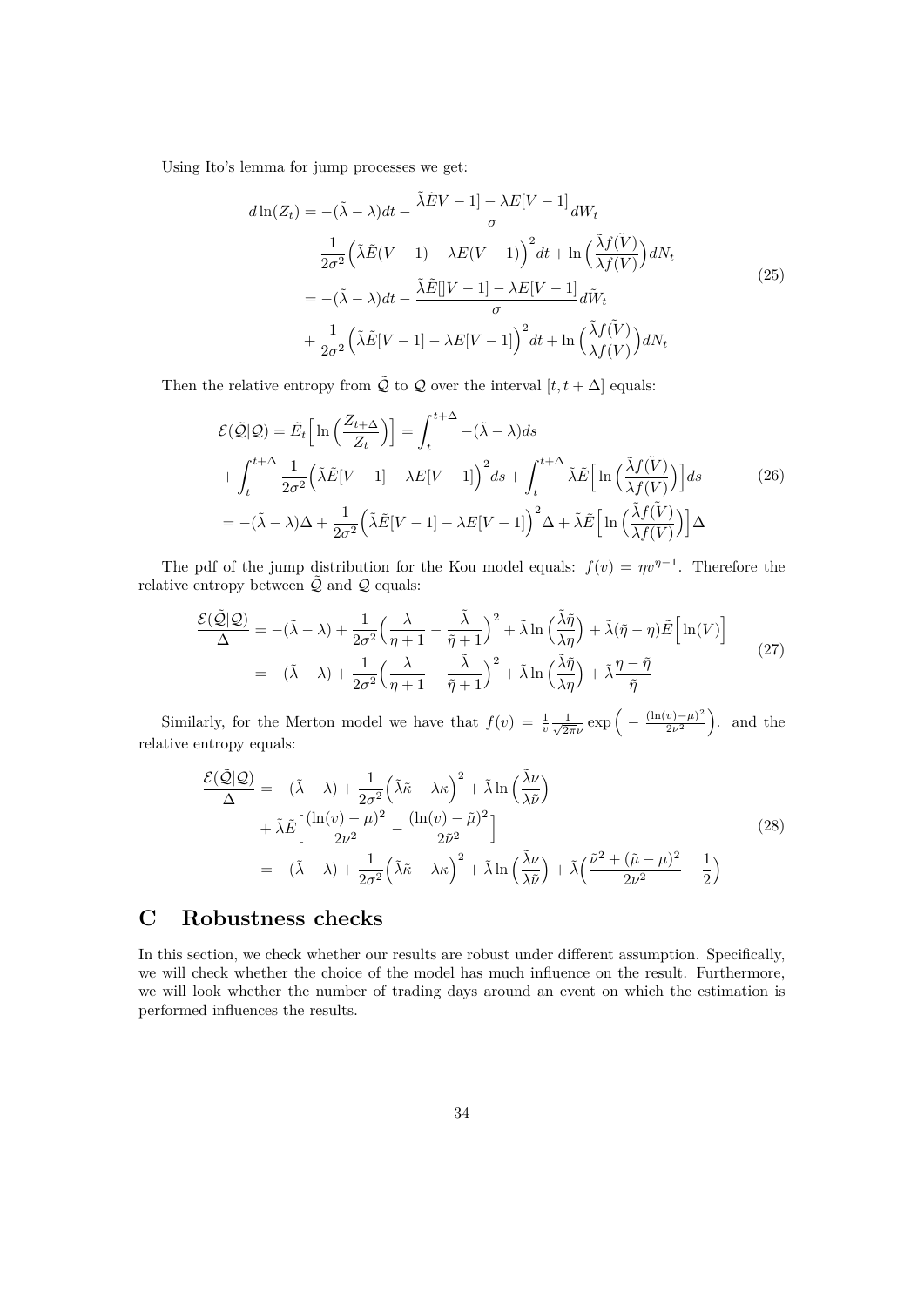Using Ito's lemma for jump processes we get:

$$
\begin{aligned}
d\ln(Z_t) &= -(\tilde{\lambda}-\lambda)dt - \frac{\tilde{\lambda}\tilde{E}V-1] - \lambda E[V-1]}{\sigma}dW_t \\
&\quad - \frac{1}{2\sigma^2}\Big(\tilde{\lambda}\tilde{E}(V-1) - \lambda E(V-1)\Big)^2 dt + \ln\Big(\frac{\tilde{\lambda}f(\tilde{V})}{\lambda f(V)}\Big)dN_t \\
&= -(\tilde{\lambda}-\lambda)dt - \frac{\tilde{\lambda}\tilde{E}[]V-1] - \lambda E[V-1]}{\sigma}d\tilde{W}_t \\
&\quad + \frac{1}{2\sigma^2}\Big(\tilde{\lambda}\tilde{E}[V-1] - \lambda E[V-1]\Big)^2 dt + \ln\Big(\frac{\tilde{\lambda}f(\tilde{V})}{\lambda f(V)}\Big)dN_t
\end{aligned}
\tag{25}
$$

Then the relative entropy from $\tilde{\mathcal{Q}}$ to $\mathcal{Q}$ over the interval $[t, t+\Delta]$ equals:

$$
\begin{aligned}
\mathcal{E}(\tilde{\mathcal{Q}}|\mathcal{Q}) &= \tilde{E}_t\Big[\ln\Big(\frac{Z_{t+\Delta}}{Z_t}\Big)\Big] = \int_t^{t+\Delta} -(\tilde{\lambda}-\lambda)ds \\
&+ \int_t^{t+\Delta} \frac{1}{2\sigma^2}\Big(\tilde{\lambda}\tilde{E}[V-1] - \lambda E[V-1]\Big)^2 ds + \int_t^{t+\Delta} \tilde{\lambda}\tilde{E}\Big[\ln\Big(\frac{\tilde{\lambda}f(\tilde{V})}{\lambda f(V)}\Big)\Big]ds \\
&= -(\tilde{\lambda}-\lambda)\Delta + \frac{1}{2\sigma^2}\Big(\tilde{\lambda}\tilde{E}[V-1] - \lambda E[V-1]\Big)^2\Delta + \tilde{\lambda}\tilde{E}\Big[\ln\Big(\frac{\tilde{\lambda}f(\tilde{V})}{\lambda f(V)}\Big)\Big]\Delta
\end{aligned}
\tag{26}
$$

The pdf of the jump distribution for the Kou model equals: $f(v) = \eta v^{\eta-1}$. Therefore the relative entropy between $\tilde{\mathcal{Q}}$ and $\mathcal{Q}$ equals:

$$
\begin{aligned}
\frac{\mathcal{E}(\tilde{\mathcal{Q}}|\mathcal{Q})}{\Delta} &= -(\tilde{\lambda}-\lambda) + \frac{1}{2\sigma^2}\Big(\frac{\lambda}{\eta+1} - \frac{\tilde{\lambda}}{\tilde{\eta}+1}\Big)^2 + \tilde{\lambda}\ln\Big(\frac{\tilde{\lambda}\tilde{\eta}}{\lambda\eta}\Big) + \tilde{\lambda}(\tilde{\eta}-\eta)\tilde{E}\Big[\ln(V)\Big] \\
&= -(\tilde{\lambda}-\lambda) + \frac{1}{2\sigma^2}\Big(\frac{\lambda}{\eta+1} - \frac{\tilde{\lambda}}{\tilde{\eta}+1}\Big)^2 + \tilde{\lambda}\ln\Big(\frac{\tilde{\lambda}\tilde{\eta}}{\lambda\eta}\Big) + \tilde{\lambda}\frac{\eta-\tilde{\eta}}{\tilde{\eta}}
\end{aligned}
\tag{27}
$$

Similarly, for the Merton model we have that $f(v) = \frac{1}{v}\frac{1}{\sqrt{2\pi}\nu}\exp\Big(-\frac{(\ln(v)-\mu)^2}{2\nu^2}\Big)$. and the relative entropy equals:

$$
\begin{aligned}
\frac{\mathcal{E}(\tilde{\mathcal{Q}}|\mathcal{Q})}{\Delta} &= -(\tilde{\lambda}-\lambda) + \frac{1}{2\sigma^2}\Big(\tilde{\lambda}\tilde{\kappa} - \lambda\kappa\Big)^2 + \tilde{\lambda}\ln\Big(\frac{\tilde{\lambda}\nu}{\lambda\tilde{\nu}}\Big) \\
&\quad + \tilde{\lambda}\tilde{E}\Big[\frac{(\ln(v)-\mu)^2}{2\nu^2} - \frac{(\ln(v)-\tilde{\mu})^2}{2\tilde{\nu}^2}\Big] \\
&= -(\tilde{\lambda}-\lambda) + \frac{1}{2\sigma^2}\Big(\tilde{\lambda}\tilde{\kappa} - \lambda\kappa\Big)^2 + \tilde{\lambda}\ln\Big(\frac{\tilde{\lambda}\nu}{\lambda\tilde{\nu}}\Big) + \tilde{\lambda}\Big(\frac{\tilde{\nu}^2 + (\tilde{\mu}-\mu)^2}{2\nu^2} - \frac{1}{2}\Big)
\end{aligned}
\tag{28}
$$

# C Robustness checks

In this section, we check whether our results are robust under different assumption. Specifically, we will check whether the choice of the model has much influence on the result. Furthermore, we will look whether the number of trading days around an event on which the estimation is performed influences the results.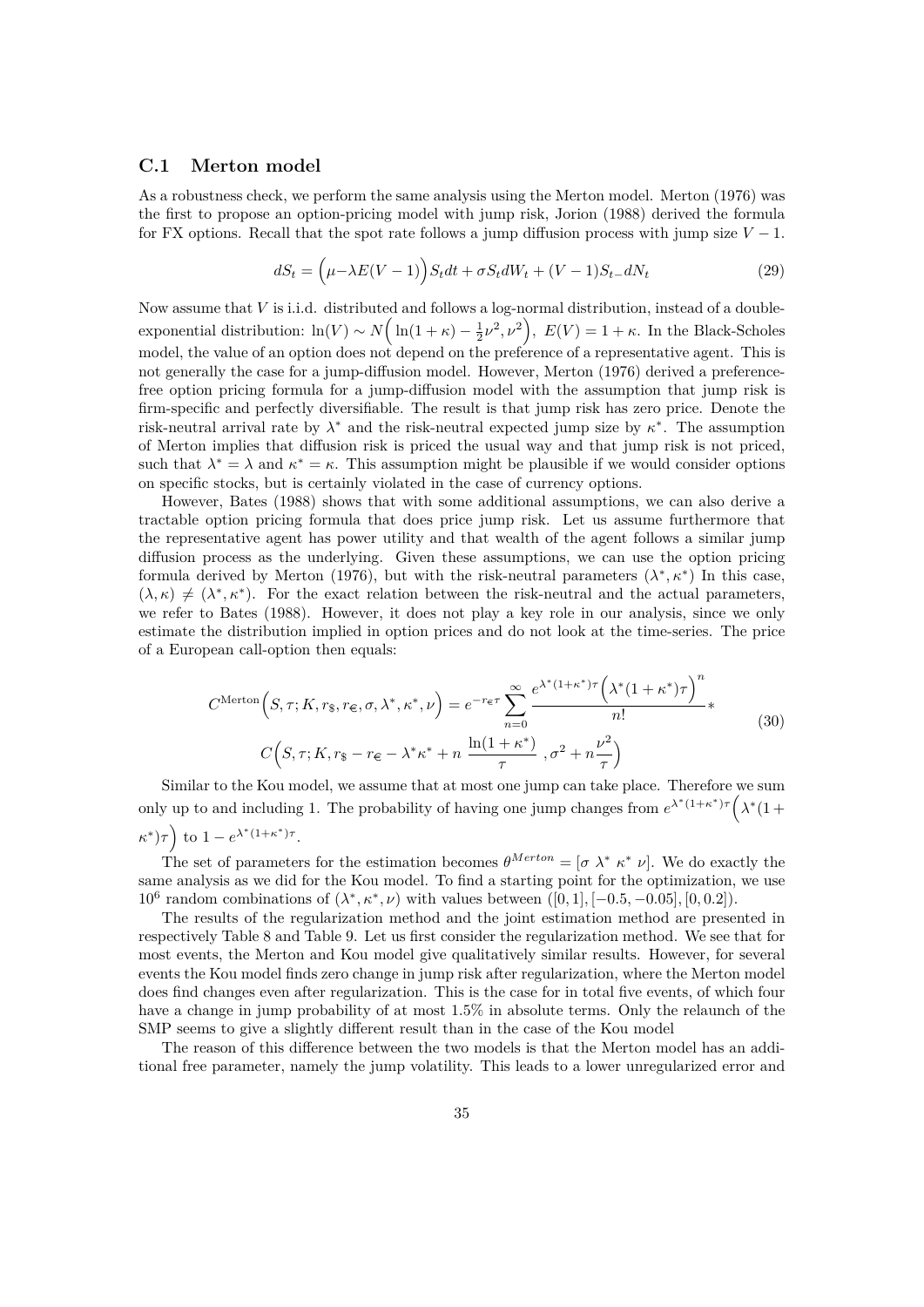### C.1 Merton model

As a robustness check, we perform the same analysis using the Merton model. Merton (1976) was the first to propose an option-pricing model with jump risk, Jorion (1988) derived the formula for FX options. Recall that the spot rate follows a jump diffusion process with jump size $V-1$.

$$dS_t = \Big(\mu - \lambda E(V-1)\Big)S_t dt + \sigma S_t dW_t + (V-1)S_{t-}dN_t \tag{29}$$

Now assume that $V$ is i.i.d. distributed and follows a log-normal distribution, instead of a double-exponential distribution: $\ln(V) \sim N\Big(\ln(1+\kappa) - \frac{1}{2}\nu^2, \nu^2\Big),\ E(V) = 1+\kappa$. In the Black-Scholes model, the value of an option does not depend on the preference of a representative agent. This is not generally the case for a jump-diffusion model. However, Merton (1976) derived a preference-free option pricing formula for a jump-diffusion model with the assumption that jump risk is firm-specific and perfectly diversifiable. The result is that jump risk has zero price. Denote the risk-neutral arrival rate by $\lambda^*$ and the risk-neutral expected jump size by $\kappa^*$. The assumption of Merton implies that diffusion risk is priced the usual way and that jump risk is not priced, such that $\lambda^* = \lambda$ and $\kappa^* = \kappa$. This assumption might be plausible if we would consider options on specific stocks, but is certainly violated in the case of currency options.

However, Bates (1988) shows that with some additional assumptions, we can also derive a tractable option pricing formula that does price jump risk. Let us assume furthermore that the representative agent has power utility and that wealth of the agent follows a similar jump diffusion process as the underlying. Given these assumptions, we can use the option pricing formula derived by Merton (1976), but with the risk-neutral parameters $(\lambda^*, \kappa^*)$ In this case, $(\lambda, \kappa) \neq (\lambda^*, \kappa^*)$. For the exact relation between the risk-neutral and the actual parameters, we refer to Bates (1988). However, it does not play a key role in our analysis, since we only estimate the distribution implied in option prices and do not look at the time-series. The price of a European call-option then equals:

$$\begin{gathered}
C^{\text{Merton}}\Big(S, \tau; K, r_{\$}, r_{€}, \sigma, \lambda^*, \kappa^*, \nu\Big) = e^{-r_{€}\tau} \sum_{n=0}^{\infty} \frac{e^{\lambda^*(1+\kappa^*)\tau}\Big(\lambda^*(1+\kappa^*)\tau\Big)^n}{n!} * \\
C\Big(S, \tau; K, r_{\$} - r_{€} - \lambda^*\kappa^* + n\ \frac{\ln(1+\kappa^*)}{\tau}\ , \sigma^2 + n\frac{\nu^2}{\tau}\Big)
\end{gathered} \tag{30}$$

Similar to the Kou model, we assume that at most one jump can take place. Therefore we sum only up to and including 1. The probability of having one jump changes from $e^{\lambda^*(1+\kappa^*)\tau}\Big(\lambda^*(1+\kappa^*)\tau\Big)$ to $1 - e^{\lambda^*(1+\kappa^*)\tau}$.

The set of parameters for the estimation becomes $\theta^{Merton} = [\sigma\ \lambda^*\ \kappa^*\ \nu]$. We do exactly the same analysis as we did for the Kou model. To find a starting point for the optimization, we use $10^6$ random combinations of $(\lambda^*, \kappa^*, \nu)$ with values between $([0,1], [-0.5, -0.05], [0, 0.2])$.

The results of the regularization method and the joint estimation method are presented in respectively Table 8 and Table 9. Let us first consider the regularization method. We see that for most events, the Merton and Kou model give qualitatively similar results. However, for several events the Kou model finds zero change in jump risk after regularization, where the Merton model does find changes even after regularization. This is the case for in total five events, of which four have a change in jump probability of at most 1.5% in absolute terms. Only the relaunch of the SMP seems to give a slightly different result than in the case of the Kou model

The reason of this difference between the two models is that the Merton model has an additional free parameter, namely the jump volatility. This leads to a lower unregularized error and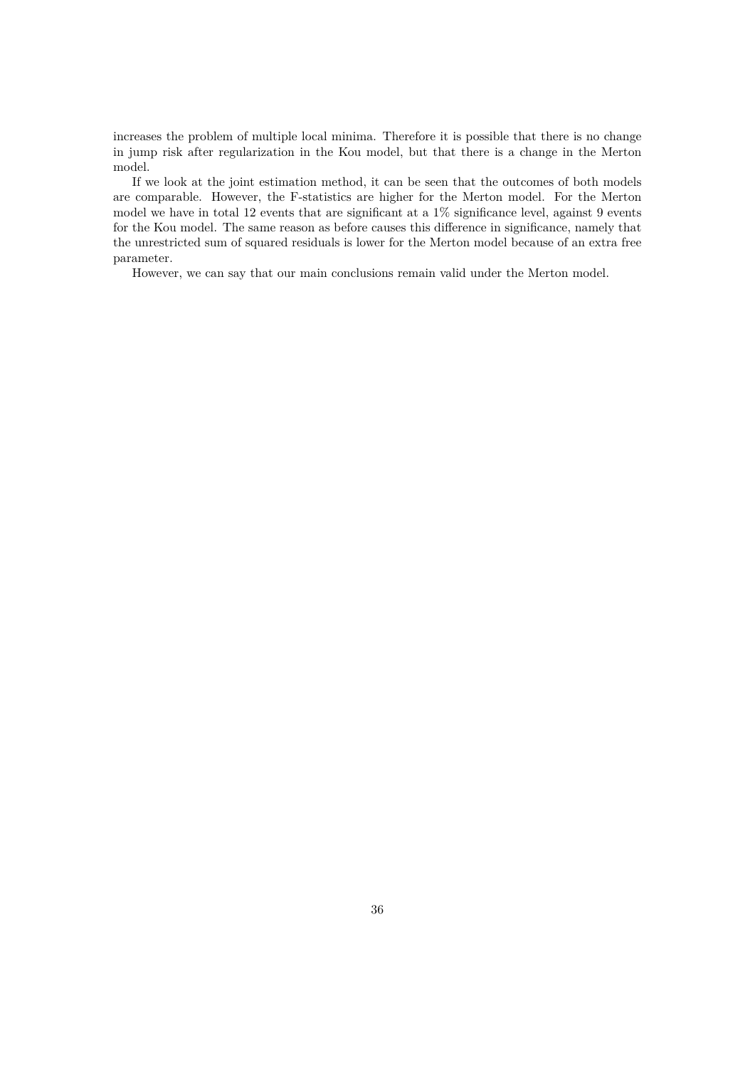increases the problem of multiple local minima. Therefore it is possible that there is no change in jump risk after regularization in the Kou model, but that there is a change in the Merton model.

If we look at the joint estimation method, it can be seen that the outcomes of both models are comparable. However, the F-statistics are higher for the Merton model. For the Merton model we have in total 12 events that are significant at a 1% significance level, against 9 events for the Kou model. The same reason as before causes this difference in significance, namely that the unrestricted sum of squared residuals is lower for the Merton model because of an extra free parameter.

However, we can say that our main conclusions remain valid under the Merton model.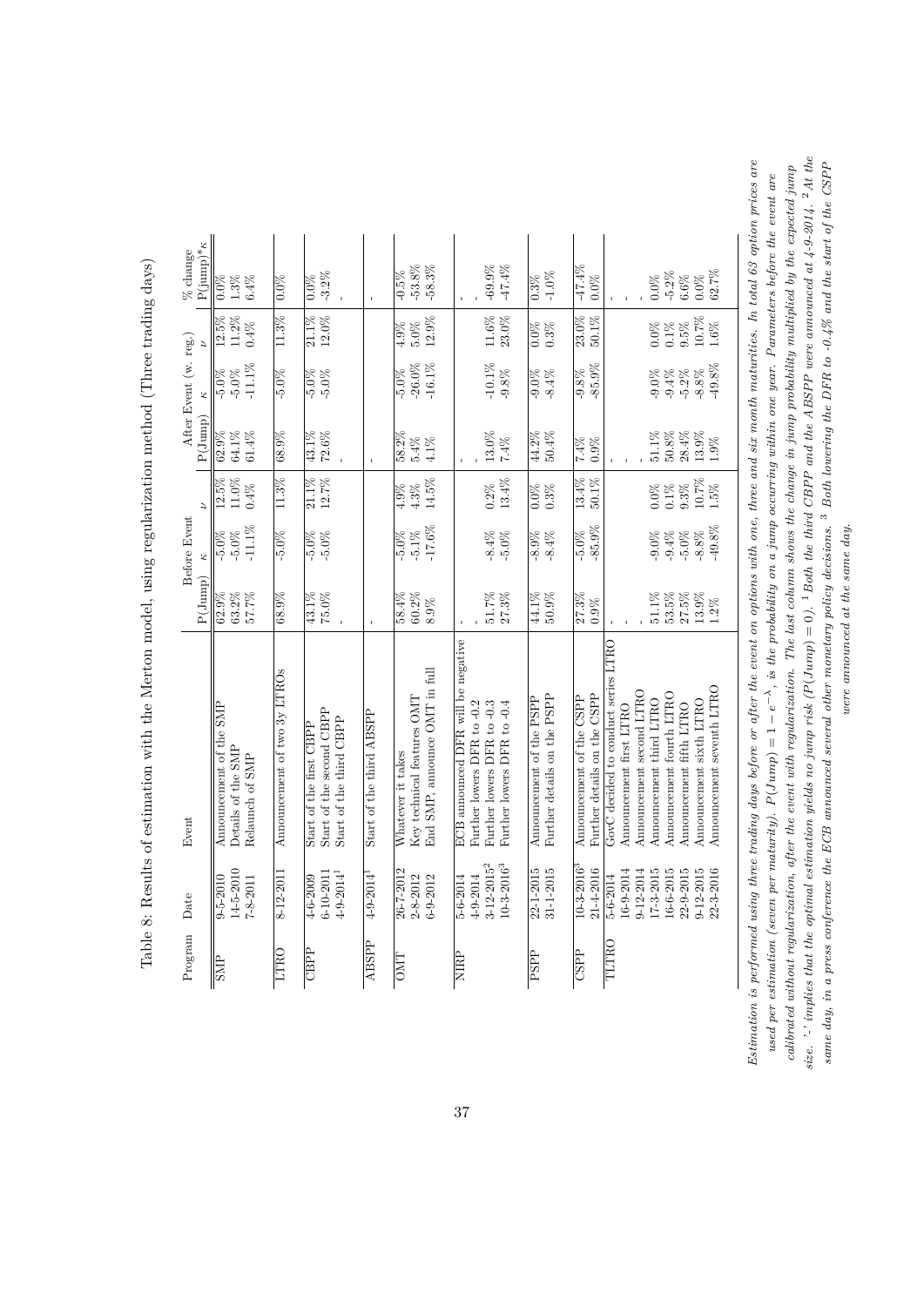Table 8: Results of estimation with the Merton model, using regularization method (Three trading days)

| Program | Date | Event | Before Event | | | After Event (w. reg.) | | | % change |
|---|---|---|---|---|---|---|---|---|---|
| | | | P(Jump) | $\kappa$ | $\nu$ | P(Jump) | $\kappa$ | $\nu$ | P(jump)*$\kappa$ |
| SMP | 9-5-2010 | Announcement of the SMP | 62.9% | -5.0% | 12.5% | 62.9% | -5.0% | 12.5% | 0.0% |
| | 14-5-2010 | Details of the SMP | 63.2% | -5.0% | 11.0% | 64.1% | -5.0% | 11.2% | 1.3% |
| | 7-8-2011 | Relaunch of SMP | 57.7% | -11.1% | 0.4% | 61.4% | -11.1% | 0.4% | 6.4% |
| LTRO | 8-12-2011 | Announcement of two 3y LTROs | 68.9% | -5.0% | 11.3% | 68.9% | -5.0% | 11.3% | 0.0% |
| CBPP | 4-6-2009 | Start of the first CBPP | 43.1% | -5.0% | 21.1% | 43.1% | -5.0% | 21.1% | 0.0% |
| | 6-10-2011 | Start of the second CBPP | 75.0% | -5.0% | 12.7% | 72.6% | -5.0% | 12.0% | -3.2% |
| | 4-9-2014[1] | Start of the third CBPP | - | | | - | | | - |
| ABSPP | 4-9-2014[1] | Start of the third ABSPP | - | | | - | | | - |
| OMT | 26-7-2012 | Whatever it takes | 58.4% | -5.0% | 4.9% | 58.2% | -5.0% | 4.9% | -0.5% |
| | 2-8-2012 | Key technical features OMT | 60.2% | -5.1% | 4.3% | 5.4% | -26.0% | 5.0% | -53.8% |
| | 6-9-2012 | End SMP, announce OMT in full | 8.9% | -17.6% | 14.5% | 4.1% | -16.1% | 12.9% | -58.3% |
| NIRP | 5-6-2014 | ECB announced DFR will be negative | - | | | - | | | - |
| | 4-9-2014 | Further lowers DFR to -0.2 | - | | | - | | | - |
| | 3-12-2015[2] | Further lowers DFR to -0.3 | 51.7% | -8.4% | 0.2% | 13.0% | -10.1% | 11.6% | -69.9% |
| | 10-3-2016[3] | Further lowers DFR to -0.4 | 27.3% | -5.0% | 13.4% | 7.4% | -9.8% | 23.0% | -47.4% |
| PSPP | 22-1-2015 | Announcement of the PSPP | 44.1% | -8.9% | 0.0% | 44.2% | -9.0% | 0.0% | 0.3% |
| | 31-1-2015 | Further details on the PSPP | 50.9% | -8.4% | 0.3% | 50.4% | -8.4% | 0.3% | -1.0% |
| CSPP | 10-3-2016[3] | Announcement of the CSPP | 27.3% | -5.0% | 13.4% | 7.4% | -9.8% | 23.0% | -47.4% |
| | 21-4-2016 | Further details on the CSPP | 0.9% | -85.9% | 50.1% | 0.9% | -85.9% | 50.1% | 0.0% |
| TLTRO | 5-6-2014 | GovC decided to conduct series LTRO | - | | | - | | | - |
| | 16-9-2014 | Announcement first LTRO | - | | | - | | | - |
| | 9-12-2014 | Announcement second LTRO | - | | | - | | | - |
| | 17-3-2015 | Announcement third LTRO | 51.1% | -9.0% | 0.0% | 51.1% | -9.0% | 0.0% | 0.0% |
| | 16-6-2015 | Announcement fourth LTRO | 53.5% | -9.4% | 0.1% | 50.8% | -9.4% | 0.1% | -5.2% |
| | 22-9-2015 | Announcement fifth LTRO | 27.5% | -5.0% | 9.3% | 28.4% | -5.2% | 9.5% | 6.6% |
| | 9-12-2015 | Announcement sixth LTRO | 13.9% | -8.8% | 10.7% | 13.9% | -8.8% | 10.7% | 0.0% |
| | 22-3-2016 | Announcement seventh LTRO | 1.2% | -49.8% | 1.5% | 1.9% | -49.8% | 1.6% | 62.7% |

*Estimation is performed using three trading days before or after the event on options with one, three and six month maturities. In total 63 option prices are used per estimation (seven per maturity). $P(Jump) = 1 - e^{-\lambda}$, is the probability on a jump occurring within one year. Parameters before the event are calibrated without regularization, after the event with regularization. The last column shows the change in jump probability multiplied by the expected jump size. '-' implies that the optimal estimation yields no jump risk ($P(Jump) = 0$).* [1] *Both the third CBPP and the ABSPP were announced at 4-9-2014.* [2] *At the same day, in a press conference the ECB announced several other monetary policy decisions.* [3] *Both lowering the DFR to -0.4% and the start of the CSPP were announced at the same day.*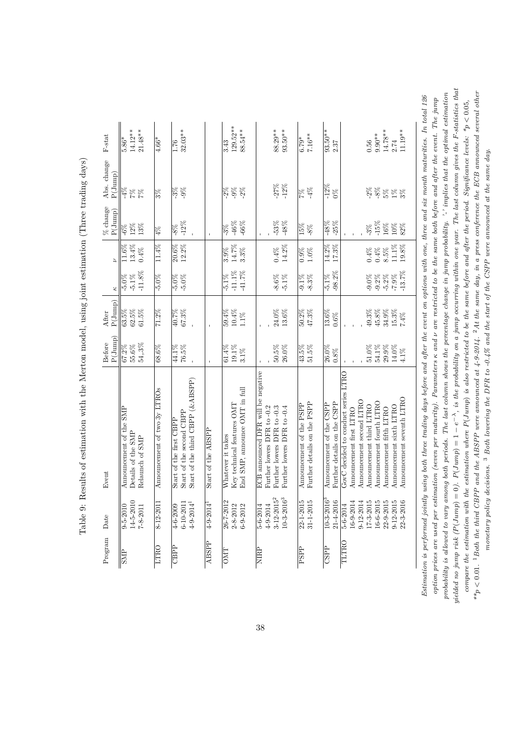Table 9: Results of estimation with the Merton model, using joint estimation (Three trading days)

| Program | Date | Event | Before P(Jump) | After P(Jump) | $\kappa$ | $\nu$ | % change P(Jump) | Abs. change P(Jump) | F-stat |
|---|---|---|---|---|---|---|---|---|---|
| SMP | 9-5-2010 | Announcement of the SMP | 67.2% | 63.5% | -5.0% | 11.6% | -6% | -4% | 5.86* |
| | 14-5-2010 | Details of the SMP | 55.6% | 62.5% | -5.1% | 13.4% | 12% | 7% | 14.12** |
| | 7-8-2011 | Relaunch of SMP | 54.,3% | 61.5% | -11.8% | 0.4% | 13% | 7% | 21.48** |
| LTRO | 8-12-2011 | Announcement of two 3y LTROs | 68.6% | 71.2% | -5.0% | 11.4% | 4% | 3% | 4.66* |
| CBPP | 4-6-2009 | Start of the first CBPP | 44.1% | 40.7% | -5.0% | 20.6% | -8% | -3% | 1.76 |
| | 6-10-2011 | Start of the second CBPP | 76.5% | 67.3% | -5.0% | 12.2% | -12% | -9% | 32.03** |
| | 4-9-2014[1] | Start of the third CBPP (&ABSPP) | - | - | | | - | | |
| ABSPP | 4-9-2014[1] | Start of the ABSPP | - | - | | | - | | |
| OMT | 26-7-2012 | Whatever it takes | 61.4% | 59.4% | -5.1% | 3.9% | -3% | -2% | 3.43 |
| | 2-8-2012 | Key technical features OMT | 19.1% | 10.4% | -11.1% | 14.7% | -46% | -9% | 129.52** |
| | 6-9-2012 | End SMP, announce OMT in full | 3.1% | 1.1% | -41.7% | 3.3% | -66% | -2% | 88.54** |
| NIRP | 5-6-2014 | ECB announced DFR will be negative | - | - | | | - | | |
| | 4-9-2014 | Further lowers DFR to -0.2 | - | - | | | - | | |
| | 3-12-2015[2] | Further lowers DFR to -0.3 | 50.5% | 24.0% | -8.6% | 0.4% | -53% | -27% | 88.29** |
| | 10-3-2016[3] | Further lowers DFR to -0.4 | 26.0% | 13.6% | -5.1% | 14.2% | -48% | -12% | 93.50** |
| PSPP | 22-1-2015 | Announcement of the PSPP | 43.5% | 50.2% | -9.1% | 0.9% | 15% | 7% | 6.79* |
| | 31-1-2015 | Further details on the PSPP | 51.5% | 47.3% | -8.3% | 1.0% | -8% | -4% | 7.16** |
| CSPP | 10-3-2016[3] | Announcement of the CSPP | 26.0% | 13.6% | -5.1% | 14.2% | -48% | -12% | 93.50** |
| | 21-4-2016 | Further details on the CSPP | 0.8% | 0.6% | -98.2% | 17.3% | -25% | 0% | 2.37 |
| TLTRO | 5-6-2014 | GovC decided to conduct series LTRO | - | - | | | - | | |
| | 16-9-2014 | Announcement first LTRO | - | - | | | - | | |
| | 9-12-2014 | Announcement second LTRO | - | - | | | - | | |
| | 17-3-2015 | Announcement third LTRO | 51.0% | 49.3% | -9.0% | 0.4% | -3% | -2% | 0.56 |
| | 16-6-2015 | Announcement fourth LTRO | 54.1% | 45.8% | -9.2% | 0.4% | -15% | -8% | 9.90** |
| | 22-9-2015 | Announcement fifth LTRO | 29.9% | 34.9% | -5.2% | 8.5% | 16% | 5% | 14.78** |
| | 9-12-2015 | Announcement sixth LTRO | 14.0% | 15.3% | -7.9% | 11.1% | 10% | 1% | 2.74 |
| | 22-3-2016 | Announcement seventh LTRO | 4.1% | 7.4% | -13.7% | 19.8% | 82% | 3% | 11.19** |

*Estimation is performed jointly using both three trading days before and after the event on options with one, three and six month maturities. In total 126 option prices are used per estimation (seven per maturity). Parameters $\kappa$ and $\nu$ are restricted to be the same both before and after the event. The jump probability is allowed to vary among both periods. The last column shows the percentage change in jump probability. '-' implies that the optimal estimation yielded no jump risk ($P(Jump) = 0$). $P(Jump) = 1 - e^{-\lambda}$, is the probability on a jump occurring within one year. The last column gives the F-statistics that compare the estimation with the estimation where $P(Jump)$ is also restricted to be the same before and after the period. Significance levels: \*$p < 0.05$, \*\*$p < 0.01$.* [1] *Both the third CBPP and the ABSPP were announced at 4-9-2014.* [2] *At the same day, in a press conference the ECB announced several other monetary policy decisions.* [3] *Both lowering the DFR to -0.4% and the start of the CSPP were announced at the same day.*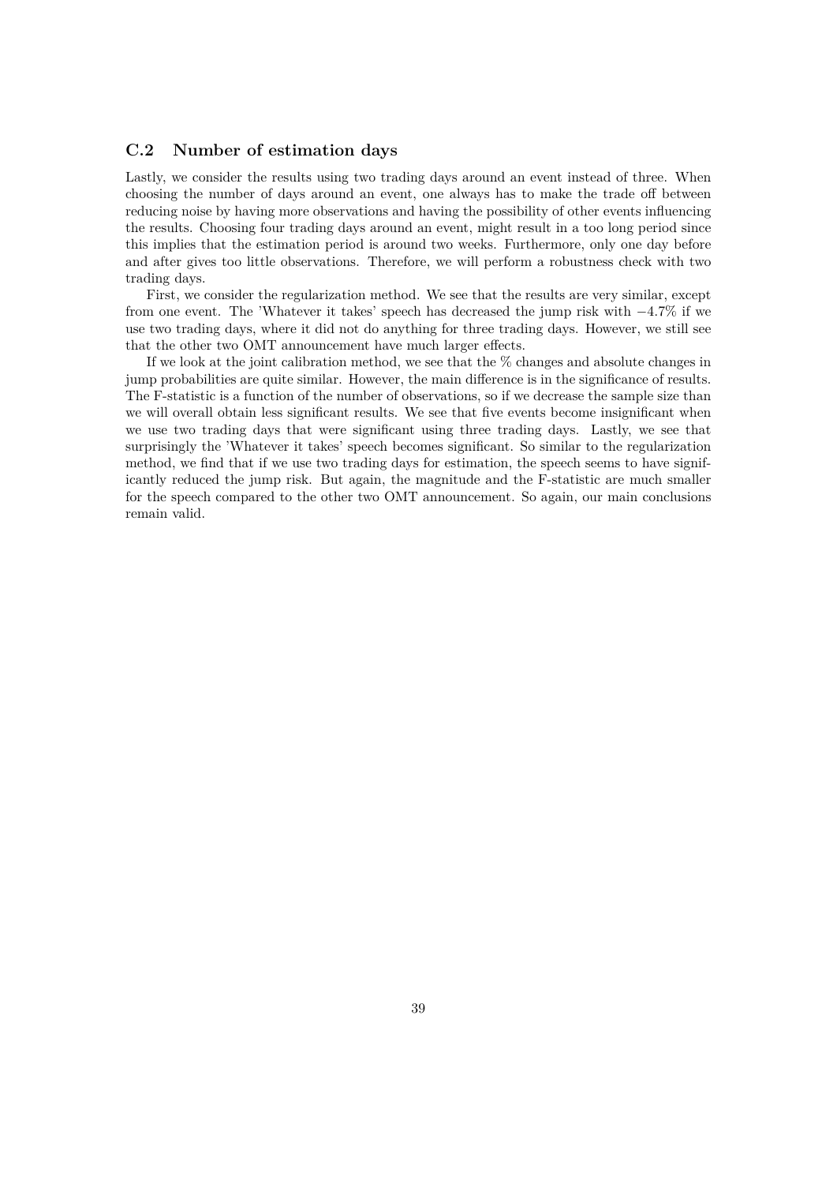### C.2 Number of estimation days

Lastly, we consider the results using two trading days around an event instead of three. When choosing the number of days around an event, one always has to make the trade off between reducing noise by having more observations and having the possibility of other events influencing the results. Choosing four trading days around an event, might result in a too long period since this implies that the estimation period is around two weeks. Furthermore, only one day before and after gives too little observations. Therefore, we will perform a robustness check with two trading days.

First, we consider the regularization method. We see that the results are very similar, except from one event. The 'Whatever it takes' speech has decreased the jump risk with $-4.7\%$ if we use two trading days, where it did not do anything for three trading days. However, we still see that the other two OMT announcement have much larger effects.

If we look at the joint calibration method, we see that the % changes and absolute changes in jump probabilities are quite similar. However, the main difference is in the significance of results. The F-statistic is a function of the number of observations, so if we decrease the sample size than we will overall obtain less significant results. We see that five events become insignificant when we use two trading days that were significant using three trading days. Lastly, we see that surprisingly the 'Whatever it takes' speech becomes significant. So similar to the regularization method, we find that if we use two trading days for estimation, the speech seems to have significantly reduced the jump risk. But again, the magnitude and the F-statistic are much smaller for the speech compared to the other two OMT announcement. So again, our main conclusions remain valid.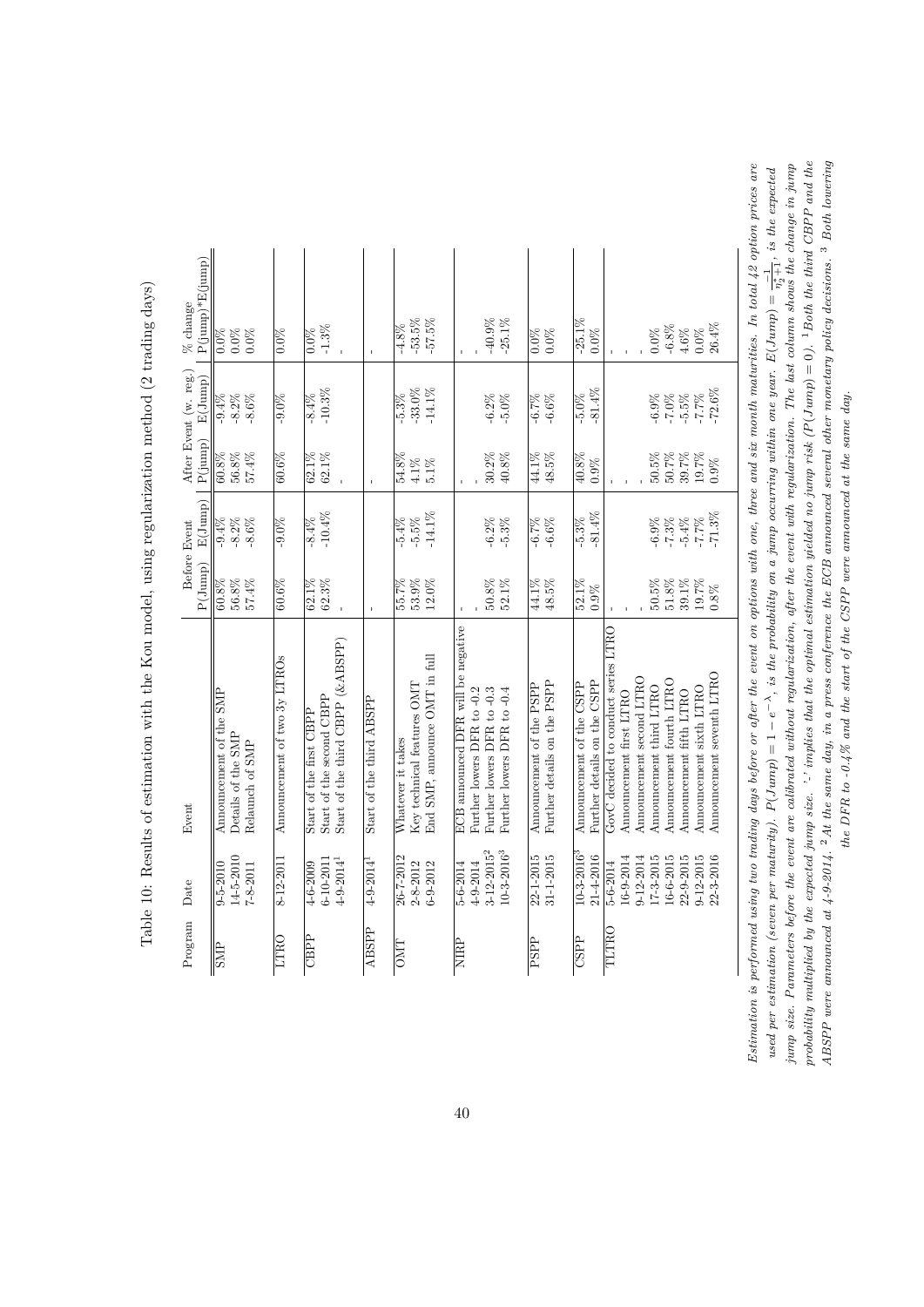Table 10: Results of estimation with the Kou model, using regularization method (2 trading days)

| Program | Date | Event | Before Event | | After Event (w. reg.) | | % change |
|---|---|---|---|---|---|---|---|
| | | | P(Jump) | E(Jump) | P(jump) | E(Jump) | P(jump)*E(jump) |
| SMP | 9-5-2010 | Announcement of the SMP | 60.8% | -9.4% | 60.8% | -9.4% | 0.0% |
| | 14-5-2010 | Details of the SMP | 56.8% | -8.2% | 56.8% | -8.2% | 0.0% |
| | 7-8-2011 | Relaunch of SMP | 57.4% | -8.6% | 57.4% | -8.6% | 0.0% |
| LTRO | 8-12-2011 | Announcement of two 3y LTROs | 60.6% | -9.0% | 60.6% | -9.0% | 0.0% |
| CBPP | 4-6-2009 | Start of the first CBPP | 62.1% | -8.4% | 62.1% | -8.4% | 0.0% |
| | 6-10-2011 | Start of the second CBPP | 62.3% | -10.4% | 62.1% | -10.3% | -1.3% |
| | 4-9-2014[1] | Start of the third CBPP (&ABSPP) | - | | - | | - |
| ABSPP | 4-9-2014[1] | Start of the third ABSPP | - | | - | | - |
| OMT | 26-7-2012 | Whatever it takes | 55.7% | -5.4% | 54.8% | -5.3% | -4.8% |
| | 2-8-2012 | Key technical features OMT | 53.9% | -5.5% | 4.1% | -33.0% | -53.5% |
| | 6-9-2012 | End SMP, announce OMT in full | 12.0% | -14.1% | 5.1% | -14.1% | -57.5% |
| NIRP | 5-6-2014 | ECB announced DFR will be negative | - | | - | | - |
| | 4-9-2014 | Further lowers DFR to -0.2 | - | | - | | - |
| | 3-12-2015[2] | Further lowers DFR to -0.3 | 50.8% | -6.2% | 30.2% | -6.2% | -40.9% |
| | 10-3-2016[3] | Further lowers DFR to -0.4 | 52.1% | -5.3% | 40.8% | -5.0% | -25.1% |
| PSPP | 22-1-2015 | Announcement of the PSPP | 44.1% | -6.7% | 44.1% | -6.7% | 0.0% |
| | 31-1-2015 | Further details on the PSPP | 48.5% | -6.6% | 48.5% | -6.6% | 0.0% |
| CSPP | 10-3-2016[3] | Announcement of the CSPP | 52.1% | -5.3% | 40.8% | -5.0% | -25.1% |
| | 21-4-2016 | Further details on the CSPP | 0.9% | -81.4% | 0.9% | -81.4% | 0.0% |
| TLTRO | 5-6-2014 | GovC decided to conduct series LTRO | - | | - | | - |
| | 16-9-2014 | Announcement first LTRO | - | | - | | - |
| | 9-12-2014 | Announcement second LTRO | - | | - | | - |
| | 17-3-2015 | Announcement third LTRO | 50.5% | -6.9% | 50.5% | -6.9% | 0.0% |
| | 16-6-2015 | Announcement fourth LTRO | 51.8% | -7.3% | 50.7% | -7.0% | -6.8% |
| | 22-9-2015 | Announcement fifth LTRO | 39.1% | -5.4% | 39.7% | -5.5% | 4.6% |
| | 9-12-2015 | Announcement sixth LTRO | 19.7% | -7.7% | 19.7% | -7.7% | 0.0% |
| | 22-3-2016 | Announcement seventh LTRO | 0.8% | -71.3% | 0.9% | -72.6% | 26.4% |

*Estimation is performed using two trading days before or after the event on options with one, three and six month maturities. In total 42 option prices are used per estimation (seven per maturity).* $P(Jump) = 1 - e^{-\lambda}$*, is the probability on a jump occurring within one year.* $E(Jump) = \frac{-1}{\eta_2+1}$*, is the expected jump size. Parameters before the event are calibrated without regularization, after the event with regularization. The last column shows the change in jump probability multiplied by the expected jump size. '-' implies that the optimal estimation yielded no jump risk* ($P(Jump) = 0$)*.* [1] *Both the third CBPP and the ABSPP were announced at 4-9-2014.* [2] *At the same day, in a press conference the ECB announced several other monetary policy decisions.* [3] *Both lowering the DFR to -0.4% and the start of the CSPP were announced at the same day.*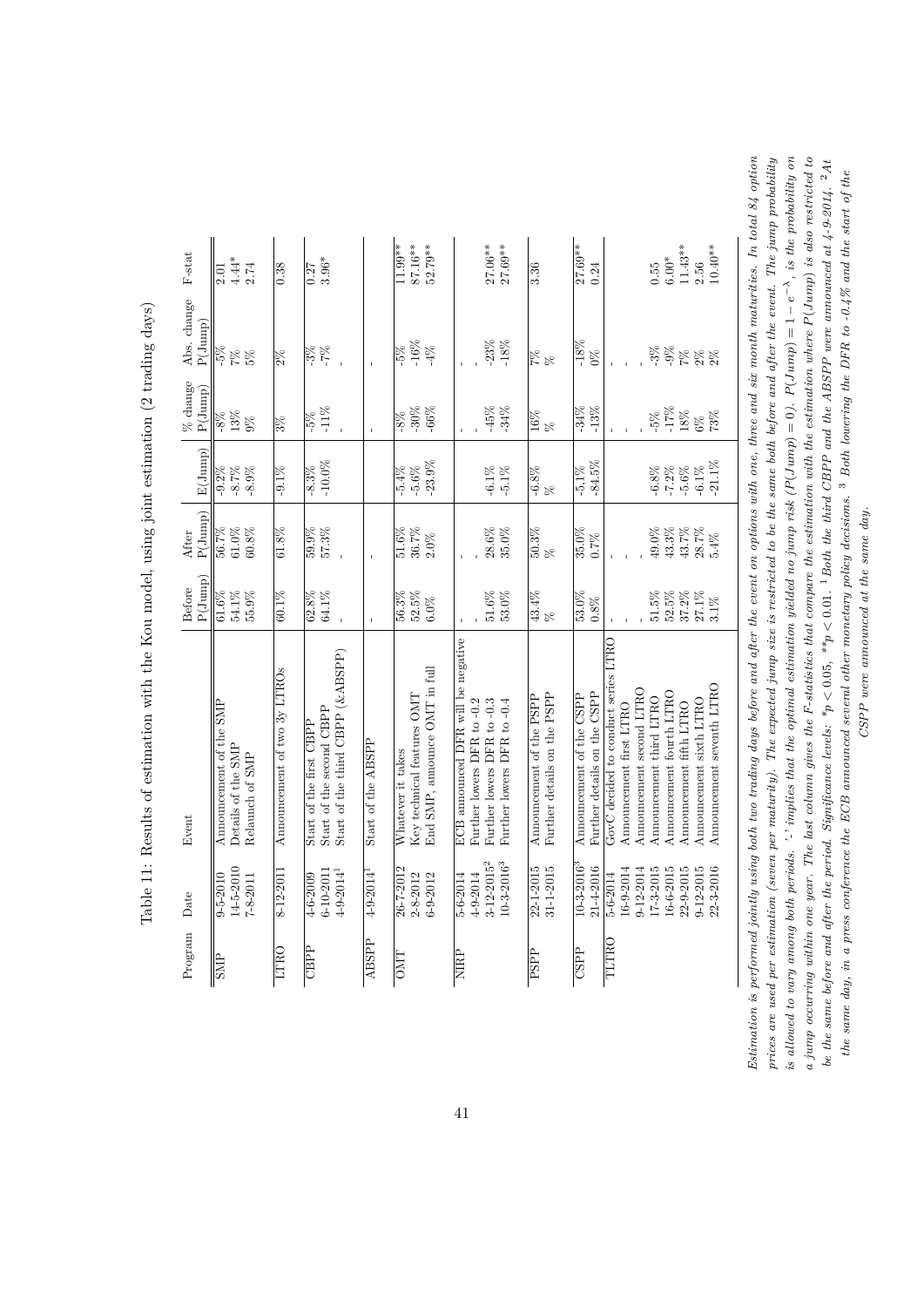Table 11: Results of estimation with the Kou model, using joint estimation (2 trading days)

| Program | Date | Event | Before P(Jump) | After P(Jump) | E(Jump) | % change P(Jump) | Abs. change P(Jump) | F-stat |
|---|---|---|---|---|---|---|---|---|
| SMP | 9-5-2010 | Announcement of the SMP | 61.6% | 56.7% | -9.2% | -8% | -5% | 2.01 |
| | 14-5-2010 | Details of the SMP | 54.1% | 61.0% | -8.7% | 13% | 7% | 4.44* |
| | 7-8-2011 | Relaunch of SMP | 55.9% | 60.8% | -8.9% | 9% | 5% | 2.74 |
| LTRO | 8-12-2011 | Announcement of two 3y LTROs | 60.1% | 61.8% | -9.1% | 3% | 2% | 0.38 |
| CBPP | 4-6-2009 | Start of the first CBPP | 62.8% | 59.9% | -8.3% | -5% | -3% | 0.27 |
| | 6-10-2011 | Start of the second CBPP | 64.1% | 57.3% | -10.0% | -11% | -7% | 3.96* |
| | 4-9-2014[1] | Start of the third CBPP (&ABSPP) | - | - | | - | - | |
| ABSPP | 4-9-2014[1] | Start of the ABSPP | - | - | | - | - | |
| OMT | 26-7-2012 | Whatever it takes | 56.3% | 51.6% | -5.4% | -8% | -5% | 11.99** |
| | 2-8-2012 | Key technical features OMT | 52.5% | 36.7% | -5.6% | -30% | -16% | 87.16** |
| | 6-9-2012 | End SMP, announce OMT in full | 6.0% | 2.0% | -23.9% | -66% | -4% | 52.79** |
| NIRP | 5-6-2014 | ECB announced DFR will be negative | - | - | | - | - | |
| | 4-9-2014 | Further lowers DFR to -0.2 | - | - | | - | - | |
| | 3-12-2015[2] | Further lowers DFR to -0.3 | 51.6% | 28.6% | -6.1% | -45% | -23% | 27.06** |
| | 10-3-2016[3] | Further lowers DFR to -0.4 | 53.0% | 35.0% | -5.1% | -34% | -18% | 27.69** |
| PSPP | 22-1-2015 | Announcement of the PSPP | 43.4% | 50.3% | -6.8% | 16% | 7% | 3.36 |
| | 31-1-2015 | Further details on the PSPP | % | % | % | % | % | |
| CSPP | 10-3-2016[3] | Announcement of the CSPP | 53.0% | 35.0% | -5.1% | -34% | -18% | 27.69** |
| | 21-4-2016 | Further details on the CSPP | 0.8% | 0.7% | -84.5% | -13% | 0% | 0.24 |
| TLTRO | 5-6-2014 | GovC decided to conduct series LTRO | - | - | | - | - | |
| | 16-9-2014 | Announcement first LTRO | - | - | | - | - | |
| | 9-12-2014 | Announcement second LTRO | - | - | | - | - | |
| | 17-3-2015 | Announcement third LTRO | 51.5% | 49.0% | -6.8% | -5% | -3% | 0.55 |
| | 16-6-2015 | Announcement fourth LTRO | 52.5% | 43.3% | -7.2% | -17% | -9% | 6.00* |
| | 22-9-2015 | Announcement fifth LTRO | 37.2% | 43.7% | -5.6% | 18% | 7% | 11.43** |
| | 9-12-2015 | Announcement sixth LTRO | 27.1% | 28.7% | -6.1% | 6% | 2% | 2.56 |
| | 22-3-2016 | Announcement seventh LTRO | 3.1% | 5.4% | -21.1% | 73% | 2% | 10.40** |

*Estimation is performed jointly using both two trading days before and after the event on options with one, three and six month maturities. In total 84 option prices are used per estimation (seven per maturity). The expected jump size is restricted to be the same both before and after the event. The jump probability is allowed to vary among both periods. '-' implies that the optimal estimation yielded no jump risk ($P(Jump) = 0$). $P(Jump) = 1 - e^{-\lambda}$, is the probability on a jump occurring within one year. The last column gives the F-statistics that compare the estimation with the estimation where $P(Jump)$ is also restricted to be the same before and after the period. Significance levels: \*$p < 0.05$, \*\*$p < 0.01$. [1] Both the third CBPP and the ABSPP were announced at 4-9-2014. [2] At the same day, in a press conference the ECB announced several other monetary policy decisions. [3] Both lowering the DFR to -0.4% and the start of the CSPP were announced at the same day.*